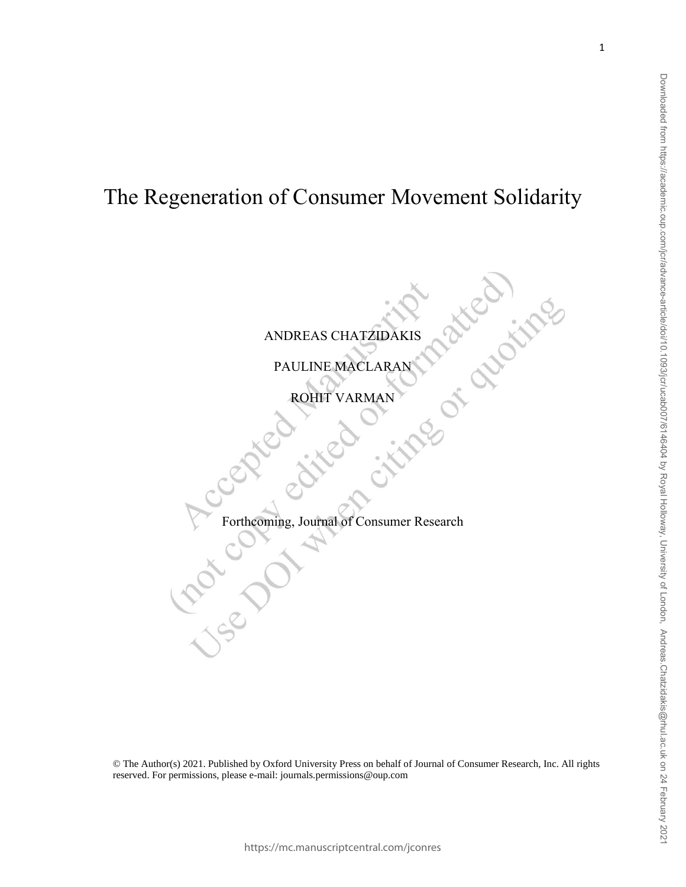# The Regeneration of Consumer Movement Solidarity

ANDREAS CHATZIDAKIS

PAULINE MACLARAN

ROHIT VARMAN

Forthcoming, Journal of Consumer Research

© The Author(s) 2021. Published by Oxford University Press on behalf of Journal of Consumer Research, Inc. All rights reserved. For permissions, please e-mail: journals.permissions@oup.com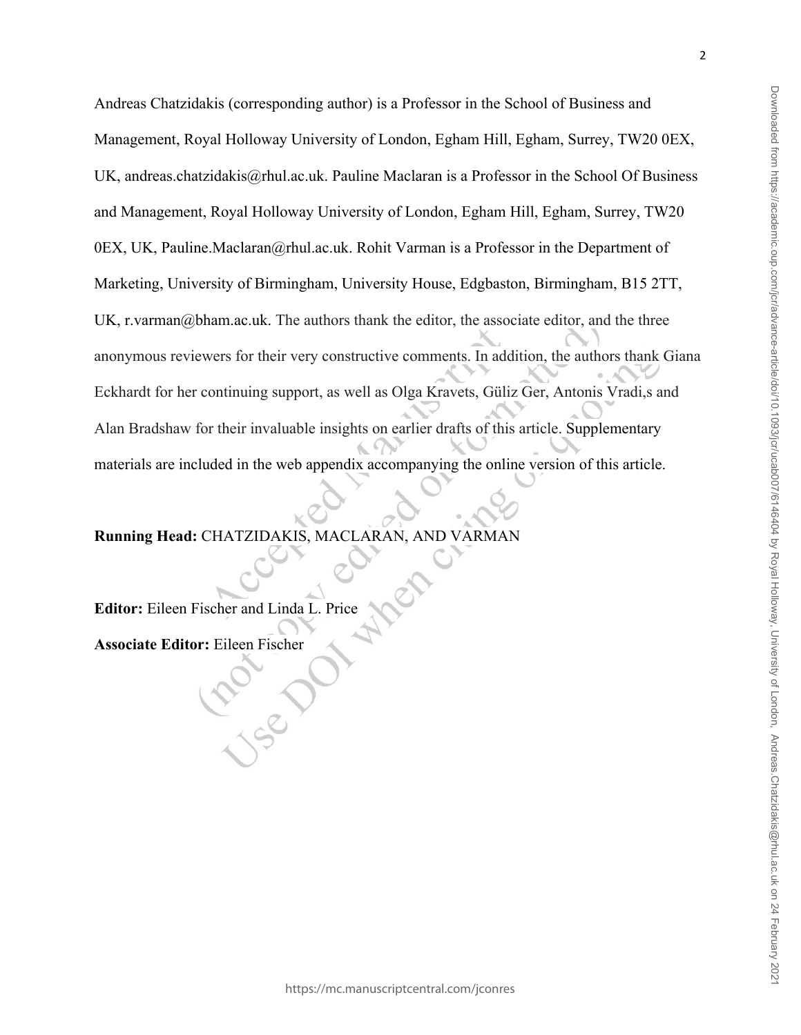Andreas Chatzidakis (corresponding author) is a Professor in the School of Business and Management, Royal Holloway University of London, Egham Hill, Egham, Surrey, TW20 0EX, UK, andreas.chatzidakis@rhul.ac.uk. Pauline Maclaran is a Professor in the School Of Business and Management, Royal Holloway University of London, Egham Hill, Egham, Surrey, TW20 0EX, UK, Pauline.Maclaran@rhul.ac.uk. Rohit Varman is a Professor in the Department of Marketing, University of Birmingham, University House, Edgbaston, Birmingham, B15 2TT, UK, r.varman@bham.ac.uk. The authors thank the editor, the associate editor, and the three anonymous reviewers for their very constructive comments. In addition, the authors thank Giana Eckhardt for her continuing support, as well as Olga Kravets, Güliz Ger, Antonis Vradi,s and Alan Bradshaw for their invaluable insights on earlier drafts of this article. Supplementary materials are included in the web appendix accompanying the online version of this article.

**Running Head:** CHATZIDAKIS, MACLARAN, AND VARMAN

**Editor:** Eileen Fischer and Linda L. Price

**Associate Editor:** Eileen Fischer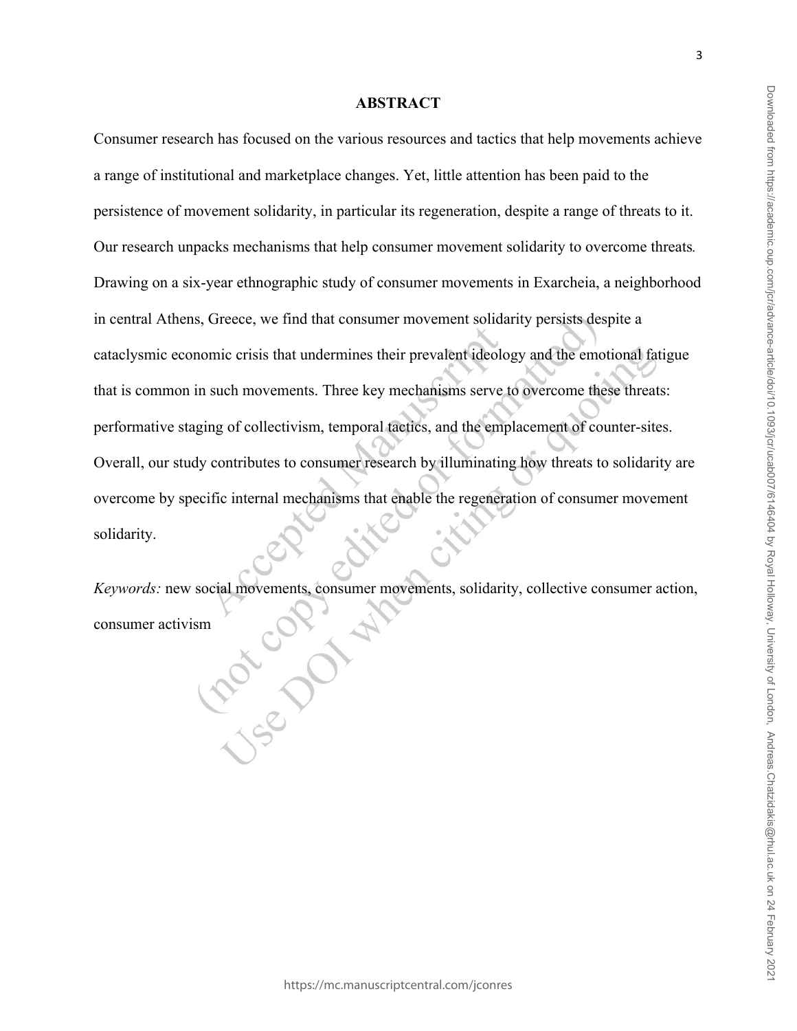## ABSTRACT

Consumer research has focused on the various resources and tactics that help movements achieve a range of institutional and marketplace changes. Yet, little attention has been paid to the persistence of movement solidarity, in particular its regeneration, despite a range of threats to it. Our research unpacks mechanisms that help consumer movement solidarity to overcome threats. Drawing on a six-year ethnographic study of consumer movements in Exarcheia, a neighborhood in central Athens, Greece, we find that consumer movement solidarity persists despite a cataclysmic economic crisis that undermines their prevalent ideology and the emotional fatigue that is common in such movements. Three key mechanisms serve to overcome these threats: performative staging of collectivism, temporal tactics, and the emplacement of counter-sites. Overall, our study contributes to consumer research by illuminating how threats to solidarity are overcome by specific internal mechanisms that enable the regeneration of consumer movement solidarity.

*Keywords:* new social movements, consumer movements, solidarity, collective consumer action, consumer activism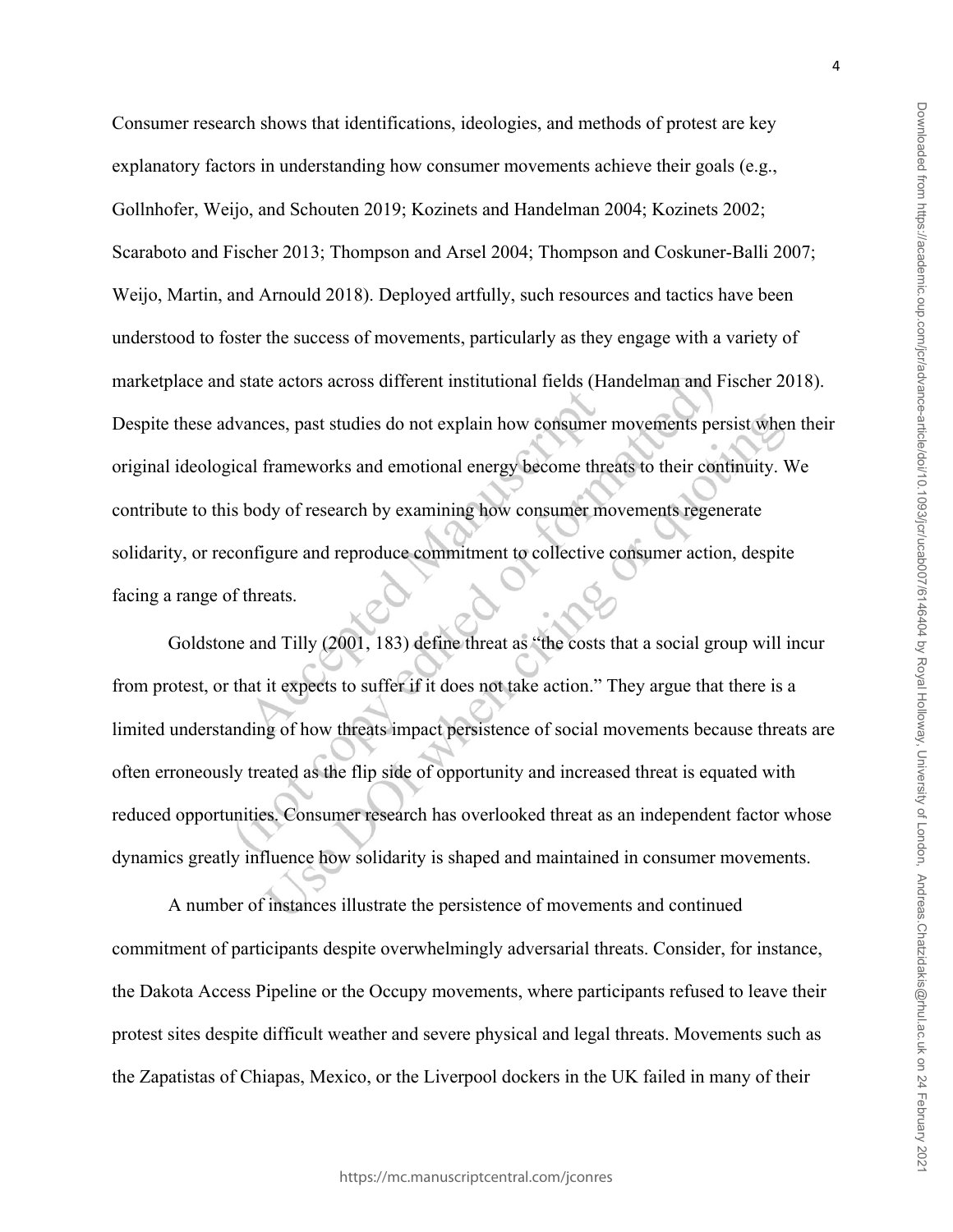Consumer research shows that identifications, ideologies, and methods of protest are key explanatory factors in understanding how consumer movements achieve their goals (e.g., Gollnhofer, Weijo, and Schouten 2019; Kozinets and Handelman 2004; Kozinets 2002; Scaraboto and Fischer 2013; Thompson and Arsel 2004; Thompson and Coskuner-Balli 2007; Weijo, Martin, and Arnould 2018). Deployed artfully, such resources and tactics have been understood to foster the success of movements, particularly as they engage with a variety of marketplace and state actors across different institutional fields (Handelman and Fischer 2018). Despite these advances, past studies do not explain how consumer movements persist when their original ideological frameworks and emotional energy become threats to their continuity. We contribute to this body of research by examining how consumer movements regenerate solidarity, or reconfigure and reproduce commitment to collective consumer action, despite facing a range of threats.

Goldstone and Tilly (2001, 183) define threat as "the costs that a social group will incur from protest, or that it expects to suffer if it does not take action." They argue that there is a limited understanding of how threats impact persistence of social movements because threats are often erroneously treated as the flip side of opportunity and increased threat is equated with reduced opportunities. Consumer research has overlooked threat as an independent factor whose dynamics greatly influence how solidarity is shaped and maintained in consumer movements.

A number of instances illustrate the persistence of movements and continued commitment of participants despite overwhelmingly adversarial threats. Consider, for instance, the Dakota Access Pipeline or the Occupy movements, where participants refused to leave their protest sites despite difficult weather and severe physical and legal threats. Movements such as the Zapatistas of Chiapas, Mexico, or the Liverpool dockers in the UK failed in many of their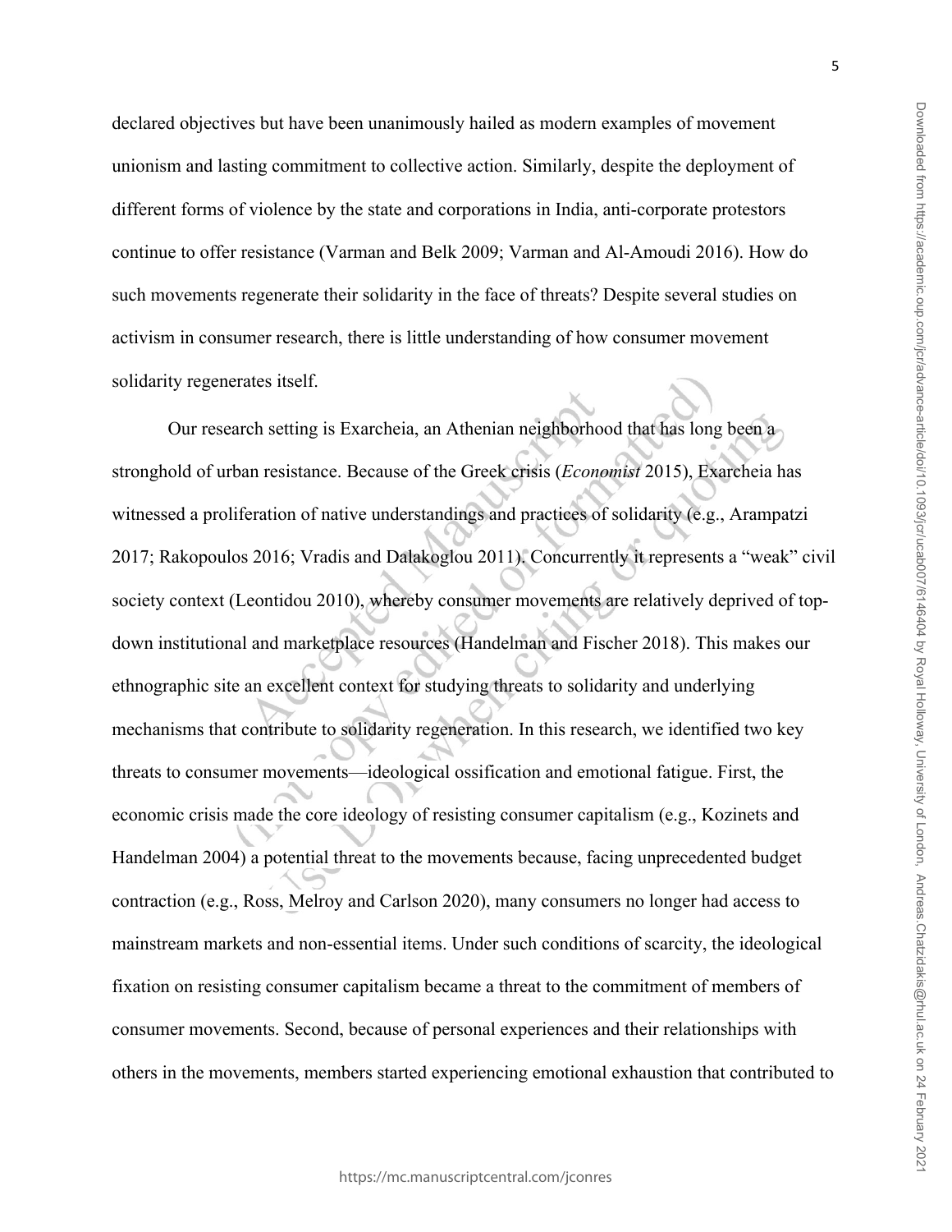declared objectives but have been unanimously hailed as modern examples of movement unionism and lasting commitment to collective action. Similarly, despite the deployment of different forms of violence by the state and corporations in India, anti-corporate protestors continue to offer resistance (Varman and Belk 2009; Varman and Al-Amoudi 2016). How do such movements regenerate their solidarity in the face of threats? Despite several studies on activism in consumer research, there is little understanding of how consumer movement solidarity regenerates itself.

Our research setting is Exarcheia, an Athenian neighborhood that has long been a stronghold of urban resistance. Because of the Greek crisis (*Economist* 2015), Exarcheia has witnessed a proliferation of native understandings and practices of solidarity (e.g., Arampatzi 2017; Rakopoulos 2016; Vradis and Dalakoglou 2011). Concurrently it represents a "weak" civil society context (Leontidou 2010), whereby consumer movements are relatively deprived of top-down institutional and marketplace resources (Handelman and Fischer 2018). This makes our ethnographic site an excellent context for studying threats to solidarity and underlying mechanisms that contribute to solidarity regeneration. In this research, we identified two key threats to consumer movements—ideological ossification and emotional fatigue. First, the economic crisis made the core ideology of resisting consumer capitalism (e.g., Kozinets and Handelman 2004) a potential threat to the movements because, facing unprecedented budget contraction (e.g., Ross, Melroy and Carlson 2020), many consumers no longer had access to mainstream markets and non-essential items. Under such conditions of scarcity, the ideological fixation on resisting consumer capitalism became a threat to the commitment of members of consumer movements. Second, because of personal experiences and their relationships with others in the movements, members started experiencing emotional exhaustion that contributed to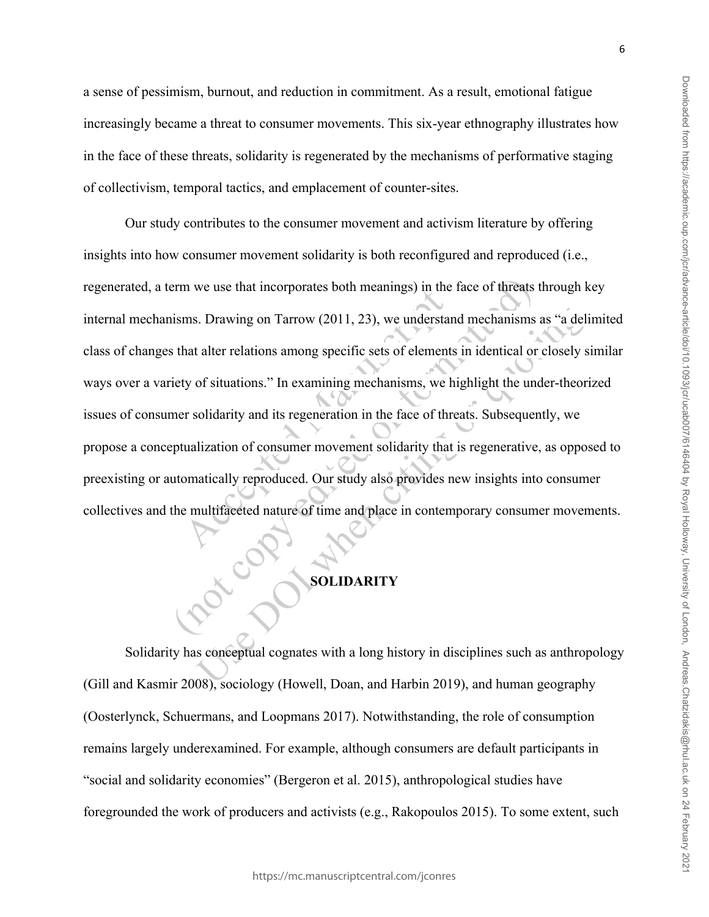a sense of pessimism, burnout, and reduction in commitment. As a result, emotional fatigue increasingly became a threat to consumer movements. This six-year ethnography illustrates how in the face of these threats, solidarity is regenerated by the mechanisms of performative staging of collectivism, temporal tactics, and emplacement of counter-sites.

Our study contributes to the consumer movement and activism literature by offering insights into how consumer movement solidarity is both reconfigured and reproduced (i.e., regenerated, a term we use that incorporates both meanings) in the face of threats through key internal mechanisms. Drawing on Tarrow (2011, 23), we understand mechanisms as "a delimited class of changes that alter relations among specific sets of elements in identical or closely similar ways over a variety of situations." In examining mechanisms, we highlight the under-theorized issues of consumer solidarity and its regeneration in the face of threats. Subsequently, we propose a conceptualization of consumer movement solidarity that is regenerative, as opposed to preexisting or automatically reproduced. Our study also provides new insights into consumer collectives and the multifaceted nature of time and place in contemporary consumer movements.

## SOLIDARITY

Solidarity has conceptual cognates with a long history in disciplines such as anthropology (Gill and Kasmir 2008), sociology (Howell, Doan, and Harbin 2019), and human geography (Oosterlynck, Schuermans, and Loopmans 2017). Notwithstanding, the role of consumption remains largely underexamined. For example, although consumers are default participants in "social and solidarity economies" (Bergeron et al. 2015), anthropological studies have foregrounded the work of producers and activists (e.g., Rakopoulos 2015). To some extent, such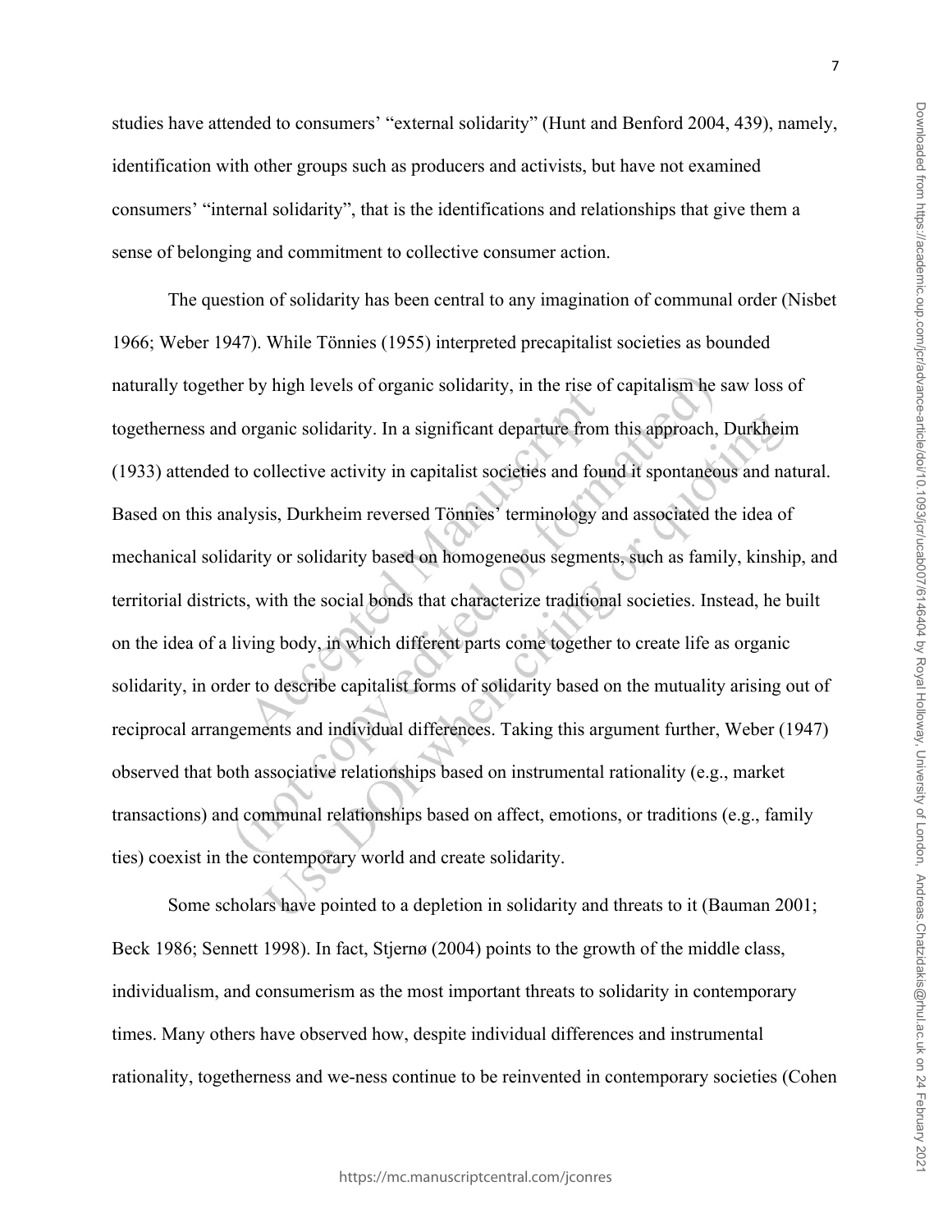studies have attended to consumers' "external solidarity" (Hunt and Benford 2004, 439), namely, identification with other groups such as producers and activists, but have not examined consumers' "internal solidarity", that is the identifications and relationships that give them a sense of belonging and commitment to collective consumer action.

The question of solidarity has been central to any imagination of communal order (Nisbet 1966; Weber 1947). While Tönnies (1955) interpreted precapitalist societies as bounded naturally together by high levels of organic solidarity, in the rise of capitalism he saw loss of togetherness and organic solidarity. In a significant departure from this approach, Durkheim (1933) attended to collective activity in capitalist societies and found it spontaneous and natural. Based on this analysis, Durkheim reversed Tönnies' terminology and associated the idea of mechanical solidarity or solidarity based on homogeneous segments, such as family, kinship, and territorial districts, with the social bonds that characterize traditional societies. Instead, he built on the idea of a living body, in which different parts come together to create life as organic solidarity, in order to describe capitalist forms of solidarity based on the mutuality arising out of reciprocal arrangements and individual differences. Taking this argument further, Weber (1947) observed that both associative relationships based on instrumental rationality (e.g., market transactions) and communal relationships based on affect, emotions, or traditions (e.g., family ties) coexist in the contemporary world and create solidarity.

Some scholars have pointed to a depletion in solidarity and threats to it (Bauman 2001; Beck 1986; Sennett 1998). In fact, Stjernø (2004) points to the growth of the middle class, individualism, and consumerism as the most important threats to solidarity in contemporary times. Many others have observed how, despite individual differences and instrumental rationality, togetherness and we-ness continue to be reinvented in contemporary societies (Cohen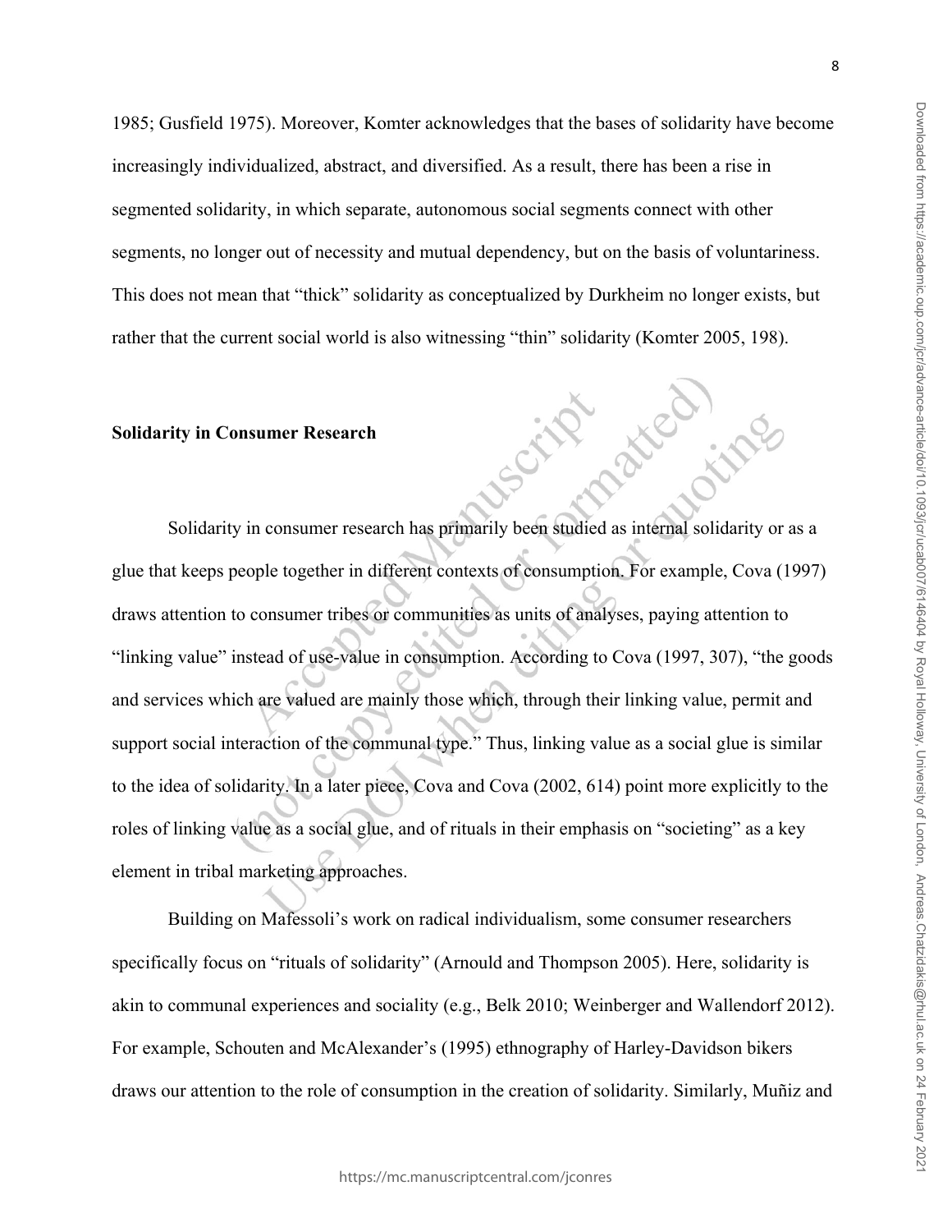1985; Gusfield 1975). Moreover, Komter acknowledges that the bases of solidarity have become increasingly individualized, abstract, and diversified. As a result, there has been a rise in segmented solidarity, in which separate, autonomous social segments connect with other segments, no longer out of necessity and mutual dependency, but on the basis of voluntariness. This does not mean that "thick" solidarity as conceptualized by Durkheim no longer exists, but rather that the current social world is also witnessing "thin" solidarity (Komter 2005, 198).

## Solidarity in Consumer Research

Solidarity in consumer research has primarily been studied as internal solidarity or as a glue that keeps people together in different contexts of consumption. For example, Cova (1997) draws attention to consumer tribes or communities as units of analyses, paying attention to "linking value" instead of use-value in consumption. According to Cova (1997, 307), "the goods and services which are valued are mainly those which, through their linking value, permit and support social interaction of the communal type." Thus, linking value as a social glue is similar to the idea of solidarity. In a later piece, Cova and Cova (2002, 614) point more explicitly to the roles of linking value as a social glue, and of rituals in their emphasis on "societing" as a key element in tribal marketing approaches.

Building on Mafessoli's work on radical individualism, some consumer researchers specifically focus on "rituals of solidarity" (Arnould and Thompson 2005). Here, solidarity is akin to communal experiences and sociality (e.g., Belk 2010; Weinberger and Wallendorf 2012). For example, Schouten and McAlexander's (1995) ethnography of Harley-Davidson bikers draws our attention to the role of consumption in the creation of solidarity. Similarly, Muñiz and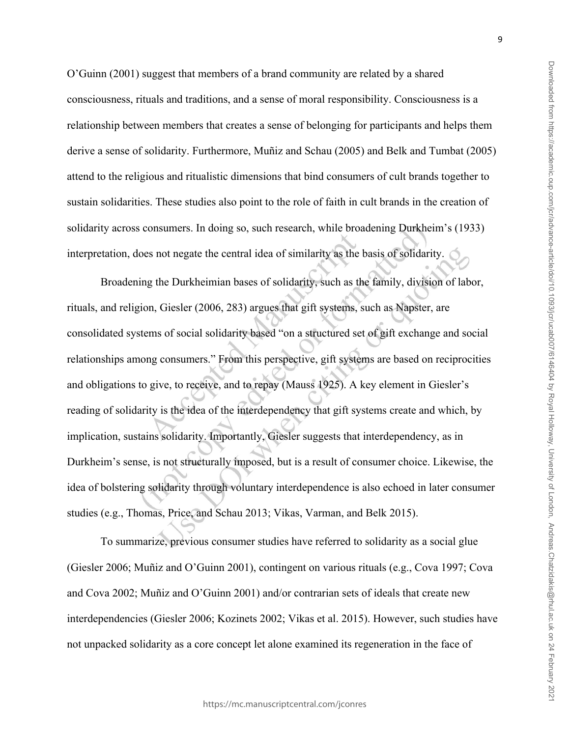O'Guinn (2001) suggest that members of a brand community are related by a shared consciousness, rituals and traditions, and a sense of moral responsibility. Consciousness is a relationship between members that creates a sense of belonging for participants and helps them derive a sense of solidarity. Furthermore, Muñiz and Schau (2005) and Belk and Tumbat (2005) attend to the religious and ritualistic dimensions that bind consumers of cult brands together to sustain solidarities. These studies also point to the role of faith in cult brands in the creation of solidarity across consumers. In doing so, such research, while broadening Durkheim's (1933) interpretation, does not negate the central idea of similarity as the basis of solidarity.

Broadening the Durkheimian bases of solidarity, such as the family, division of labor, rituals, and religion, Giesler (2006, 283) argues that gift systems, such as Napster, are consolidated systems of social solidarity based "on a structured set of gift exchange and social relationships among consumers." From this perspective, gift systems are based on reciprocities and obligations to give, to receive, and to repay (Mauss 1925). A key element in Giesler's reading of solidarity is the idea of the interdependency that gift systems create and which, by implication, sustains solidarity. Importantly, Giesler suggests that interdependency, as in Durkheim's sense, is not structurally imposed, but is a result of consumer choice. Likewise, the idea of bolstering solidarity through voluntary interdependence is also echoed in later consumer studies (e.g., Thomas, Price, and Schau 2013; Vikas, Varman, and Belk 2015).

To summarize, previous consumer studies have referred to solidarity as a social glue (Giesler 2006; Muñiz and O'Guinn 2001), contingent on various rituals (e.g., Cova 1997; Cova and Cova 2002; Muñiz and O'Guinn 2001) and/or contrarian sets of ideals that create new interdependencies (Giesler 2006; Kozinets 2002; Vikas et al. 2015). However, such studies have not unpacked solidarity as a core concept let alone examined its regeneration in the face of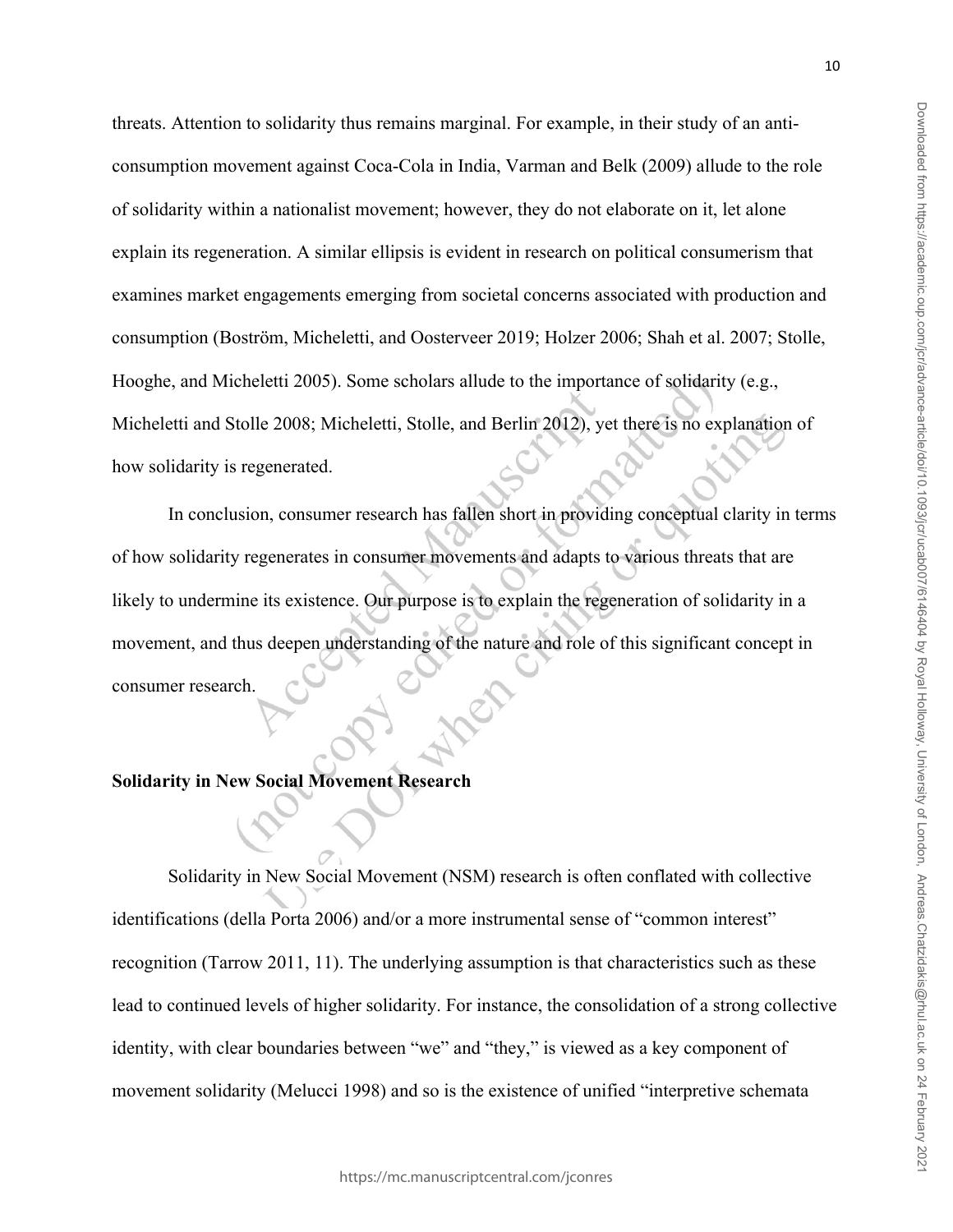threats. Attention to solidarity thus remains marginal. For example, in their study of an anti-consumption movement against Coca-Cola in India, Varman and Belk (2009) allude to the role of solidarity within a nationalist movement; however, they do not elaborate on it, let alone explain its regeneration. A similar ellipsis is evident in research on political consumerism that examines market engagements emerging from societal concerns associated with production and consumption (Boström, Micheletti, and Oosterveer 2019; Holzer 2006; Shah et al. 2007; Stolle, Hooghe, and Micheletti 2005). Some scholars allude to the importance of solidarity (e.g., Micheletti and Stolle 2008; Micheletti, Stolle, and Berlin 2012), yet there is no explanation of how solidarity is regenerated.

In conclusion, consumer research has fallen short in providing conceptual clarity in terms of how solidarity regenerates in consumer movements and adapts to various threats that are likely to undermine its existence. Our purpose is to explain the regeneration of solidarity in a movement, and thus deepen understanding of the nature and role of this significant concept in consumer research.

**Solidarity in New Social Movement Research**

Solidarity in New Social Movement (NSM) research is often conflated with collective identifications (della Porta 2006) and/or a more instrumental sense of "common interest" recognition (Tarrow 2011, 11). The underlying assumption is that characteristics such as these lead to continued levels of higher solidarity. For instance, the consolidation of a strong collective identity, with clear boundaries between "we" and "they," is viewed as a key component of movement solidarity (Melucci 1998) and so is the existence of unified "interpretive schemata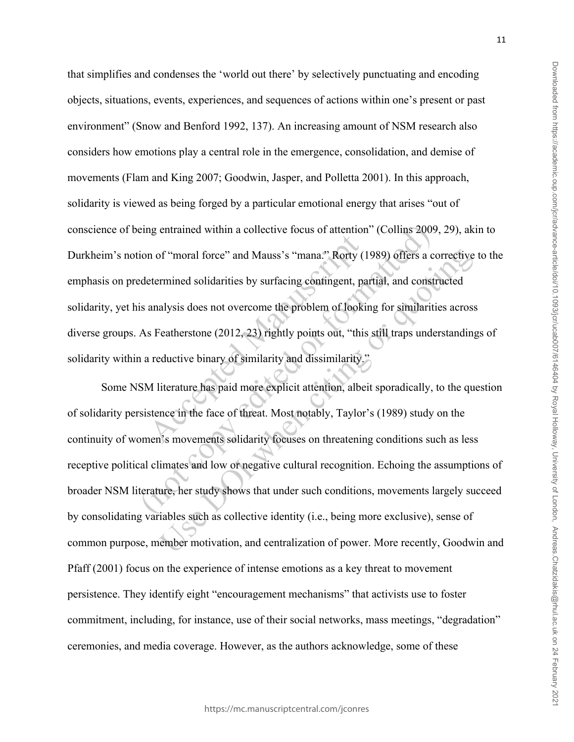that simplifies and condenses the 'world out there' by selectively punctuating and encoding objects, situations, events, experiences, and sequences of actions within one's present or past environment" (Snow and Benford 1992, 137). An increasing amount of NSM research also considers how emotions play a central role in the emergence, consolidation, and demise of movements (Flam and King 2007; Goodwin, Jasper, and Polletta 2001). In this approach, solidarity is viewed as being forged by a particular emotional energy that arises "out of conscience of being entrained within a collective focus of attention" (Collins 2009, 29), akin to Durkheim's notion of "moral force" and Mauss's "mana." Rorty (1989) offers a corrective to the emphasis on predetermined solidarities by surfacing contingent, partial, and constructed solidarity, yet his analysis does not overcome the problem of looking for similarities across diverse groups. As Featherstone (2012, 23) rightly points out, "this still traps understandings of solidarity within a reductive binary of similarity and dissimilarity."

Some NSM literature has paid more explicit attention, albeit sporadically, to the question of solidarity persistence in the face of threat. Most notably, Taylor's (1989) study on the continuity of women's movements solidarity focuses on threatening conditions such as less receptive political climates and low or negative cultural recognition. Echoing the assumptions of broader NSM literature, her study shows that under such conditions, movements largely succeed by consolidating variables such as collective identity (i.e., being more exclusive), sense of common purpose, member motivation, and centralization of power. More recently, Goodwin and Pfaff (2001) focus on the experience of intense emotions as a key threat to movement persistence. They identify eight "encouragement mechanisms" that activists use to foster commitment, including, for instance, use of their social networks, mass meetings, "degradation" ceremonies, and media coverage. However, as the authors acknowledge, some of these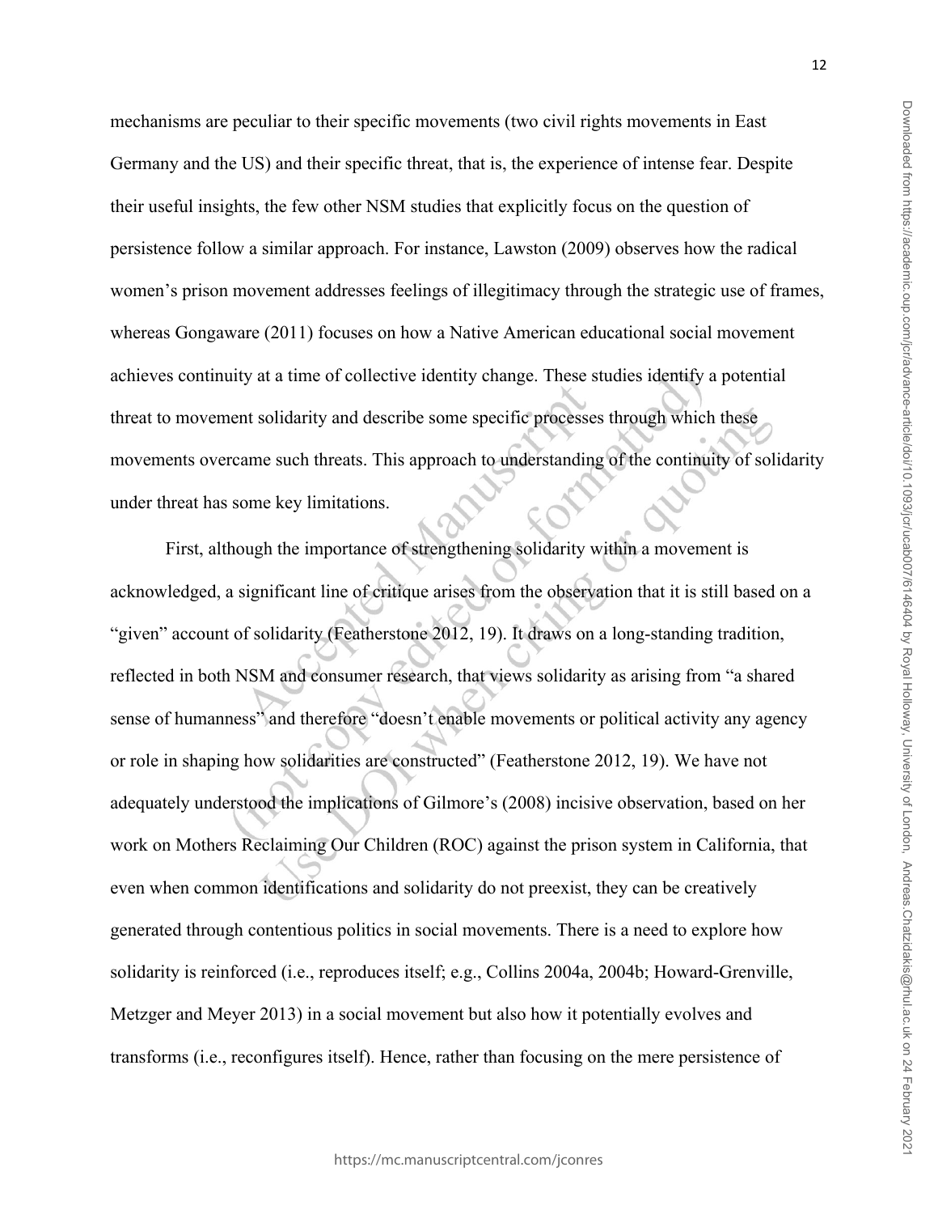mechanisms are peculiar to their specific movements (two civil rights movements in East Germany and the US) and their specific threat, that is, the experience of intense fear. Despite their useful insights, the few other NSM studies that explicitly focus on the question of persistence follow a similar approach. For instance, Lawston (2009) observes how the radical women's prison movement addresses feelings of illegitimacy through the strategic use of frames, whereas Gongaware (2011) focuses on how a Native American educational social movement achieves continuity at a time of collective identity change. These studies identify a potential threat to movement solidarity and describe some specific processes through which these movements overcame such threats. This approach to understanding of the continuity of solidarity under threat has some key limitations.

First, although the importance of strengthening solidarity within a movement is acknowledged, a significant line of critique arises from the observation that it is still based on a "given" account of solidarity (Featherstone 2012, 19). It draws on a long-standing tradition, reflected in both NSM and consumer research, that views solidarity as arising from "a shared sense of humanness" and therefore "doesn't enable movements or political activity any agency or role in shaping how solidarities are constructed" (Featherstone 2012, 19). We have not adequately understood the implications of Gilmore's (2008) incisive observation, based on her work on Mothers Reclaiming Our Children (ROC) against the prison system in California, that even when common identifications and solidarity do not preexist, they can be creatively generated through contentious politics in social movements. There is a need to explore how solidarity is reinforced (i.e., reproduces itself; e.g., Collins 2004a, 2004b; Howard-Grenville, Metzger and Meyer 2013) in a social movement but also how it potentially evolves and transforms (i.e., reconfigures itself). Hence, rather than focusing on the mere persistence of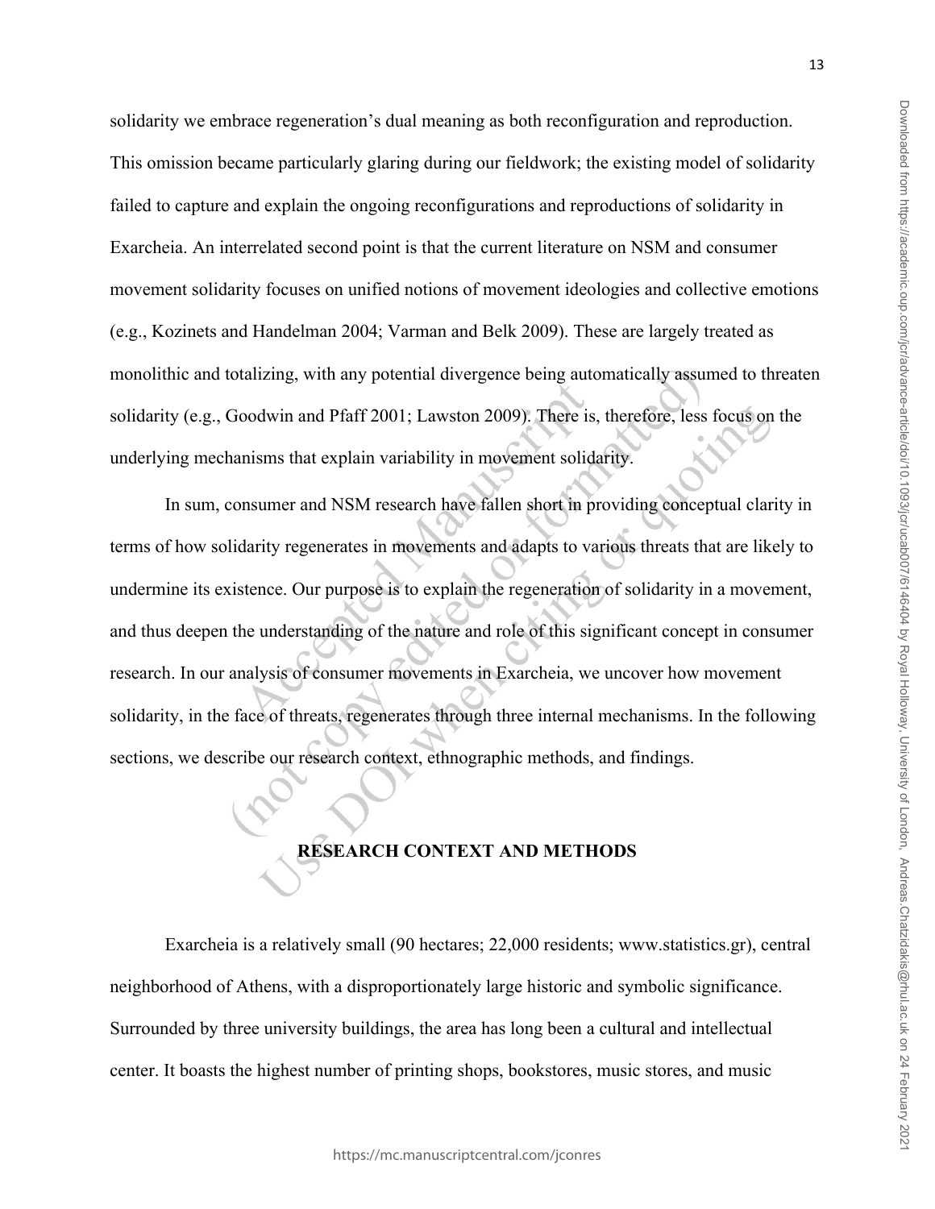solidarity we embrace regeneration's dual meaning as both reconfiguration and reproduction. This omission became particularly glaring during our fieldwork; the existing model of solidarity failed to capture and explain the ongoing reconfigurations and reproductions of solidarity in Exarcheia. An interrelated second point is that the current literature on NSM and consumer movement solidarity focuses on unified notions of movement ideologies and collective emotions (e.g., Kozinets and Handelman 2004; Varman and Belk 2009). These are largely treated as monolithic and totalizing, with any potential divergence being automatically assumed to threaten solidarity (e.g., Goodwin and Pfaff 2001; Lawston 2009). There is, therefore, less focus on the underlying mechanisms that explain variability in movement solidarity.

In sum, consumer and NSM research have fallen short in providing conceptual clarity in terms of how solidarity regenerates in movements and adapts to various threats that are likely to undermine its existence. Our purpose is to explain the regeneration of solidarity in a movement, and thus deepen the understanding of the nature and role of this significant concept in consumer research. In our analysis of consumer movements in Exarcheia, we uncover how movement solidarity, in the face of threats, regenerates through three internal mechanisms. In the following sections, we describe our research context, ethnographic methods, and findings.

## RESEARCH CONTEXT AND METHODS

Exarcheia is a relatively small (90 hectares; 22,000 residents; www.statistics.gr), central neighborhood of Athens, with a disproportionately large historic and symbolic significance. Surrounded by three university buildings, the area has long been a cultural and intellectual center. It boasts the highest number of printing shops, bookstores, music stores, and music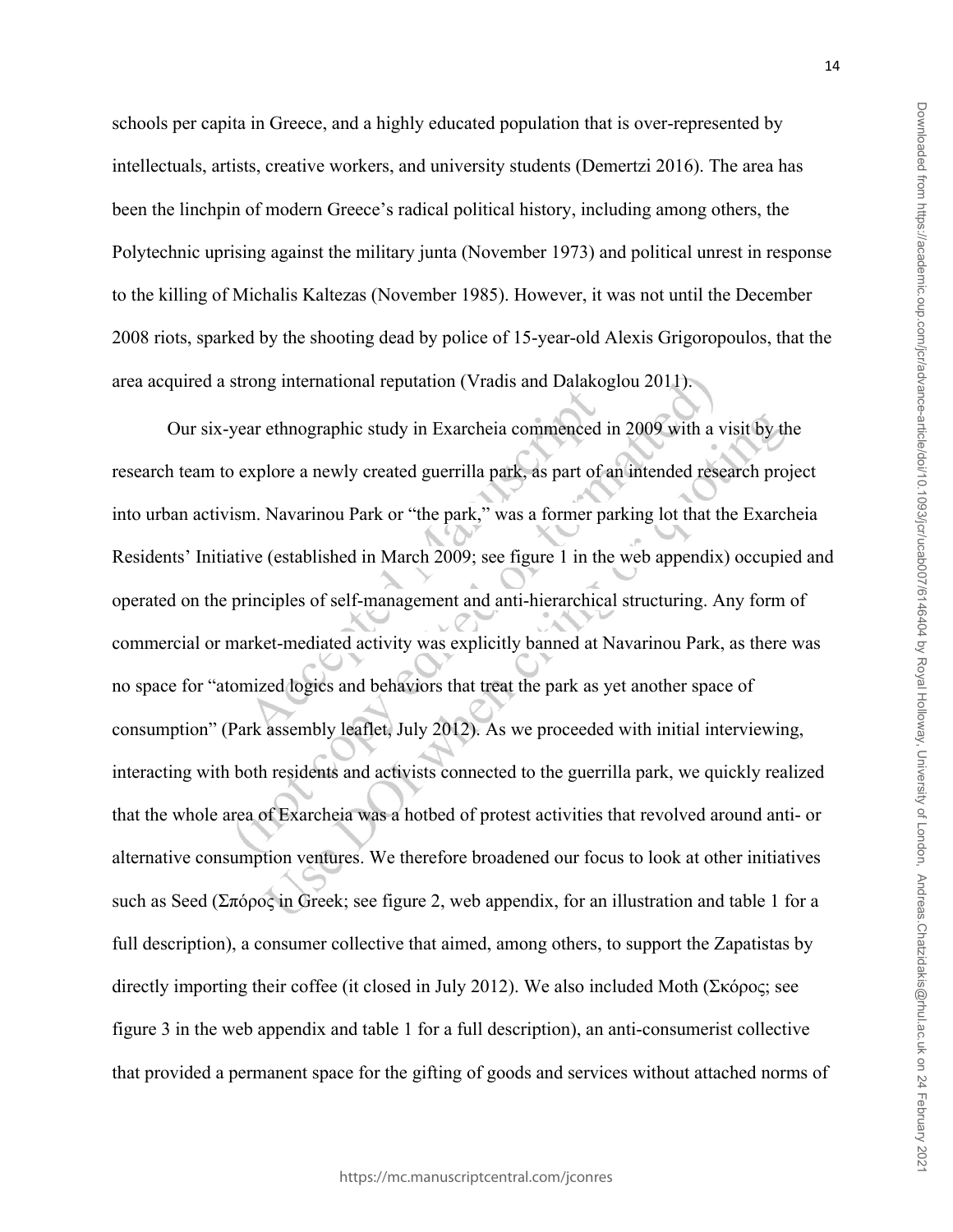schools per capita in Greece, and a highly educated population that is over-represented by intellectuals, artists, creative workers, and university students (Demertzi 2016). The area has been the linchpin of modern Greece's radical political history, including among others, the Polytechnic uprising against the military junta (November 1973) and political unrest in response to the killing of Michalis Kaltezas (November 1985). However, it was not until the December 2008 riots, sparked by the shooting dead by police of 15-year-old Alexis Grigoropoulos, that the area acquired a strong international reputation (Vradis and Dalakoglou 2011).

Our six-year ethnographic study in Exarcheia commenced in 2009 with a visit by the research team to explore a newly created guerrilla park, as part of an intended research project into urban activism. Navarinou Park or "the park," was a former parking lot that the Exarcheia Residents' Initiative (established in March 2009; see figure 1 in the web appendix) occupied and operated on the principles of self-management and anti-hierarchical structuring. Any form of commercial or market-mediated activity was explicitly banned at Navarinou Park, as there was no space for "atomized logics and behaviors that treat the park as yet another space of consumption" (Park assembly leaflet, July 2012). As we proceeded with initial interviewing, interacting with both residents and activists connected to the guerrilla park, we quickly realized that the whole area of Exarcheia was a hotbed of protest activities that revolved around anti- or alternative consumption ventures. We therefore broadened our focus to look at other initiatives such as Seed (Σπόρος in Greek; see figure 2, web appendix, for an illustration and table 1 for a full description), a consumer collective that aimed, among others, to support the Zapatistas by directly importing their coffee (it closed in July 2012). We also included Moth (Σκόρος; see figure 3 in the web appendix and table 1 for a full description), an anti-consumerist collective that provided a permanent space for the gifting of goods and services without attached norms of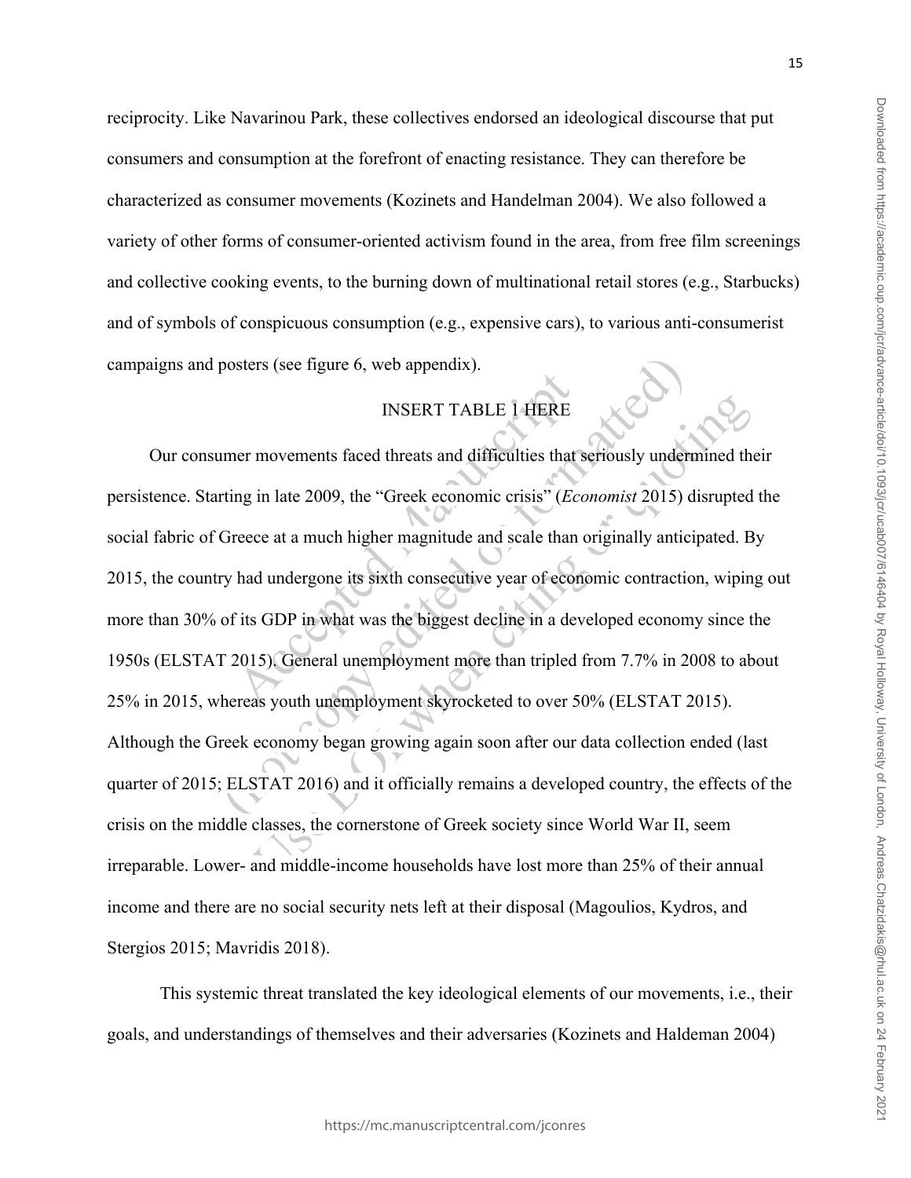reciprocity. Like Navarinou Park, these collectives endorsed an ideological discourse that put consumers and consumption at the forefront of enacting resistance. They can therefore be characterized as consumer movements (Kozinets and Handelman 2004). We also followed a variety of other forms of consumer-oriented activism found in the area, from free film screenings and collective cooking events, to the burning down of multinational retail stores (e.g., Starbucks) and of symbols of conspicuous consumption (e.g., expensive cars), to various anti-consumerist campaigns and posters (see figure 6, web appendix).

INSERT TABLE 1 HERE

Our consumer movements faced threats and difficulties that seriously undermined their persistence. Starting in late 2009, the "Greek economic crisis" (*Economist* 2015) disrupted the social fabric of Greece at a much higher magnitude and scale than originally anticipated. By 2015, the country had undergone its sixth consecutive year of economic contraction, wiping out more than 30% of its GDP in what was the biggest decline in a developed economy since the 1950s (ELSTAT 2015). General unemployment more than tripled from 7.7% in 2008 to about 25% in 2015, whereas youth unemployment skyrocketed to over 50% (ELSTAT 2015). Although the Greek economy began growing again soon after our data collection ended (last quarter of 2015; ELSTAT 2016) and it officially remains a developed country, the effects of the crisis on the middle classes, the cornerstone of Greek society since World War II, seem irreparable. Lower- and middle-income households have lost more than 25% of their annual income and there are no social security nets left at their disposal (Magoulios, Kydros, and Stergios 2015; Mavridis 2018).

This systemic threat translated the key ideological elements of our movements, i.e., their goals, and understandings of themselves and their adversaries (Kozinets and Haldeman 2004)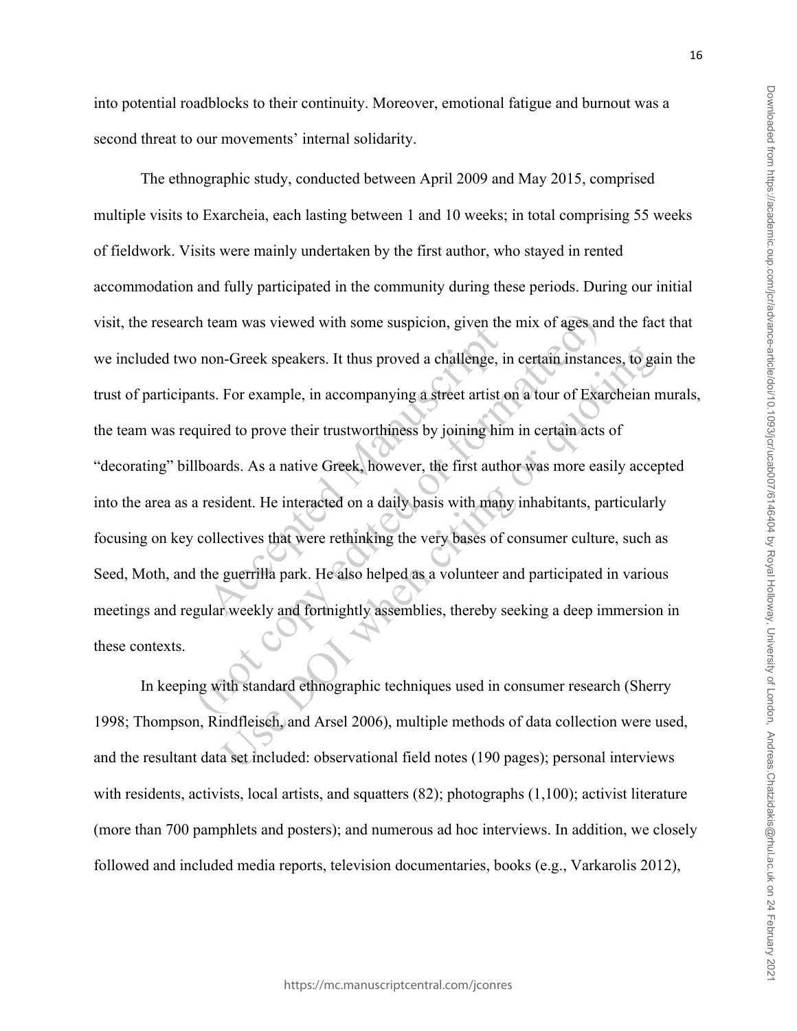into potential roadblocks to their continuity. Moreover, emotional fatigue and burnout was a second threat to our movements' internal solidarity.

The ethnographic study, conducted between April 2009 and May 2015, comprised multiple visits to Exarcheia, each lasting between 1 and 10 weeks; in total comprising 55 weeks of fieldwork. Visits were mainly undertaken by the first author, who stayed in rented accommodation and fully participated in the community during these periods. During our initial visit, the research team was viewed with some suspicion, given the mix of ages and the fact that we included two non-Greek speakers. It thus proved a challenge, in certain instances, to gain the trust of participants. For example, in accompanying a street artist on a tour of Exarcheian murals, the team was required to prove their trustworthiness by joining him in certain acts of "decorating" billboards. As a native Greek, however, the first author was more easily accepted into the area as a resident. He interacted on a daily basis with many inhabitants, particularly focusing on key collectives that were rethinking the very bases of consumer culture, such as Seed, Moth, and the guerrilla park. He also helped as a volunteer and participated in various meetings and regular weekly and fortnightly assemblies, thereby seeking a deep immersion in these contexts.

In keeping with standard ethnographic techniques used in consumer research (Sherry 1998; Thompson, Rindfleisch, and Arsel 2006), multiple methods of data collection were used, and the resultant data set included: observational field notes (190 pages); personal interviews with residents, activists, local artists, and squatters (82); photographs (1,100); activist literature (more than 700 pamphlets and posters); and numerous ad hoc interviews. In addition, we closely followed and included media reports, television documentaries, books (e.g., Varkarolis 2012),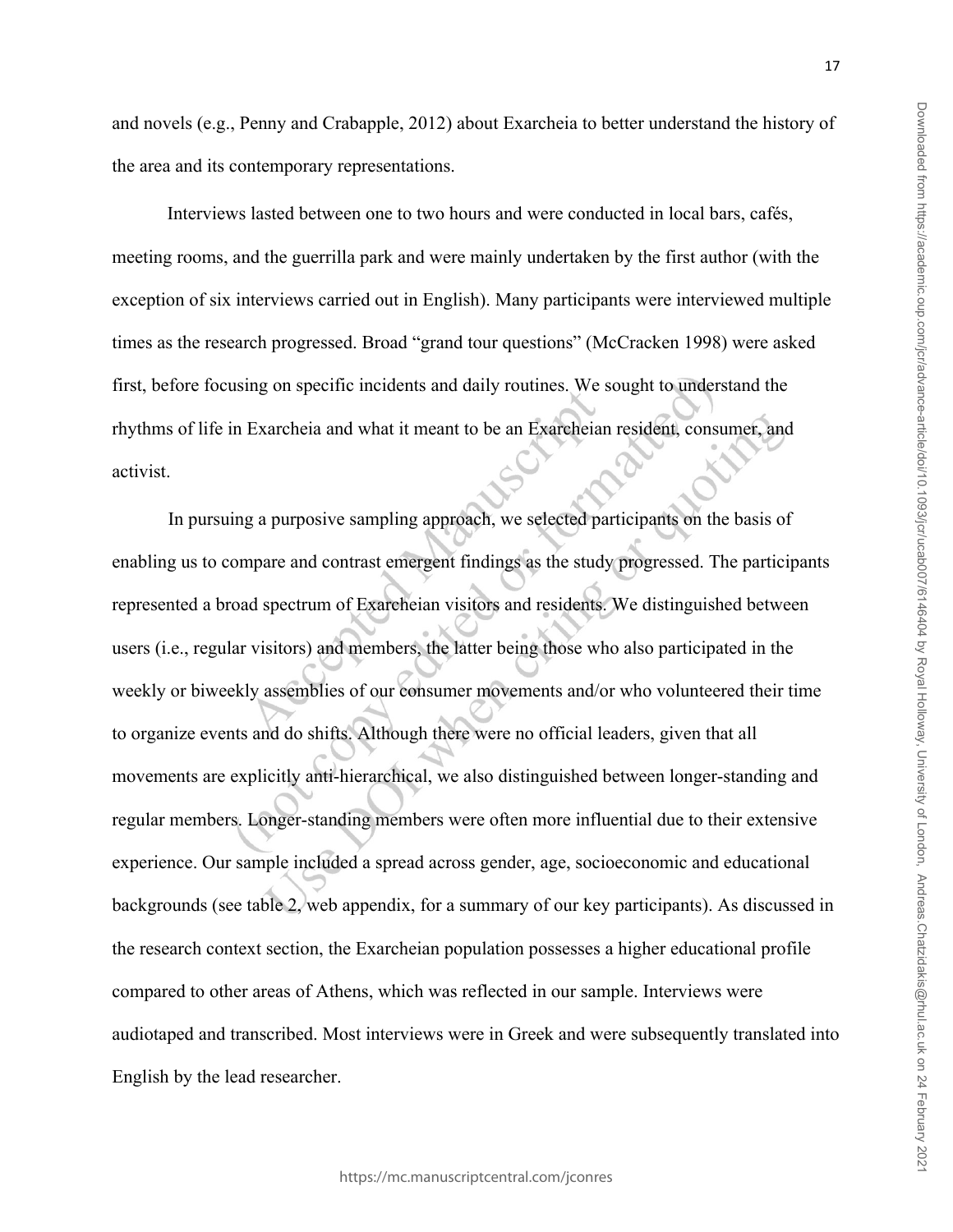and novels (e.g., Penny and Crabapple, 2012) about Exarcheia to better understand the history of the area and its contemporary representations.

Interviews lasted between one to two hours and were conducted in local bars, cafés, meeting rooms, and the guerrilla park and were mainly undertaken by the first author (with the exception of six interviews carried out in English). Many participants were interviewed multiple times as the research progressed. Broad "grand tour questions" (McCracken 1998) were asked first, before focusing on specific incidents and daily routines. We sought to understand the rhythms of life in Exarcheia and what it meant to be an Exarcheian resident, consumer, and activist.

In pursuing a purposive sampling approach, we selected participants on the basis of enabling us to compare and contrast emergent findings as the study progressed. The participants represented a broad spectrum of Exarcheian visitors and residents. We distinguished between users (i.e., regular visitors) and members, the latter being those who also participated in the weekly or biweekly assemblies of our consumer movements and/or who volunteered their time to organize events and do shifts. Although there were no official leaders, given that all movements are explicitly anti-hierarchical, we also distinguished between longer-standing and regular members. Longer-standing members were often more influential due to their extensive experience. Our sample included a spread across gender, age, socioeconomic and educational backgrounds (see table 2, web appendix, for a summary of our key participants). As discussed in the research context section, the Exarcheian population possesses a higher educational profile compared to other areas of Athens, which was reflected in our sample. Interviews were audiotaped and transcribed. Most interviews were in Greek and were subsequently translated into English by the lead researcher.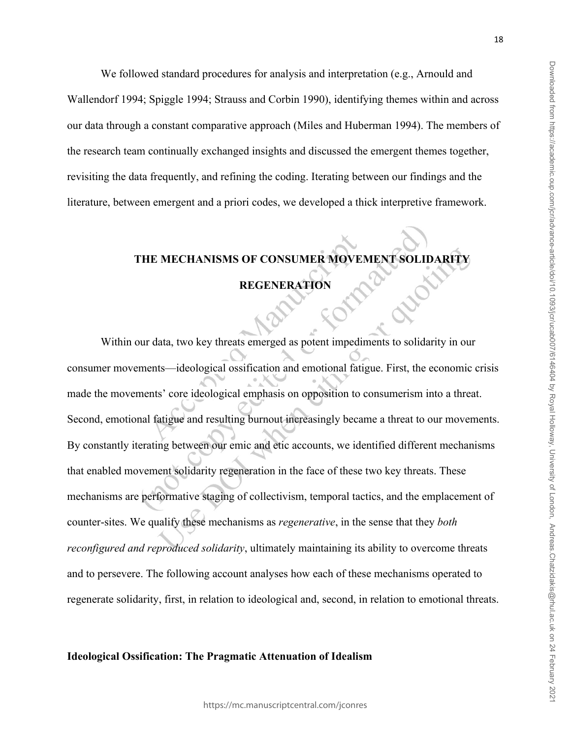We followed standard procedures for analysis and interpretation (e.g., Arnould and Wallendorf 1994; Spiggle 1994; Strauss and Corbin 1990), identifying themes within and across our data through a constant comparative approach (Miles and Huberman 1994). The members of the research team continually exchanged insights and discussed the emergent themes together, revisiting the data frequently, and refining the coding. Iterating between our findings and the literature, between emergent and a priori codes, we developed a thick interpretive framework.

## THE MECHANISMS OF CONSUMER MOVEMENT SOLIDARITY REGENERATION

Within our data, two key threats emerged as potent impediments to solidarity in our consumer movements—ideological ossification and emotional fatigue. First, the economic crisis made the movements' core ideological emphasis on opposition to consumerism into a threat. Second, emotional fatigue and resulting burnout increasingly became a threat to our movements. By constantly iterating between our emic and etic accounts, we identified different mechanisms that enabled movement solidarity regeneration in the face of these two key threats. These mechanisms are performative staging of collectivism, temporal tactics, and the emplacement of counter-sites. We qualify these mechanisms as *regenerative*, in the sense that they *both reconfigured and reproduced solidarity*, ultimately maintaining its ability to overcome threats and to persevere. The following account analyses how each of these mechanisms operated to regenerate solidarity, first, in relation to ideological and, second, in relation to emotional threats.

### Ideological Ossification: The Pragmatic Attenuation of Idealism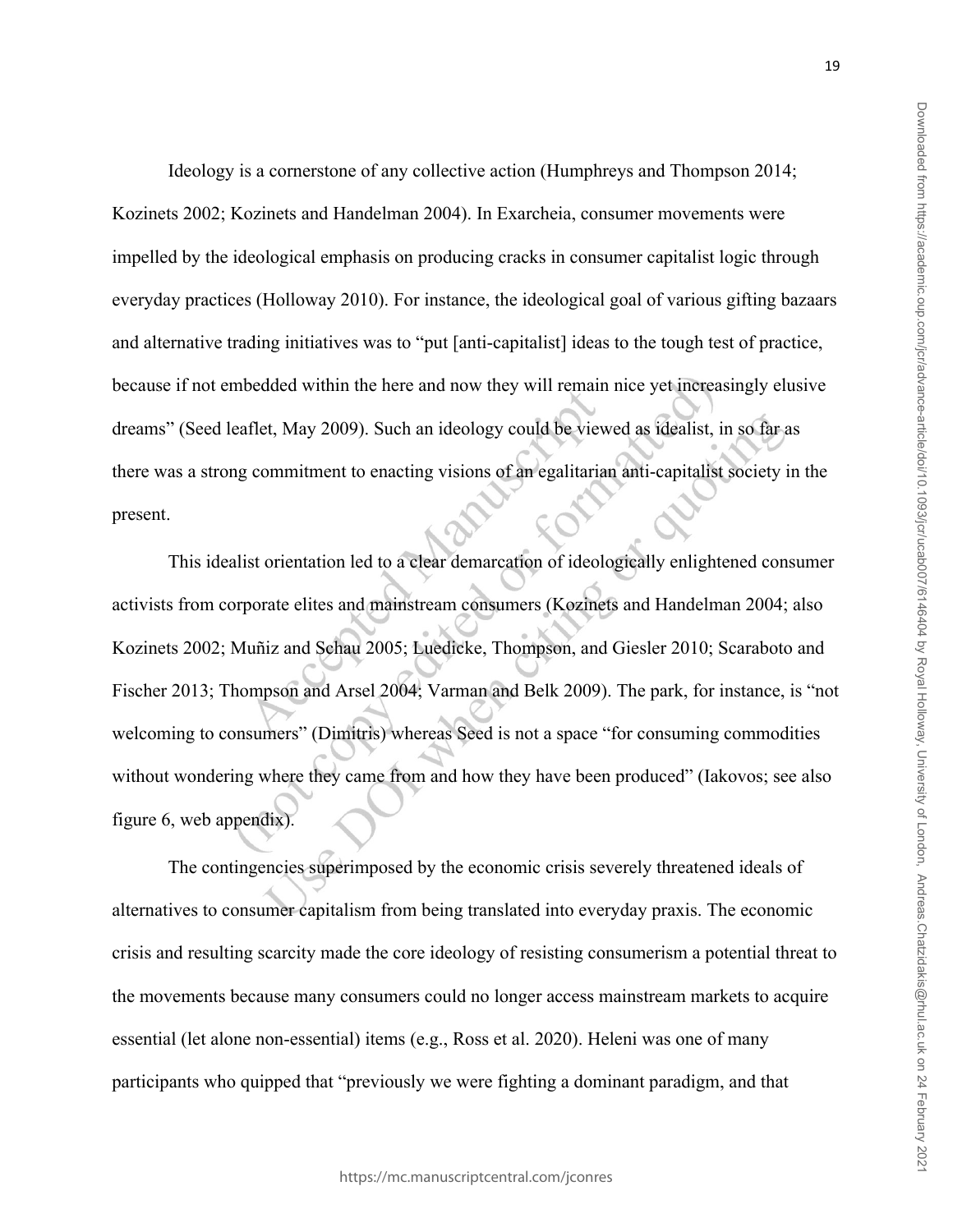Ideology is a cornerstone of any collective action (Humphreys and Thompson 2014; Kozinets 2002; Kozinets and Handelman 2004). In Exarcheia, consumer movements were impelled by the ideological emphasis on producing cracks in consumer capitalist logic through everyday practices (Holloway 2010). For instance, the ideological goal of various gifting bazaars and alternative trading initiatives was to "put [anti-capitalist] ideas to the tough test of practice, because if not embedded within the here and now they will remain nice yet increasingly elusive dreams" (Seed leaflet, May 2009). Such an ideology could be viewed as idealist, in so far as there was a strong commitment to enacting visions of an egalitarian anti-capitalist society in the present.

This idealist orientation led to a clear demarcation of ideologically enlightened consumer activists from corporate elites and mainstream consumers (Kozinets and Handelman 2004; also Kozinets 2002; Muñiz and Schau 2005; Luedicke, Thompson, and Giesler 2010; Scaraboto and Fischer 2013; Thompson and Arsel 2004; Varman and Belk 2009). The park, for instance, is "not welcoming to consumers" (Dimitris) whereas Seed is not a space "for consuming commodities without wondering where they came from and how they have been produced" (Iakovos; see also figure 6, web appendix).

The contingencies superimposed by the economic crisis severely threatened ideals of alternatives to consumer capitalism from being translated into everyday praxis. The economic crisis and resulting scarcity made the core ideology of resisting consumerism a potential threat to the movements because many consumers could no longer access mainstream markets to acquire essential (let alone non-essential) items (e.g., Ross et al. 2020). Heleni was one of many participants who quipped that "previously we were fighting a dominant paradigm, and that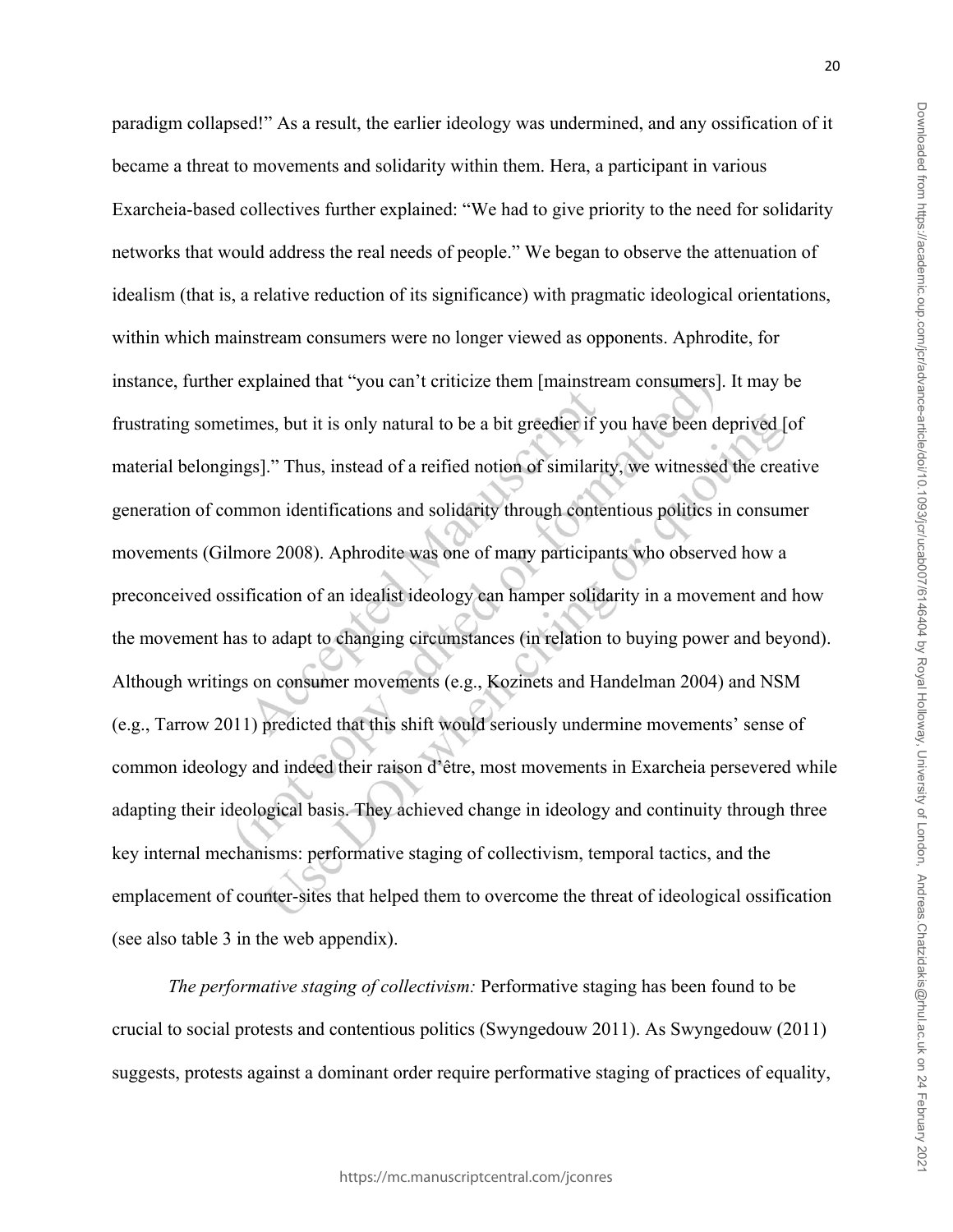paradigm collapsed!" As a result, the earlier ideology was undermined, and any ossification of it became a threat to movements and solidarity within them. Hera, a participant in various Exarcheia-based collectives further explained: "We had to give priority to the need for solidarity networks that would address the real needs of people." We began to observe the attenuation of idealism (that is, a relative reduction of its significance) with pragmatic ideological orientations, within which mainstream consumers were no longer viewed as opponents. Aphrodite, for instance, further explained that "you can't criticize them [mainstream consumers]. It may be frustrating sometimes, but it is only natural to be a bit greedier if you have been deprived [of material belongings]." Thus, instead of a reified notion of similarity, we witnessed the creative generation of common identifications and solidarity through contentious politics in consumer movements (Gilmore 2008). Aphrodite was one of many participants who observed how a preconceived ossification of an idealist ideology can hamper solidarity in a movement and how the movement has to adapt to changing circumstances (in relation to buying power and beyond). Although writings on consumer movements (e.g., Kozinets and Handelman 2004) and NSM (e.g., Tarrow 2011) predicted that this shift would seriously undermine movements' sense of common ideology and indeed their raison d'être, most movements in Exarcheia persevered while adapting their ideological basis. They achieved change in ideology and continuity through three key internal mechanisms: performative staging of collectivism, temporal tactics, and the emplacement of counter-sites that helped them to overcome the threat of ideological ossification (see also table 3 in the web appendix).

*The performative staging of collectivism:* Performative staging has been found to be crucial to social protests and contentious politics (Swyngedouw 2011). As Swyngedouw (2011) suggests, protests against a dominant order require performative staging of practices of equality,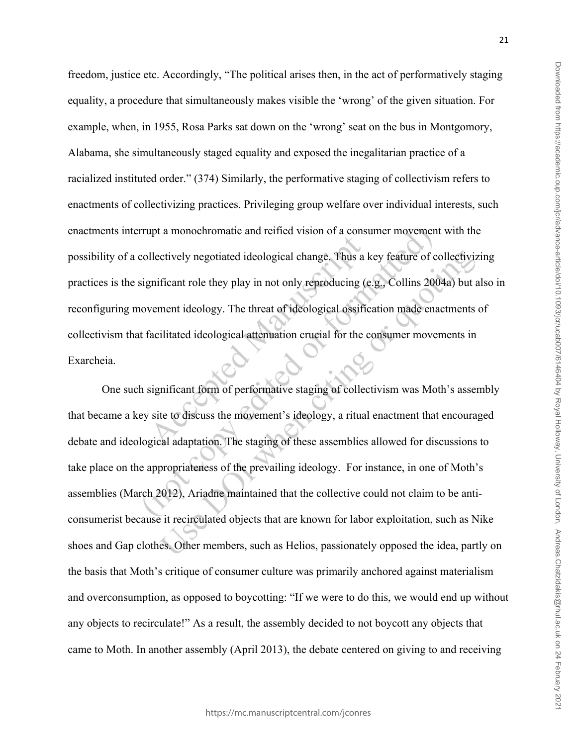freedom, justice etc. Accordingly, "The political arises then, in the act of performatively staging equality, a procedure that simultaneously makes visible the 'wrong' of the given situation. For example, when, in 1955, Rosa Parks sat down on the 'wrong' seat on the bus in Montgomory, Alabama, she simultaneously staged equality and exposed the inegalitarian practice of a racialized instituted order." (374) Similarly, the performative staging of collectivism refers to enactments of collectivizing practices. Privileging group welfare over individual interests, such enactments interrupt a monochromatic and reified vision of a consumer movement with the possibility of a collectively negotiated ideological change. Thus a key feature of collectivizing practices is the significant role they play in not only reproducing (e.g., Collins 2004a) but also in reconfiguring movement ideology. The threat of ideological ossification made enactments of collectivism that facilitated ideological attenuation crucial for the consumer movements in Exarcheia.

One such significant form of performative staging of collectivism was Moth's assembly that became a key site to discuss the movement's ideology, a ritual enactment that encouraged debate and ideological adaptation. The staging of these assemblies allowed for discussions to take place on the appropriateness of the prevailing ideology. For instance, in one of Moth's assemblies (March 2012), Ariadne maintained that the collective could not claim to be anti-consumerist because it recirculated objects that are known for labor exploitation, such as Nike shoes and Gap clothes. Other members, such as Helios, passionately opposed the idea, partly on the basis that Moth's critique of consumer culture was primarily anchored against materialism and overconsumption, as opposed to boycotting: "If we were to do this, we would end up without any objects to recirculate!" As a result, the assembly decided to not boycott any objects that came to Moth. In another assembly (April 2013), the debate centered on giving to and receiving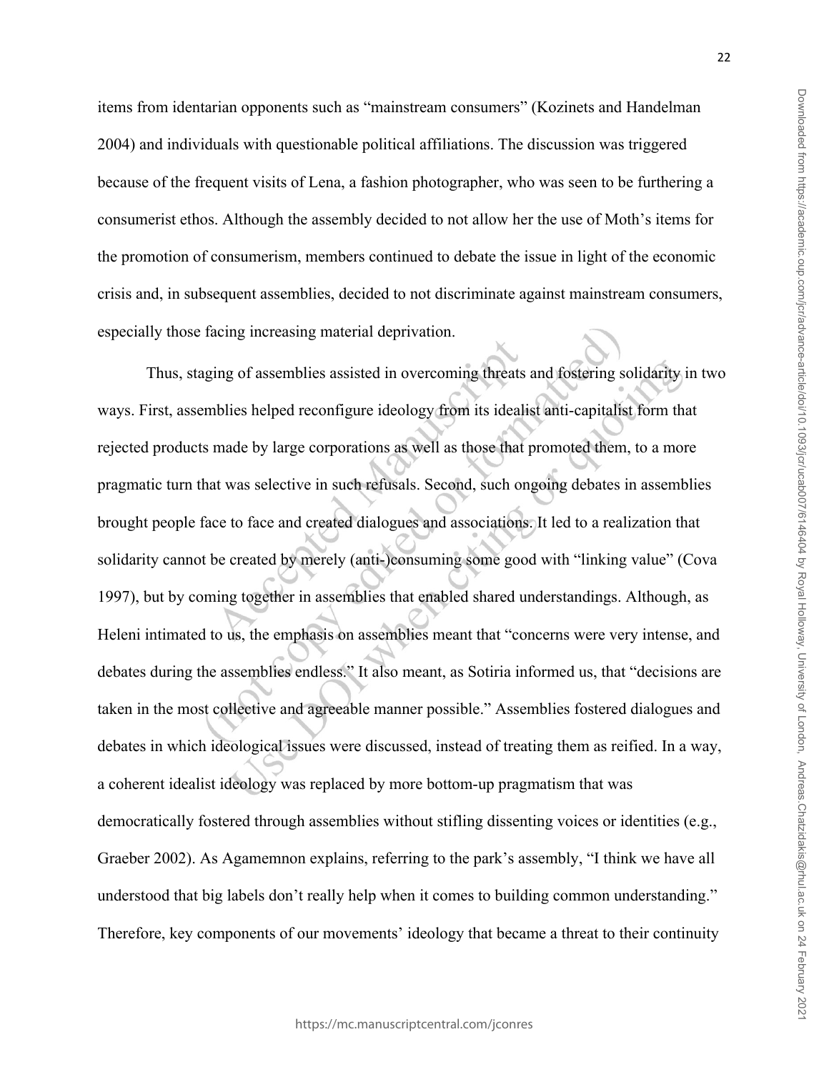items from identarian opponents such as "mainstream consumers" (Kozinets and Handelman 2004) and individuals with questionable political affiliations. The discussion was triggered because of the frequent visits of Lena, a fashion photographer, who was seen to be furthering a consumerist ethos. Although the assembly decided to not allow her the use of Moth's items for the promotion of consumerism, members continued to debate the issue in light of the economic crisis and, in subsequent assemblies, decided to not discriminate against mainstream consumers, especially those facing increasing material deprivation.

Thus, staging of assemblies assisted in overcoming threats and fostering solidarity in two ways. First, assemblies helped reconfigure ideology from its idealist anti-capitalist form that rejected products made by large corporations as well as those that promoted them, to a more pragmatic turn that was selective in such refusals. Second, such ongoing debates in assemblies brought people face to face and created dialogues and associations. It led to a realization that solidarity cannot be created by merely (anti-)consuming some good with "linking value" (Cova 1997), but by coming together in assemblies that enabled shared understandings. Although, as Heleni intimated to us, the emphasis on assemblies meant that "concerns were very intense, and debates during the assemblies endless." It also meant, as Sotiria informed us, that "decisions are taken in the most collective and agreeable manner possible." Assemblies fostered dialogues and debates in which ideological issues were discussed, instead of treating them as reified. In a way, a coherent idealist ideology was replaced by more bottom-up pragmatism that was democratically fostered through assemblies without stifling dissenting voices or identities (e.g., Graeber 2002). As Agamemnon explains, referring to the park's assembly, "I think we have all understood that big labels don't really help when it comes to building common understanding." Therefore, key components of our movements' ideology that became a threat to their continuity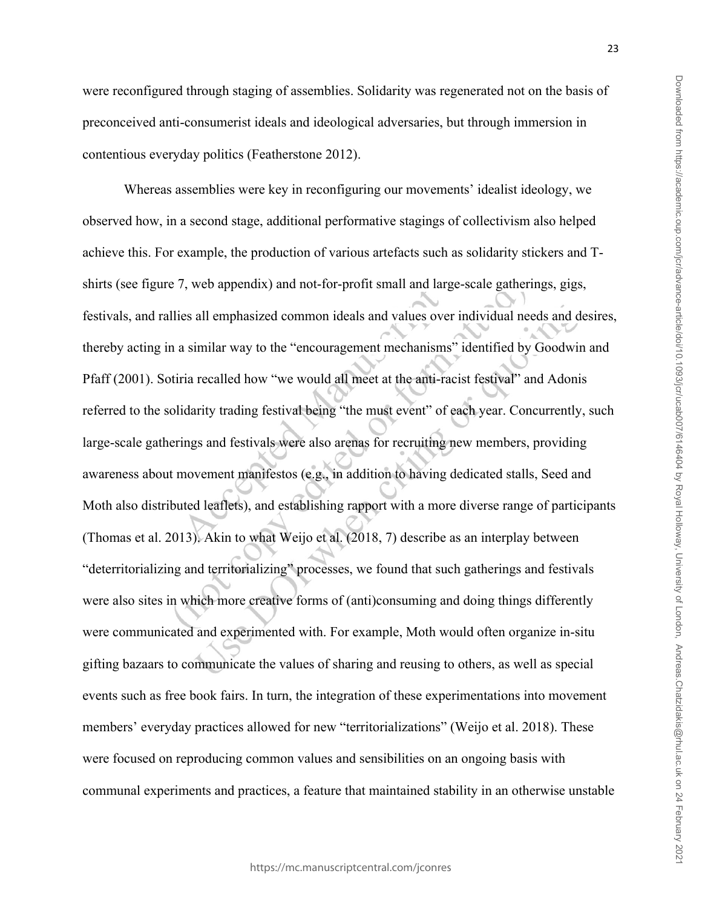were reconfigured through staging of assemblies. Solidarity was regenerated not on the basis of preconceived anti-consumerist ideals and ideological adversaries, but through immersion in contentious everyday politics (Featherstone 2012).

Whereas assemblies were key in reconfiguring our movements' idealist ideology, we observed how, in a second stage, additional performative stagings of collectivism also helped achieve this. For example, the production of various artefacts such as solidarity stickers and T-shirts (see figure 7, web appendix) and not-for-profit small and large-scale gatherings, gigs, festivals, and rallies all emphasized common ideals and values over individual needs and desires, thereby acting in a similar way to the "encouragement mechanisms" identified by Goodwin and Pfaff (2001). Sotiria recalled how "we would all meet at the anti-racist festival" and Adonis referred to the solidarity trading festival being "the must event" of each year. Concurrently, such large-scale gatherings and festivals were also arenas for recruiting new members, providing awareness about movement manifestos (e.g., in addition to having dedicated stalls, Seed and Moth also distributed leaflets), and establishing rapport with a more diverse range of participants (Thomas et al. 2013). Akin to what Weijo et al. (2018, 7) describe as an interplay between "deterritorializing and territorializing" processes, we found that such gatherings and festivals were also sites in which more creative forms of (anti)consuming and doing things differently were communicated and experimented with. For example, Moth would often organize in-situ gifting bazaars to communicate the values of sharing and reusing to others, as well as special events such as free book fairs. In turn, the integration of these experimentations into movement members' everyday practices allowed for new "territorializations" (Weijo et al. 2018). These were focused on reproducing common values and sensibilities on an ongoing basis with communal experiments and practices, a feature that maintained stability in an otherwise unstable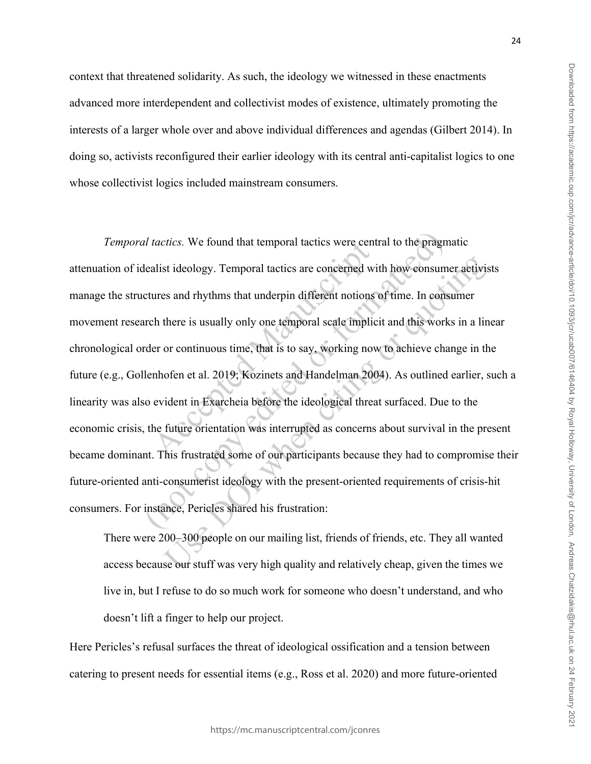context that threatened solidarity. As such, the ideology we witnessed in these enactments advanced more interdependent and collectivist modes of existence, ultimately promoting the interests of a larger whole over and above individual differences and agendas (Gilbert 2014). In doing so, activists reconfigured their earlier ideology with its central anti-capitalist logics to one whose collectivist logics included mainstream consumers.

*Temporal tactics.* We found that temporal tactics were central to the pragmatic attenuation of idealist ideology. Temporal tactics are concerned with how consumer activists manage the structures and rhythms that underpin different notions of time. In consumer movement research there is usually only one temporal scale implicit and this works in a linear chronological order or continuous time, that is to say, working now to achieve change in the future (e.g., Gollenhofen et al. 2019; Kozinets and Handelman 2004). As outlined earlier, such a linearity was also evident in Exarcheia before the ideological threat surfaced. Due to the economic crisis, the future orientation was interrupted as concerns about survival in the present became dominant. This frustrated some of our participants because they had to compromise their future-oriented anti-consumerist ideology with the present-oriented requirements of crisis-hit consumers. For instance, Pericles shared his frustration:

> There were 200–300 people on our mailing list, friends of friends, etc. They all wanted access because our stuff was very high quality and relatively cheap, given the times we live in, but I refuse to do so much work for someone who doesn't understand, and who doesn't lift a finger to help our project.

Here Pericles's refusal surfaces the threat of ideological ossification and a tension between catering to present needs for essential items (e.g., Ross et al. 2020) and more future-oriented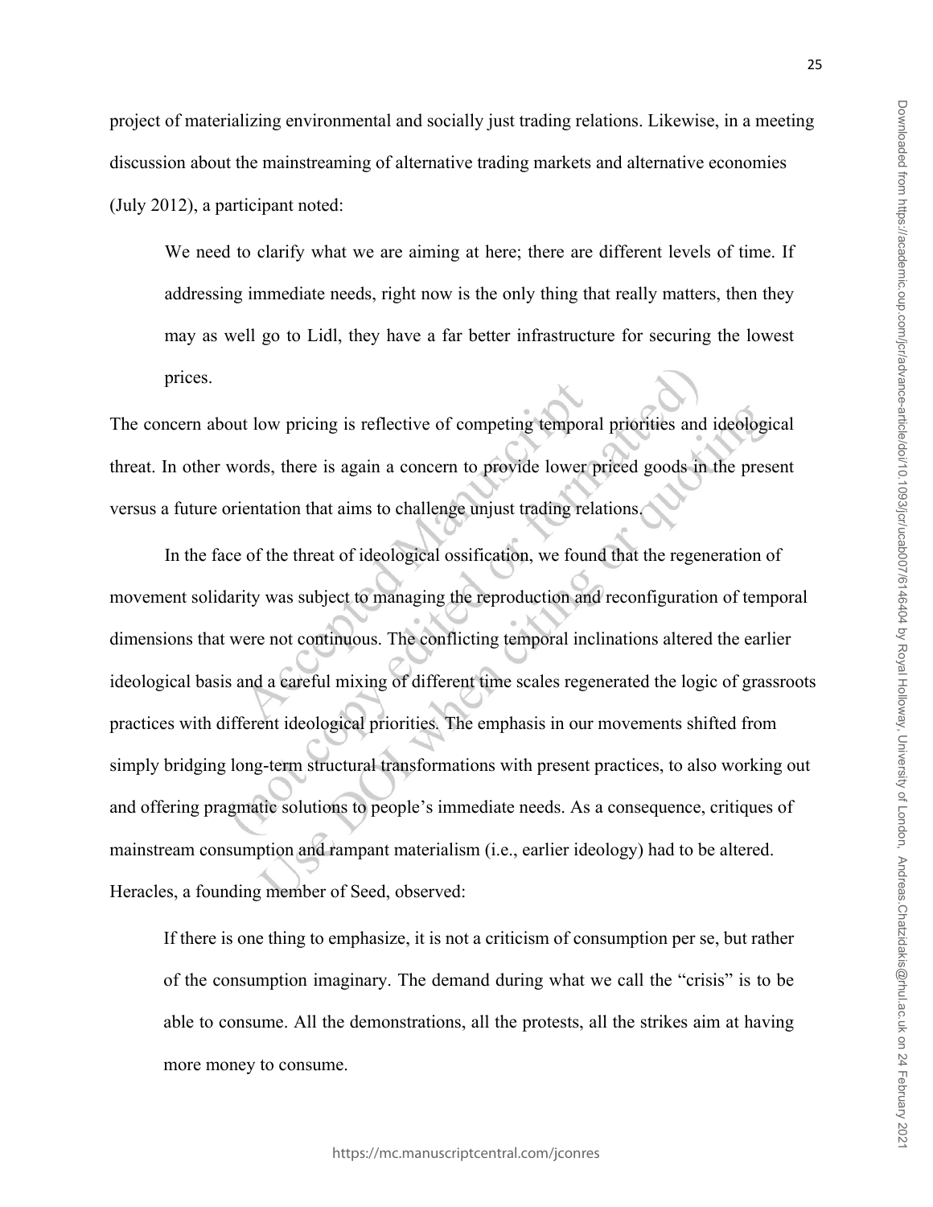project of materializing environmental and socially just trading relations. Likewise, in a meeting discussion about the mainstreaming of alternative trading markets and alternative economies (July 2012), a participant noted:

> We need to clarify what we are aiming at here; there are different levels of time. If addressing immediate needs, right now is the only thing that really matters, then they may as well go to Lidl, they have a far better infrastructure for securing the lowest prices.

The concern about low pricing is reflective of competing temporal priorities and ideological threat. In other words, there is again a concern to provide lower priced goods in the present versus a future orientation that aims to challenge unjust trading relations.

In the face of the threat of ideological ossification, we found that the regeneration of movement solidarity was subject to managing the reproduction and reconfiguration of temporal dimensions that were not continuous. The conflicting temporal inclinations altered the earlier ideological basis and a careful mixing of different time scales regenerated the logic of grassroots practices with different ideological priorities. The emphasis in our movements shifted from simply bridging long-term structural transformations with present practices, to also working out and offering pragmatic solutions to people's immediate needs. As a consequence, critiques of mainstream consumption and rampant materialism (i.e., earlier ideology) had to be altered. Heracles, a founding member of Seed, observed:

> If there is one thing to emphasize, it is not a criticism of consumption per se, but rather of the consumption imaginary. The demand during what we call the "crisis" is to be able to consume. All the demonstrations, all the protests, all the strikes aim at having more money to consume.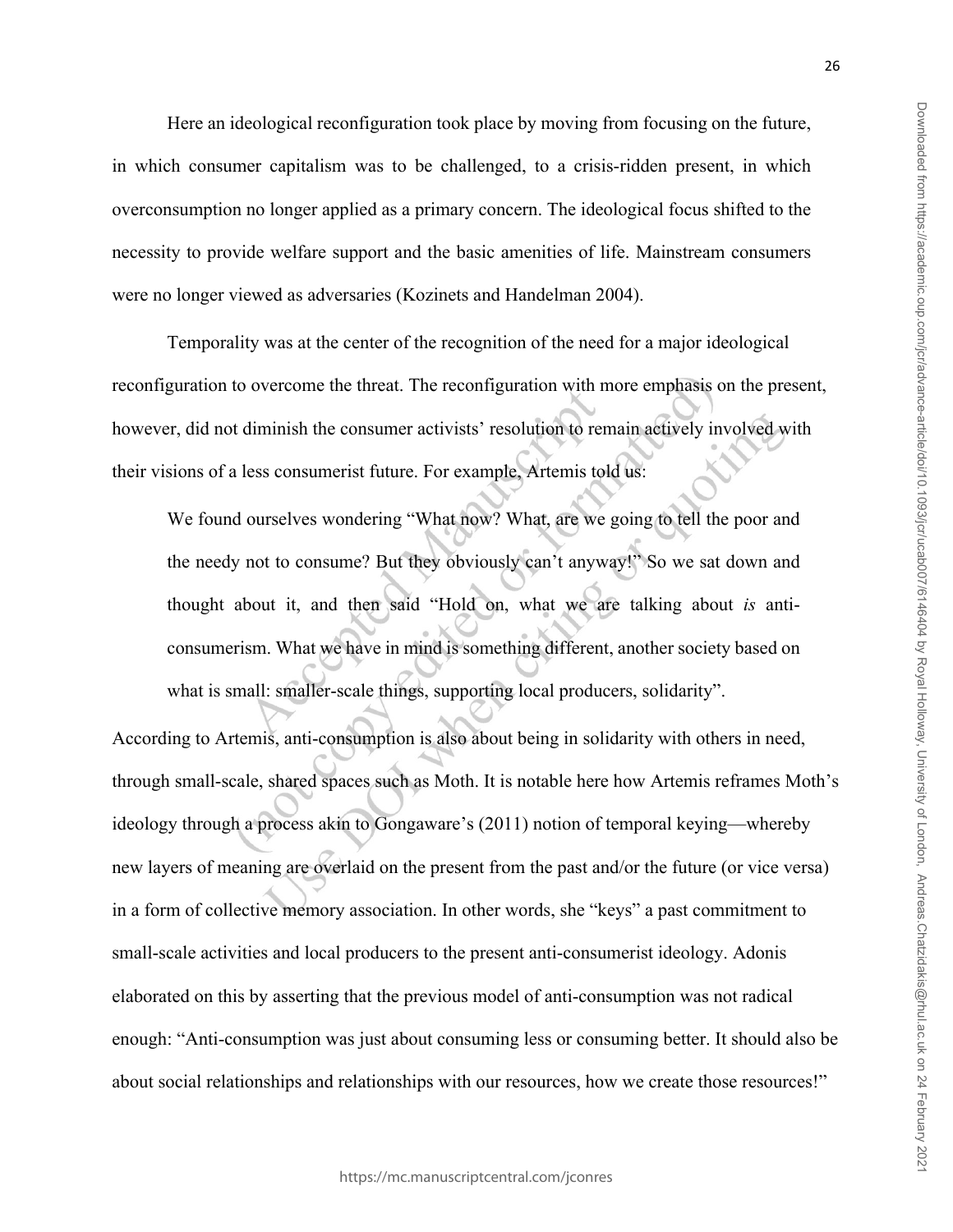Here an ideological reconfiguration took place by moving from focusing on the future, in which consumer capitalism was to be challenged, to a crisis-ridden present, in which overconsumption no longer applied as a primary concern. The ideological focus shifted to the necessity to provide welfare support and the basic amenities of life. Mainstream consumers were no longer viewed as adversaries (Kozinets and Handelman 2004).

Temporality was at the center of the recognition of the need for a major ideological reconfiguration to overcome the threat. The reconfiguration with more emphasis on the present, however, did not diminish the consumer activists' resolution to remain actively involved with their visions of a less consumerist future. For example, Artemis told us:

> We found ourselves wondering "What now? What, are we going to tell the poor and the needy not to consume? But they obviously can't anyway!" So we sat down and thought about it, and then said "Hold on, what we are talking about *is* anti-consumerism. What we have in mind is something different, another society based on what is small: smaller-scale things, supporting local producers, solidarity".

According to Artemis, anti-consumption is also about being in solidarity with others in need, through small-scale, shared spaces such as Moth. It is notable here how Artemis reframes Moth's ideology through a process akin to Gongaware's (2011) notion of temporal keying—whereby new layers of meaning are overlaid on the present from the past and/or the future (or vice versa) in a form of collective memory association. In other words, she "keys" a past commitment to small-scale activities and local producers to the present anti-consumerist ideology. Adonis elaborated on this by asserting that the previous model of anti-consumption was not radical enough: "Anti-consumption was just about consuming less or consuming better. It should also be about social relationships and relationships with our resources, how we create those resources!"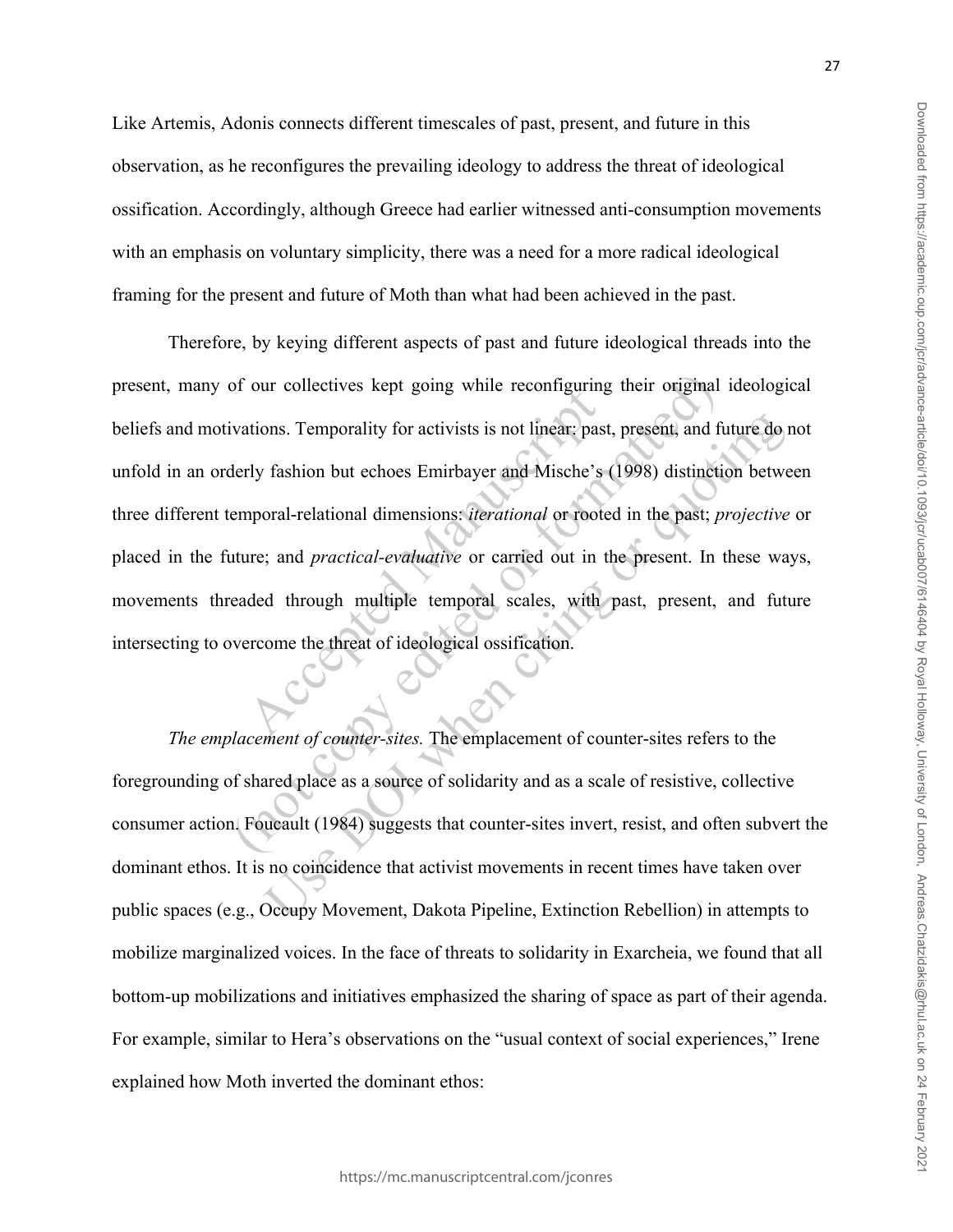Like Artemis, Adonis connects different timescales of past, present, and future in this observation, as he reconfigures the prevailing ideology to address the threat of ideological ossification. Accordingly, although Greece had earlier witnessed anti-consumption movements with an emphasis on voluntary simplicity, there was a need for a more radical ideological framing for the present and future of Moth than what had been achieved in the past.

Therefore, by keying different aspects of past and future ideological threads into the present, many of our collectives kept going while reconfiguring their original ideological beliefs and motivations. Temporality for activists is not linear: past, present, and future do not unfold in an orderly fashion but echoes Emirbayer and Mische's (1998) distinction between three different temporal-relational dimensions: *iterational* or rooted in the past; *projective* or placed in the future; and *practical-evaluative* or carried out in the present. In these ways, movements threaded through multiple temporal scales, with past, present, and future intersecting to overcome the threat of ideological ossification.

*The emplacement of counter-sites.* The emplacement of counter-sites refers to the foregrounding of shared place as a source of solidarity and as a scale of resistive, collective consumer action. Foucault (1984) suggests that counter-sites invert, resist, and often subvert the dominant ethos. It is no coincidence that activist movements in recent times have taken over public spaces (e.g., Occupy Movement, Dakota Pipeline, Extinction Rebellion) in attempts to mobilize marginalized voices. In the face of threats to solidarity in Exarcheia, we found that all bottom-up mobilizations and initiatives emphasized the sharing of space as part of their agenda. For example, similar to Hera's observations on the "usual context of social experiences," Irene explained how Moth inverted the dominant ethos: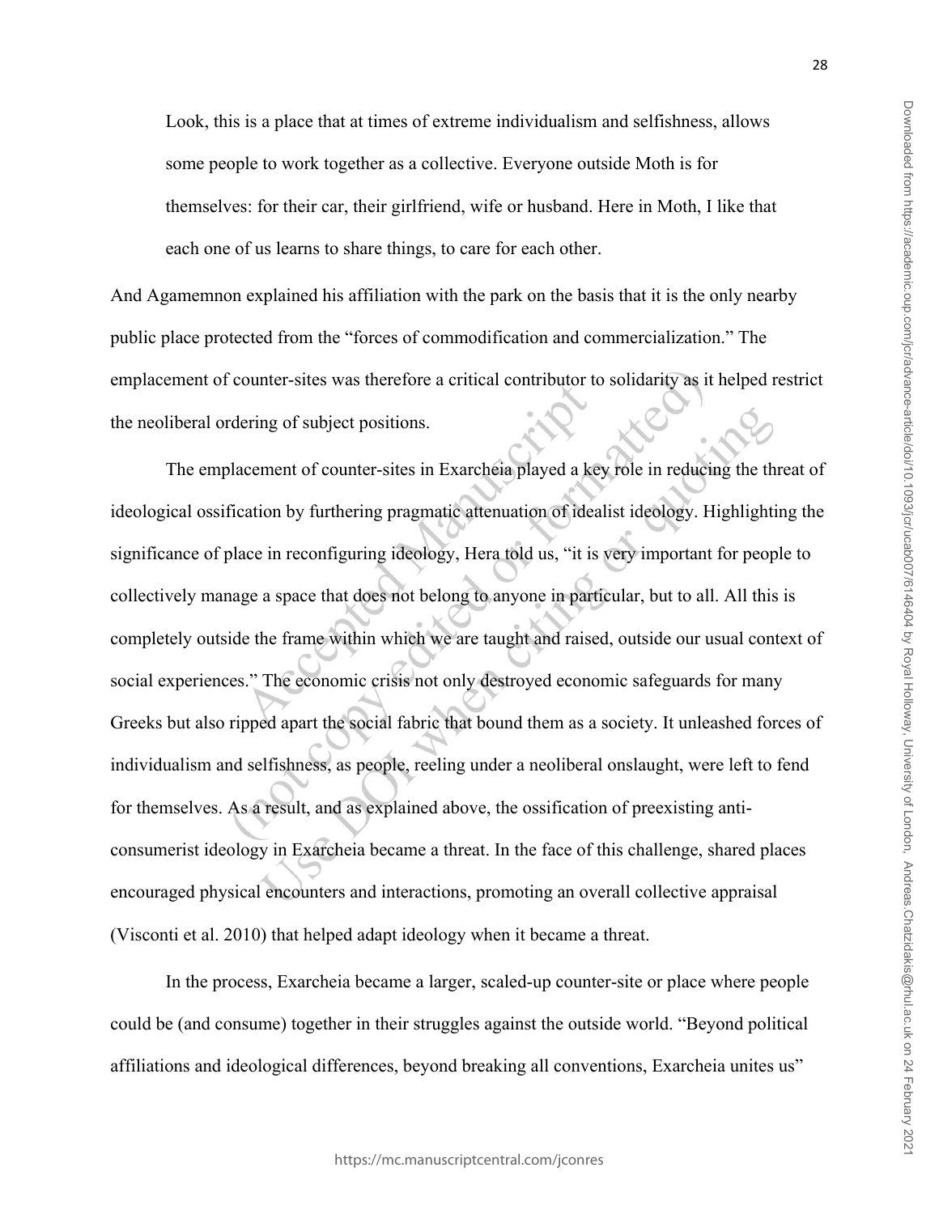> Look, this is a place that at times of extreme individualism and selfishness, allows some people to work together as a collective. Everyone outside Moth is for themselves: for their car, their girlfriend, wife or husband. Here in Moth, I like that each one of us learns to share things, to care for each other.

And Agamemnon explained his affiliation with the park on the basis that it is the only nearby public place protected from the "forces of commodification and commercialization." The emplacement of counter-sites was therefore a critical contributor to solidarity as it helped restrict the neoliberal ordering of subject positions.

The emplacement of counter-sites in Exarcheia played a key role in reducing the threat of ideological ossification by furthering pragmatic attenuation of idealist ideology. Highlighting the significance of place in reconfiguring ideology, Hera told us, "it is very important for people to collectively manage a space that does not belong to anyone in particular, but to all. All this is completely outside the frame within which we are taught and raised, outside our usual context of social experiences." The economic crisis not only destroyed economic safeguards for many Greeks but also ripped apart the social fabric that bound them as a society. It unleashed forces of individualism and selfishness, as people, reeling under a neoliberal onslaught, were left to fend for themselves. As a result, and as explained above, the ossification of preexisting anti-consumerist ideology in Exarcheia became a threat. In the face of this challenge, shared places encouraged physical encounters and interactions, promoting an overall collective appraisal (Visconti et al. 2010) that helped adapt ideology when it became a threat.

In the process, Exarcheia became a larger, scaled-up counter-site or place where people could be (and consume) together in their struggles against the outside world. "Beyond political affiliations and ideological differences, beyond breaking all conventions, Exarcheia unites us"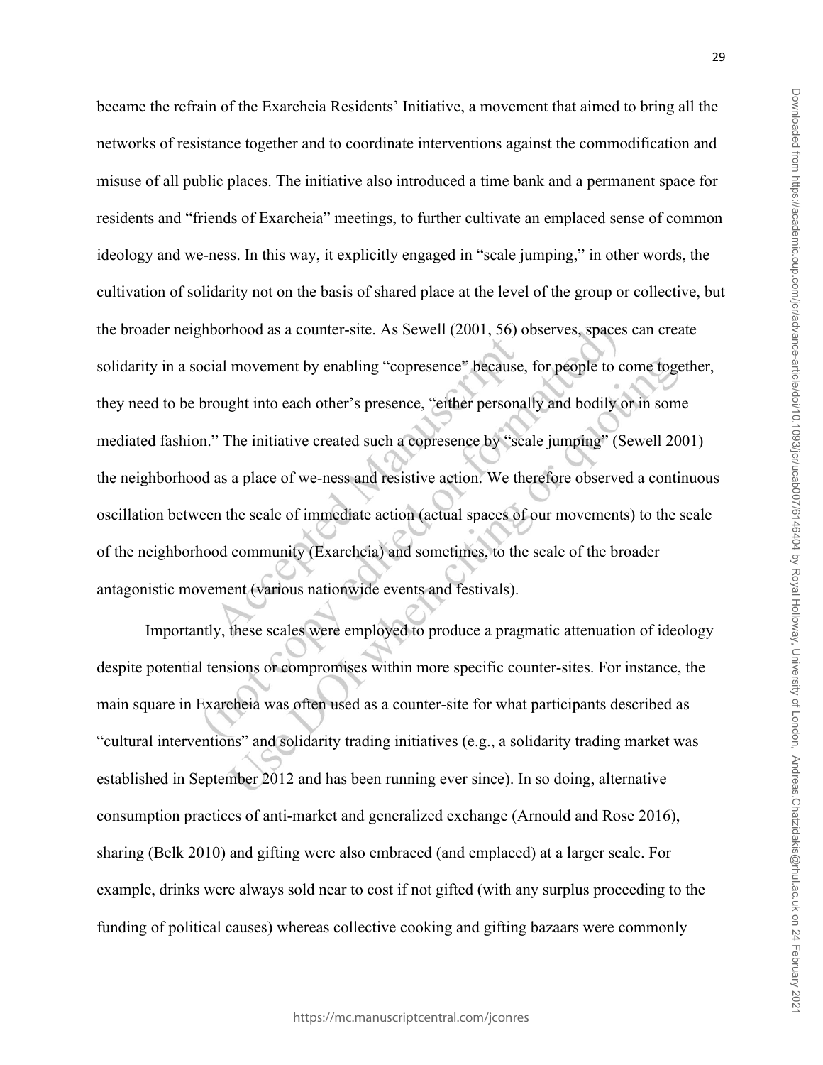became the refrain of the Exarcheia Residents' Initiative, a movement that aimed to bring all the networks of resistance together and to coordinate interventions against the commodification and misuse of all public places. The initiative also introduced a time bank and a permanent space for residents and "friends of Exarcheia" meetings, to further cultivate an emplaced sense of common ideology and we-ness. In this way, it explicitly engaged in "scale jumping," in other words, the cultivation of solidarity not on the basis of shared place at the level of the group or collective, but the broader neighborhood as a counter-site. As Sewell (2001, 56) observes, spaces can create solidarity in a social movement by enabling "copresence" because, for people to come together, they need to be brought into each other's presence, "either personally and bodily or in some mediated fashion." The initiative created such a copresence by "scale jumping" (Sewell 2001) the neighborhood as a place of we-ness and resistive action. We therefore observed a continuous oscillation between the scale of immediate action (actual spaces of our movements) to the scale of the neighborhood community (Exarcheia) and sometimes, to the scale of the broader antagonistic movement (various nationwide events and festivals).

Importantly, these scales were employed to produce a pragmatic attenuation of ideology despite potential tensions or compromises within more specific counter-sites. For instance, the main square in Exarcheia was often used as a counter-site for what participants described as "cultural interventions" and solidarity trading initiatives (e.g., a solidarity trading market was established in September 2012 and has been running ever since). In so doing, alternative consumption practices of anti-market and generalized exchange (Arnould and Rose 2016), sharing (Belk 2010) and gifting were also embraced (and emplaced) at a larger scale. For example, drinks were always sold near to cost if not gifted (with any surplus proceeding to the funding of political causes) whereas collective cooking and gifting bazaars were commonly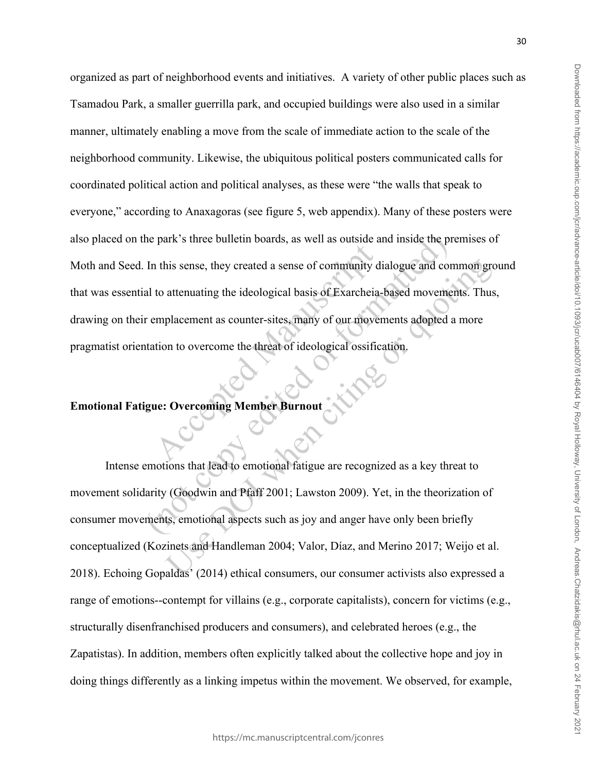organized as part of neighborhood events and initiatives. A variety of other public places such as Tsamadou Park, a smaller guerrilla park, and occupied buildings were also used in a similar manner, ultimately enabling a move from the scale of immediate action to the scale of the neighborhood community. Likewise, the ubiquitous political posters communicated calls for coordinated political action and political analyses, as these were "the walls that speak to everyone," according to Anaxagoras (see figure 5, web appendix). Many of these posters were also placed on the park's three bulletin boards, as well as outside and inside the premises of Moth and Seed. In this sense, they created a sense of community dialogue and common ground that was essential to attenuating the ideological basis of Exarcheia-based movements. Thus, drawing on their emplacement as counter-sites, many of our movements adopted a more pragmatist orientation to overcome the threat of ideological ossification.

**Emotional Fatigue: Overcoming Member Burnout**

Intense emotions that lead to emotional fatigue are recognized as a key threat to movement solidarity (Goodwin and Pfaff 2001; Lawston 2009). Yet, in the theorization of consumer movements, emotional aspects such as joy and anger have only been briefly conceptualized (Kozinets and Handleman 2004; Valor, Díaz, and Merino 2017; Weijo et al. 2018). Echoing Gopaldas' (2014) ethical consumers, our consumer activists also expressed a range of emotions--contempt for villains (e.g., corporate capitalists), concern for victims (e.g., structurally disenfranchised producers and consumers), and celebrated heroes (e.g., the Zapatistas). In addition, members often explicitly talked about the collective hope and joy in doing things differently as a linking impetus within the movement. We observed, for example,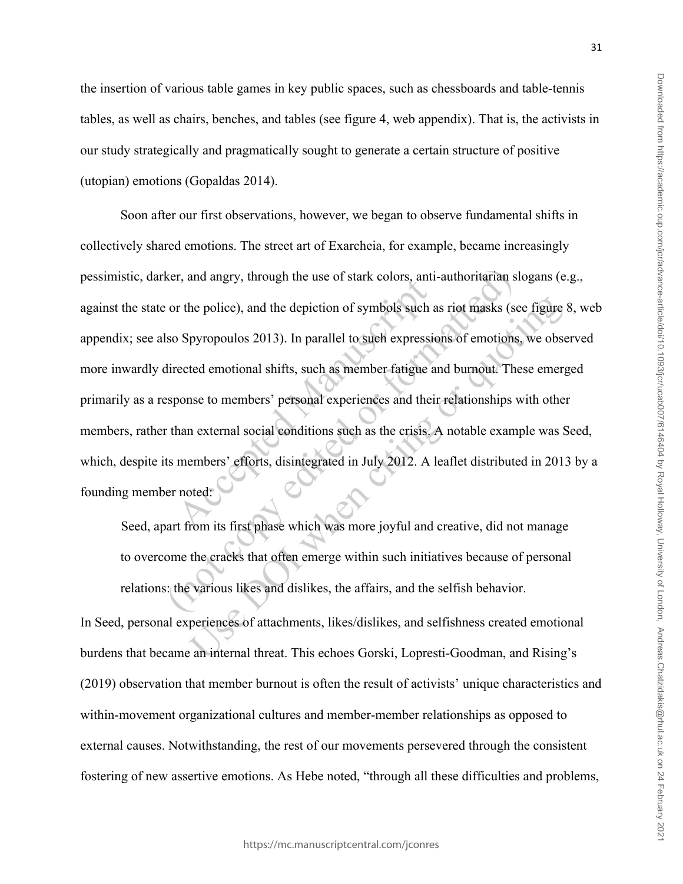the insertion of various table games in key public spaces, such as chessboards and table-tennis tables, as well as chairs, benches, and tables (see figure 4, web appendix). That is, the activists in our study strategically and pragmatically sought to generate a certain structure of positive (utopian) emotions (Gopaldas 2014).

Soon after our first observations, however, we began to observe fundamental shifts in collectively shared emotions. The street art of Exarcheia, for example, became increasingly pessimistic, darker, and angry, through the use of stark colors, anti-authoritarian slogans (e.g., against the state or the police), and the depiction of symbols such as riot masks (see figure 8, web appendix; see also Spyropoulos 2013). In parallel to such expressions of emotions, we observed more inwardly directed emotional shifts, such as member fatigue and burnout. These emerged primarily as a response to members' personal experiences and their relationships with other members, rather than external social conditions such as the crisis. A notable example was Seed, which, despite its members' efforts, disintegrated in July 2012. A leaflet distributed in 2013 by a founding member noted:

> Seed, apart from its first phase which was more joyful and creative, did not manage to overcome the cracks that often emerge within such initiatives because of personal relations: the various likes and dislikes, the affairs, and the selfish behavior.

In Seed, personal experiences of attachments, likes/dislikes, and selfishness created emotional burdens that became an internal threat. This echoes Gorski, Lopresti-Goodman, and Rising's (2019) observation that member burnout is often the result of activists' unique characteristics and within-movement organizational cultures and member-member relationships as opposed to external causes. Notwithstanding, the rest of our movements persevered through the consistent fostering of new assertive emotions. As Hebe noted, "through all these difficulties and problems,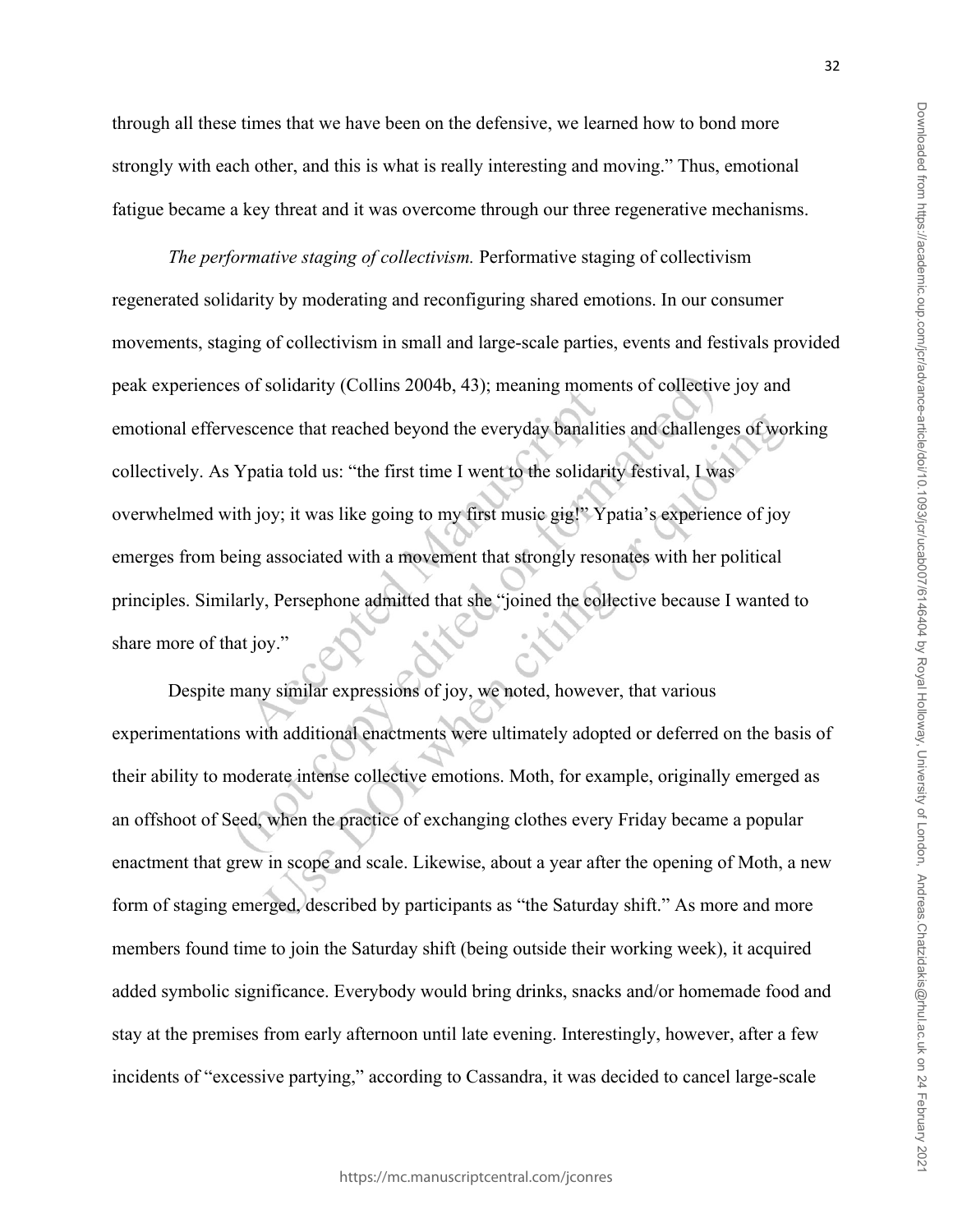through all these times that we have been on the defensive, we learned how to bond more strongly with each other, and this is what is really interesting and moving." Thus, emotional fatigue became a key threat and it was overcome through our three regenerative mechanisms.

*The performative staging of collectivism.* Performative staging of collectivism regenerated solidarity by moderating and reconfiguring shared emotions. In our consumer movements, staging of collectivism in small and large-scale parties, events and festivals provided peak experiences of solidarity (Collins 2004b, 43); meaning moments of collective joy and emotional effervescence that reached beyond the everyday banalities and challenges of working collectively. As Ypatia told us: "the first time I went to the solidarity festival, I was overwhelmed with joy; it was like going to my first music gig!" Ypatia's experience of joy emerges from being associated with a movement that strongly resonates with her political principles. Similarly, Persephone admitted that she "joined the collective because I wanted to share more of that joy."

Despite many similar expressions of joy, we noted, however, that various experimentations with additional enactments were ultimately adopted or deferred on the basis of their ability to moderate intense collective emotions. Moth, for example, originally emerged as an offshoot of Seed, when the practice of exchanging clothes every Friday became a popular enactment that grew in scope and scale. Likewise, about a year after the opening of Moth, a new form of staging emerged, described by participants as "the Saturday shift." As more and more members found time to join the Saturday shift (being outside their working week), it acquired added symbolic significance. Everybody would bring drinks, snacks and/or homemade food and stay at the premises from early afternoon until late evening. Interestingly, however, after a few incidents of "excessive partying," according to Cassandra, it was decided to cancel large-scale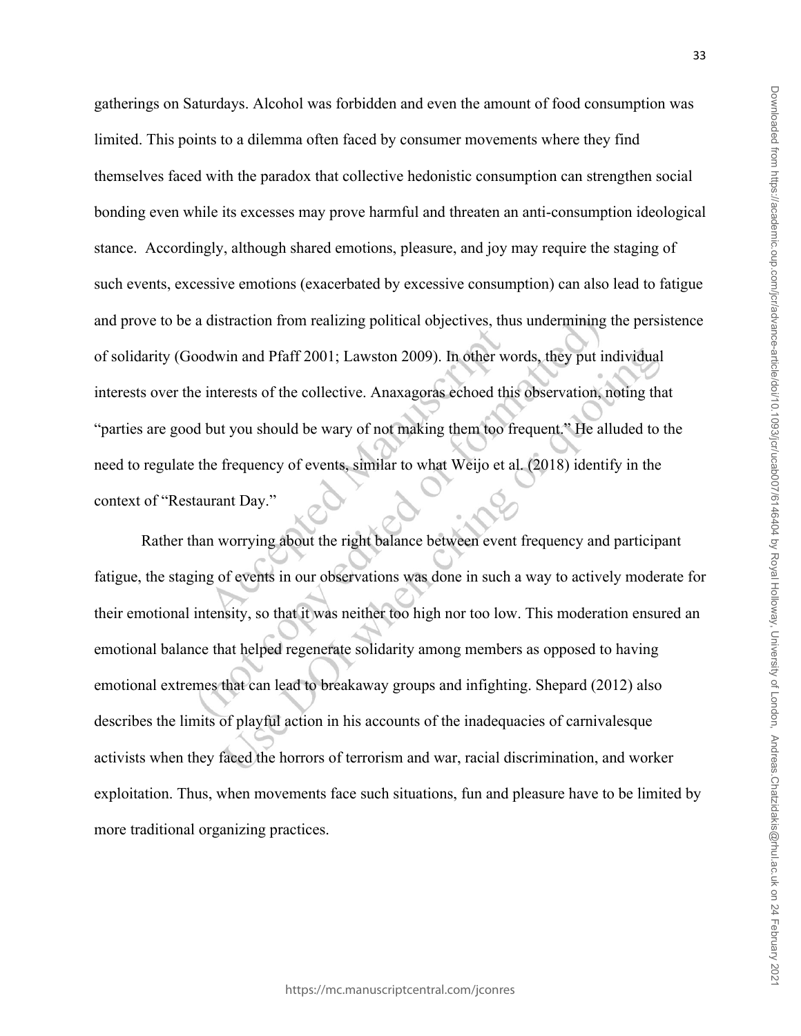gatherings on Saturdays. Alcohol was forbidden and even the amount of food consumption was limited. This points to a dilemma often faced by consumer movements where they find themselves faced with the paradox that collective hedonistic consumption can strengthen social bonding even while its excesses may prove harmful and threaten an anti-consumption ideological stance. Accordingly, although shared emotions, pleasure, and joy may require the staging of such events, excessive emotions (exacerbated by excessive consumption) can also lead to fatigue and prove to be a distraction from realizing political objectives, thus undermining the persistence of solidarity (Goodwin and Pfaff 2001; Lawston 2009). In other words, they put individual interests over the interests of the collective. Anaxagoras echoed this observation, noting that "parties are good but you should be wary of not making them too frequent." He alluded to the need to regulate the frequency of events, similar to what Weijo et al. (2018) identify in the context of "Restaurant Day."

Rather than worrying about the right balance between event frequency and participant fatigue, the staging of events in our observations was done in such a way to actively moderate for their emotional intensity, so that it was neither too high nor too low. This moderation ensured an emotional balance that helped regenerate solidarity among members as opposed to having emotional extremes that can lead to breakaway groups and infighting. Shepard (2012) also describes the limits of playful action in his accounts of the inadequacies of carnivalesque activists when they faced the horrors of terrorism and war, racial discrimination, and worker exploitation. Thus, when movements face such situations, fun and pleasure have to be limited by more traditional organizing practices.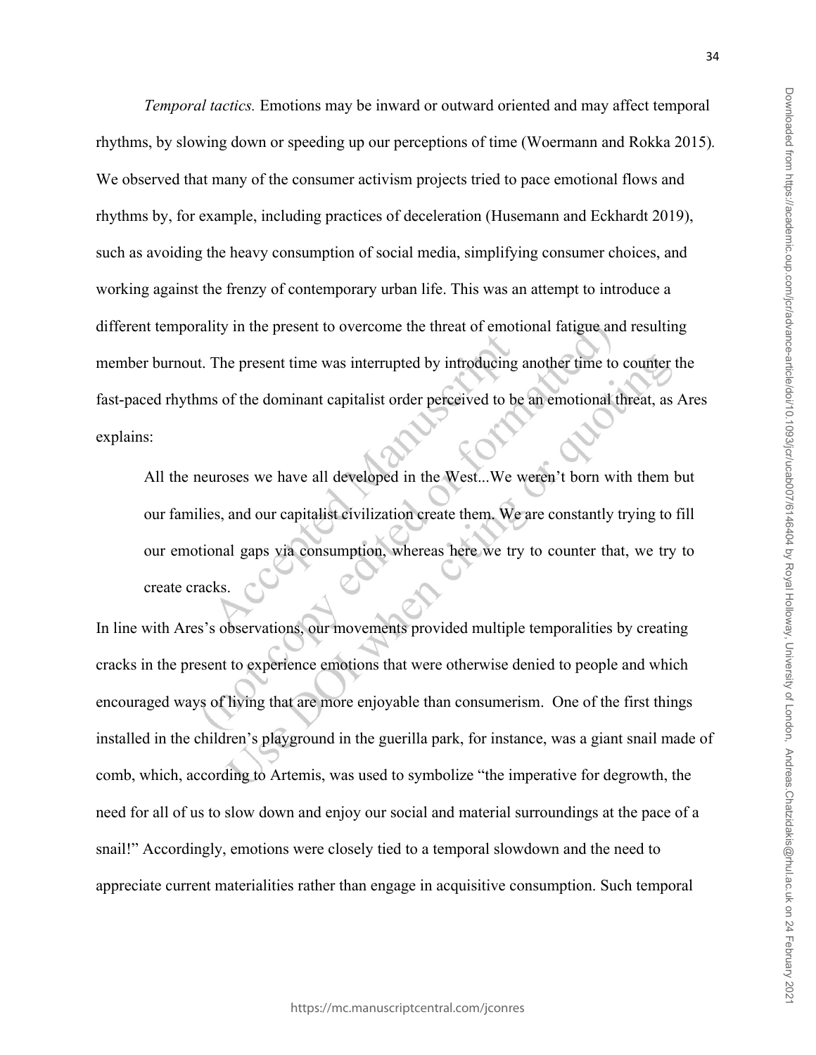*Temporal tactics.* Emotions may be inward or outward oriented and may affect temporal rhythms, by slowing down or speeding up our perceptions of time (Woermann and Rokka 2015). We observed that many of the consumer activism projects tried to pace emotional flows and rhythms by, for example, including practices of deceleration (Husemann and Eckhardt 2019), such as avoiding the heavy consumption of social media, simplifying consumer choices, and working against the frenzy of contemporary urban life. This was an attempt to introduce a different temporality in the present to overcome the threat of emotional fatigue and resulting member burnout. The present time was interrupted by introducing another time to counter the fast-paced rhythms of the dominant capitalist order perceived to be an emotional threat, as Ares explains:

> All the neuroses we have all developed in the West...We weren't born with them but our families, and our capitalist civilization create them. We are constantly trying to fill our emotional gaps via consumption, whereas here we try to counter that, we try to create cracks.

In line with Ares's observations, our movements provided multiple temporalities by creating cracks in the present to experience emotions that were otherwise denied to people and which encouraged ways of living that are more enjoyable than consumerism. One of the first things installed in the children's playground in the guerilla park, for instance, was a giant snail made of comb, which, according to Artemis, was used to symbolize "the imperative for degrowth, the need for all of us to slow down and enjoy our social and material surroundings at the pace of a snail!" Accordingly, emotions were closely tied to a temporal slowdown and the need to appreciate current materialities rather than engage in acquisitive consumption. Such temporal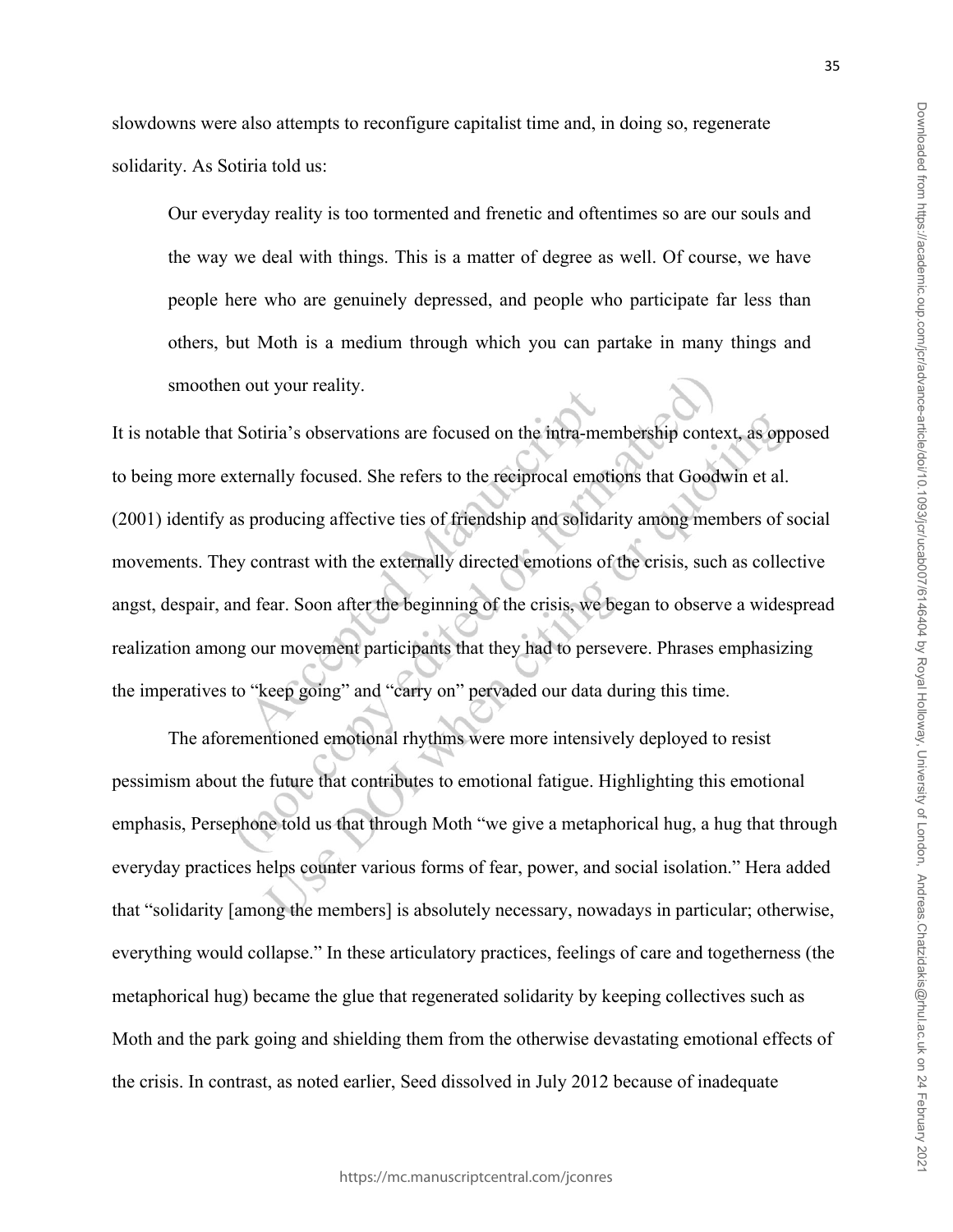slowdowns were also attempts to reconfigure capitalist time and, in doing so, regenerate solidarity. As Sotiria told us:

> Our everyday reality is too tormented and frenetic and oftentimes so are our souls and the way we deal with things. This is a matter of degree as well. Of course, we have people here who are genuinely depressed, and people who participate far less than others, but Moth is a medium through which you can partake in many things and smoothen out your reality.

It is notable that Sotiria's observations are focused on the intra-membership context, as opposed to being more externally focused. She refers to the reciprocal emotions that Goodwin et al. (2001) identify as producing affective ties of friendship and solidarity among members of social movements. They contrast with the externally directed emotions of the crisis, such as collective angst, despair, and fear. Soon after the beginning of the crisis, we began to observe a widespread realization among our movement participants that they had to persevere. Phrases emphasizing the imperatives to "keep going" and "carry on" pervaded our data during this time.

The aforementioned emotional rhythms were more intensively deployed to resist pessimism about the future that contributes to emotional fatigue. Highlighting this emotional emphasis, Persephone told us that through Moth "we give a metaphorical hug, a hug that through everyday practices helps counter various forms of fear, power, and social isolation." Hera added that "solidarity [among the members] is absolutely necessary, nowadays in particular; otherwise, everything would collapse." In these articulatory practices, feelings of care and togetherness (the metaphorical hug) became the glue that regenerated solidarity by keeping collectives such as Moth and the park going and shielding them from the otherwise devastating emotional effects of the crisis. In contrast, as noted earlier, Seed dissolved in July 2012 because of inadequate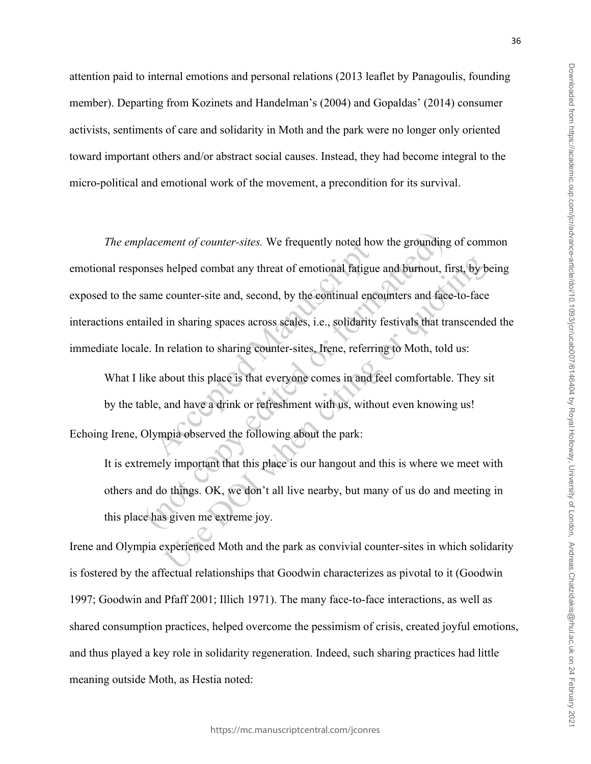attention paid to internal emotions and personal relations (2013 leaflet by Panagoulis, founding member). Departing from Kozinets and Handelman's (2004) and Gopaldas' (2014) consumer activists, sentiments of care and solidarity in Moth and the park were no longer only oriented toward important others and/or abstract social causes. Instead, they had become integral to the micro-political and emotional work of the movement, a precondition for its survival.

*The emplacement of counter-sites.* We frequently noted how the grounding of common emotional responses helped combat any threat of emotional fatigue and burnout, first, by being exposed to the same counter-site and, second, by the continual encounters and face-to-face interactions entailed in sharing spaces across scales, i.e., solidarity festivals that transcended the immediate locale. In relation to sharing counter-sites, Irene, referring to Moth, told us:

> What I like about this place is that everyone comes in and feel comfortable. They sit by the table, and have a drink or refreshment with us, without even knowing us!

Echoing Irene, Olympia observed the following about the park:

> It is extremely important that this place is our hangout and this is where we meet with others and do things. OK, we don't all live nearby, but many of us do and meeting in this place has given me extreme joy.

Irene and Olympia experienced Moth and the park as convivial counter-sites in which solidarity is fostered by the affectual relationships that Goodwin characterizes as pivotal to it (Goodwin 1997; Goodwin and Pfaff 2001; Illich 1971). The many face-to-face interactions, as well as shared consumption practices, helped overcome the pessimism of crisis, created joyful emotions, and thus played a key role in solidarity regeneration. Indeed, such sharing practices had little meaning outside Moth, as Hestia noted: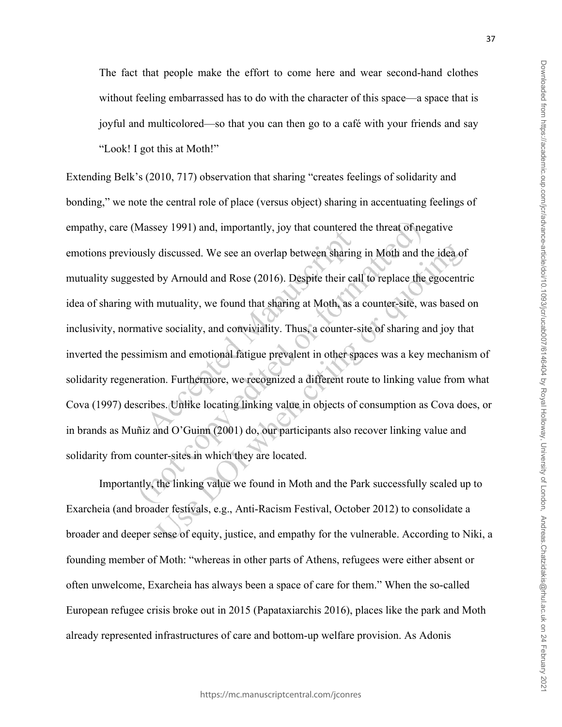> The fact that people make the effort to come here and wear second-hand clothes without feeling embarrassed has to do with the character of this space—a space that is joyful and multicolored—so that you can then go to a café with your friends and say "Look! I got this at Moth!"

Extending Belk's (2010, 717) observation that sharing "creates feelings of solidarity and bonding," we note the central role of place (versus object) sharing in accentuating feelings of empathy, care (Massey 1991) and, importantly, joy that countered the threat of negative emotions previously discussed. We see an overlap between sharing in Moth and the idea of mutuality suggested by Arnould and Rose (2016). Despite their call to replace the egocentric idea of sharing with mutuality, we found that sharing at Moth, as a counter-site, was based on inclusivity, normative sociality, and conviviality. Thus, a counter-site of sharing and joy that inverted the pessimism and emotional fatigue prevalent in other spaces was a key mechanism of solidarity regeneration. Furthermore, we recognized a different route to linking value from what Cova (1997) describes. Unlike locating linking value in objects of consumption as Cova does, or in brands as Muñiz and O'Guinn (2001) do, our participants also recover linking value and solidarity from counter-sites in which they are located.

Importantly, the linking value we found in Moth and the Park successfully scaled up to Exarcheia (and broader festivals, e.g., Anti-Racism Festival, October 2012) to consolidate a broader and deeper sense of equity, justice, and empathy for the vulnerable. According to Niki, a founding member of Moth: "whereas in other parts of Athens, refugees were either absent or often unwelcome, Exarcheia has always been a space of care for them." When the so-called European refugee crisis broke out in 2015 (Papataxiarchis 2016), places like the park and Moth already represented infrastructures of care and bottom-up welfare provision. As Adonis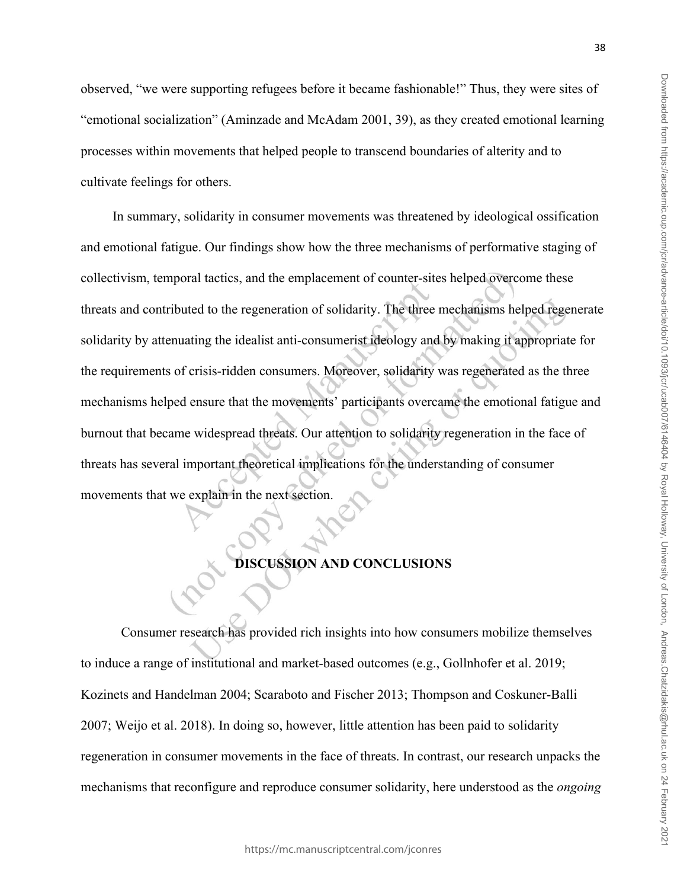observed, "we were supporting refugees before it became fashionable!" Thus, they were sites of "emotional socialization" (Aminzade and McAdam 2001, 39), as they created emotional learning processes within movements that helped people to transcend boundaries of alterity and to cultivate feelings for others.

In summary, solidarity in consumer movements was threatened by ideological ossification and emotional fatigue. Our findings show how the three mechanisms of performative staging of collectivism, temporal tactics, and the emplacement of counter-sites helped overcome these threats and contributed to the regeneration of solidarity. The three mechanisms helped regenerate solidarity by attenuating the idealist anti-consumerist ideology and by making it appropriate for the requirements of crisis-ridden consumers. Moreover, solidarity was regenerated as the three mechanisms helped ensure that the movements' participants overcame the emotional fatigue and burnout that became widespread threats. Our attention to solidarity regeneration in the face of threats has several important theoretical implications for the understanding of consumer movements that we explain in the next section.

## DISCUSSION AND CONCLUSIONS

Consumer research has provided rich insights into how consumers mobilize themselves to induce a range of institutional and market-based outcomes (e.g., Gollnhofer et al. 2019; Kozinets and Handelman 2004; Scaraboto and Fischer 2013; Thompson and Coskuner-Balli 2007; Weijo et al. 2018). In doing so, however, little attention has been paid to solidarity regeneration in consumer movements in the face of threats. In contrast, our research unpacks the mechanisms that reconfigure and reproduce consumer solidarity, here understood as the *ongoing*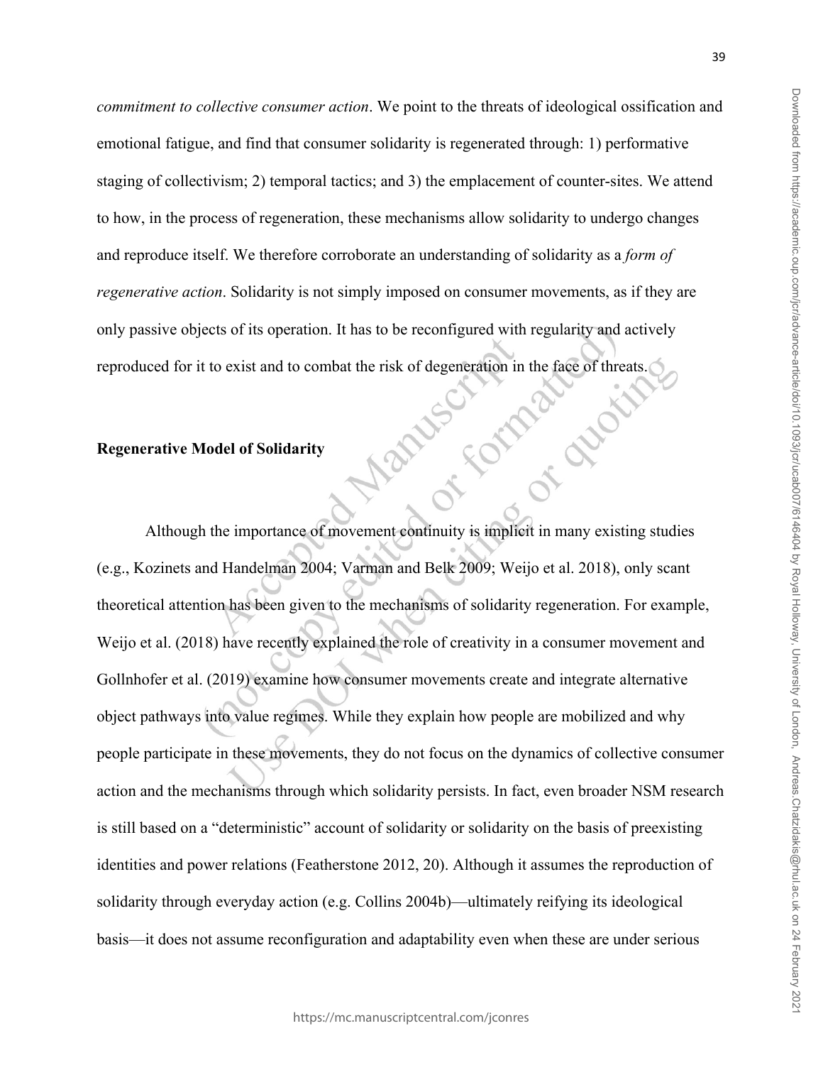*commitment to collective consumer action*. We point to the threats of ideological ossification and emotional fatigue, and find that consumer solidarity is regenerated through: 1) performative staging of collectivism; 2) temporal tactics; and 3) the emplacement of counter-sites. We attend to how, in the process of regeneration, these mechanisms allow solidarity to undergo changes and reproduce itself. We therefore corroborate an understanding of solidarity as a *form of regenerative action*. Solidarity is not simply imposed on consumer movements, as if they are only passive objects of its operation. It has to be reconfigured with regularity and actively reproduced for it to exist and to combat the risk of degeneration in the face of threats.

**Regenerative Model of Solidarity**

Although the importance of movement continuity is implicit in many existing studies (e.g., Kozinets and Handelman 2004; Varman and Belk 2009; Weijo et al. 2018), only scant theoretical attention has been given to the mechanisms of solidarity regeneration. For example, Weijo et al. (2018) have recently explained the role of creativity in a consumer movement and Gollnhofer et al. (2019) examine how consumer movements create and integrate alternative object pathways into value regimes. While they explain how people are mobilized and why people participate in these movements, they do not focus on the dynamics of collective consumer action and the mechanisms through which solidarity persists. In fact, even broader NSM research is still based on a "deterministic" account of solidarity or solidarity on the basis of preexisting identities and power relations (Featherstone 2012, 20). Although it assumes the reproduction of solidarity through everyday action (e.g. Collins 2004b)—ultimately reifying its ideological basis—it does not assume reconfiguration and adaptability even when these are under serious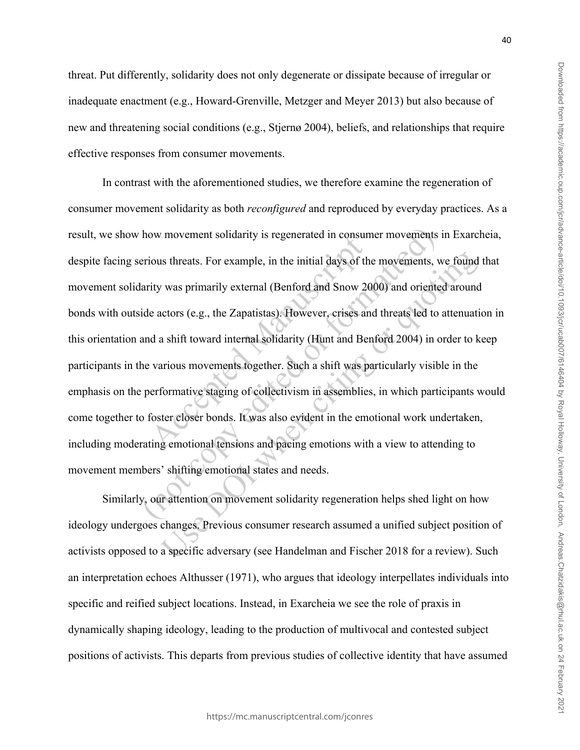threat. Put differently, solidarity does not only degenerate or dissipate because of irregular or inadequate enactment (e.g., Howard-Grenville, Metzger and Meyer 2013) but also because of new and threatening social conditions (e.g., Stjernø 2004), beliefs, and relationships that require effective responses from consumer movements.

In contrast with the aforementioned studies, we therefore examine the regeneration of consumer movement solidarity as both *reconfigured* and reproduced by everyday practices. As a result, we show how movement solidarity is regenerated in consumer movements in Exarcheia, despite facing serious threats. For example, in the initial days of the movements, we found that movement solidarity was primarily external (Benford and Snow 2000) and oriented around bonds with outside actors (e.g., the Zapatistas). However, crises and threats led to attenuation in this orientation and a shift toward internal solidarity (Hunt and Benford 2004) in order to keep participants in the various movements together. Such a shift was particularly visible in the emphasis on the performative staging of collectivism in assemblies, in which participants would come together to foster closer bonds. It was also evident in the emotional work undertaken, including moderating emotional tensions and pacing emotions with a view to attending to movement members' shifting emotional states and needs.

Similarly, our attention on movement solidarity regeneration helps shed light on how ideology undergoes changes. Previous consumer research assumed a unified subject position of activists opposed to a specific adversary (see Handelman and Fischer 2018 for a review). Such an interpretation echoes Althusser (1971), who argues that ideology interpellates individuals into specific and reified subject locations. Instead, in Exarcheia we see the role of praxis in dynamically shaping ideology, leading to the production of multivocal and contested subject positions of activists. This departs from previous studies of collective identity that have assumed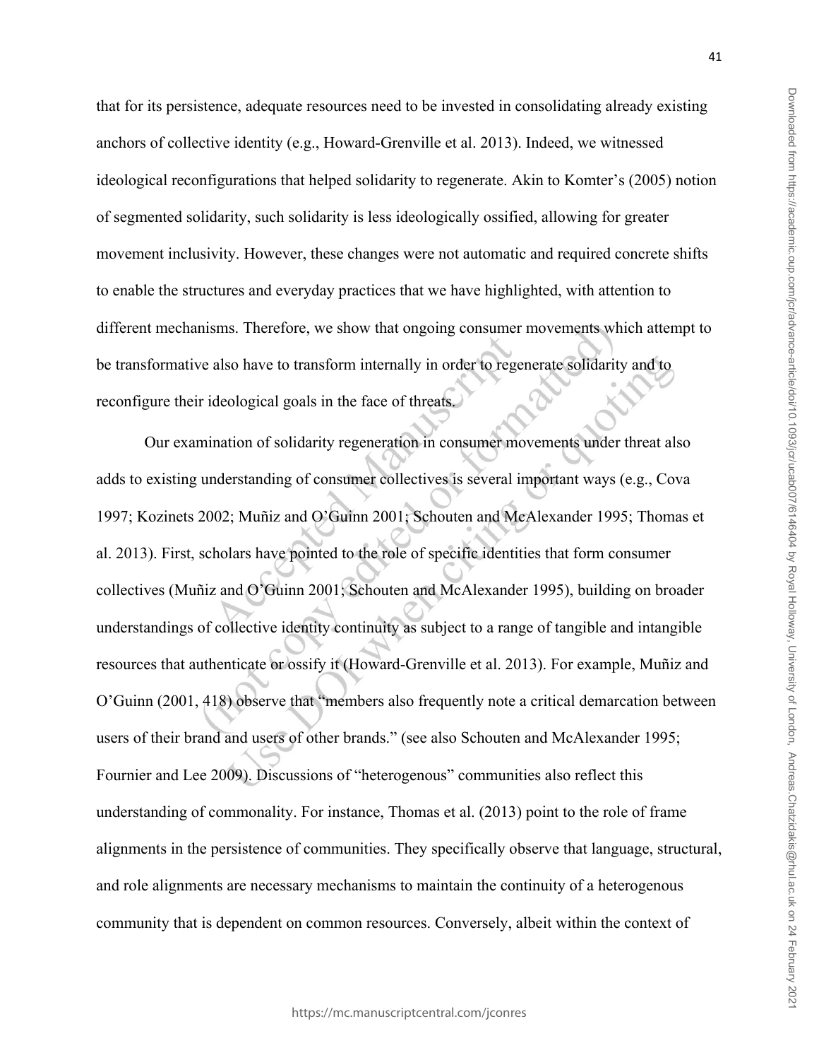that for its persistence, adequate resources need to be invested in consolidating already existing anchors of collective identity (e.g., Howard-Grenville et al. 2013). Indeed, we witnessed ideological reconfigurations that helped solidarity to regenerate. Akin to Komter's (2005) notion of segmented solidarity, such solidarity is less ideologically ossified, allowing for greater movement inclusivity. However, these changes were not automatic and required concrete shifts to enable the structures and everyday practices that we have highlighted, with attention to different mechanisms. Therefore, we show that ongoing consumer movements which attempt to be transformative also have to transform internally in order to regenerate solidarity and to reconfigure their ideological goals in the face of threats.

Our examination of solidarity regeneration in consumer movements under threat also adds to existing understanding of consumer collectives is several important ways (e.g., Cova 1997; Kozinets 2002; Muñiz and O'Guinn 2001; Schouten and McAlexander 1995; Thomas et al. 2013). First, scholars have pointed to the role of specific identities that form consumer collectives (Muñiz and O'Guinn 2001; Schouten and McAlexander 1995), building on broader understandings of collective identity continuity as subject to a range of tangible and intangible resources that authenticate or ossify it (Howard-Grenville et al. 2013). For example, Muñiz and O'Guinn (2001, 418) observe that "members also frequently note a critical demarcation between users of their brand and users of other brands." (see also Schouten and McAlexander 1995; Fournier and Lee 2009). Discussions of "heterogenous" communities also reflect this understanding of commonality. For instance, Thomas et al. (2013) point to the role of frame alignments in the persistence of communities. They specifically observe that language, structural, and role alignments are necessary mechanisms to maintain the continuity of a heterogenous community that is dependent on common resources. Conversely, albeit within the context of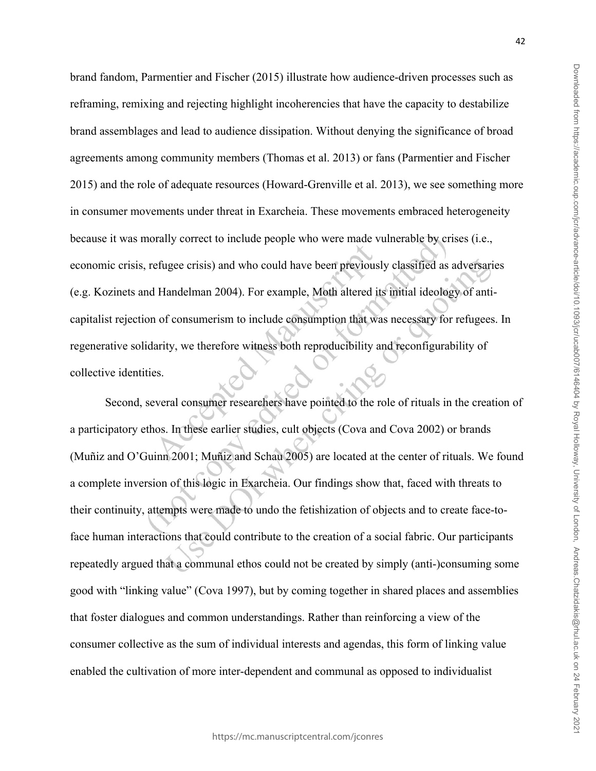brand fandom, Parmentier and Fischer (2015) illustrate how audience-driven processes such as reframing, remixing and rejecting highlight incoherencies that have the capacity to destabilize brand assemblages and lead to audience dissipation. Without denying the significance of broad agreements among community members (Thomas et al. 2013) or fans (Parmentier and Fischer 2015) and the role of adequate resources (Howard-Grenville et al. 2013), we see something more in consumer movements under threat in Exarcheia. These movements embraced heterogeneity because it was morally correct to include people who were made vulnerable by crises (i.e., economic crisis, refugee crisis) and who could have been previously classified as adversaries (e.g. Kozinets and Handelman 2004). For example, Moth altered its initial ideology of anti-capitalist rejection of consumerism to include consumption that was necessary for refugees. In regenerative solidarity, we therefore witness both reproducibility and reconfigurability of collective identities.

Second, several consumer researchers have pointed to the role of rituals in the creation of a participatory ethos. In these earlier studies, cult objects (Cova and Cova 2002) or brands (Muñiz and O'Guinn 2001; Muñiz and Schau 2005) are located at the center of rituals. We found a complete inversion of this logic in Exarcheia. Our findings show that, faced with threats to their continuity, attempts were made to undo the fetishization of objects and to create face-to-face human interactions that could contribute to the creation of a social fabric. Our participants repeatedly argued that a communal ethos could not be created by simply (anti-)consuming some good with "linking value" (Cova 1997), but by coming together in shared places and assemblies that foster dialogues and common understandings. Rather than reinforcing a view of the consumer collective as the sum of individual interests and agendas, this form of linking value enabled the cultivation of more inter-dependent and communal as opposed to individualist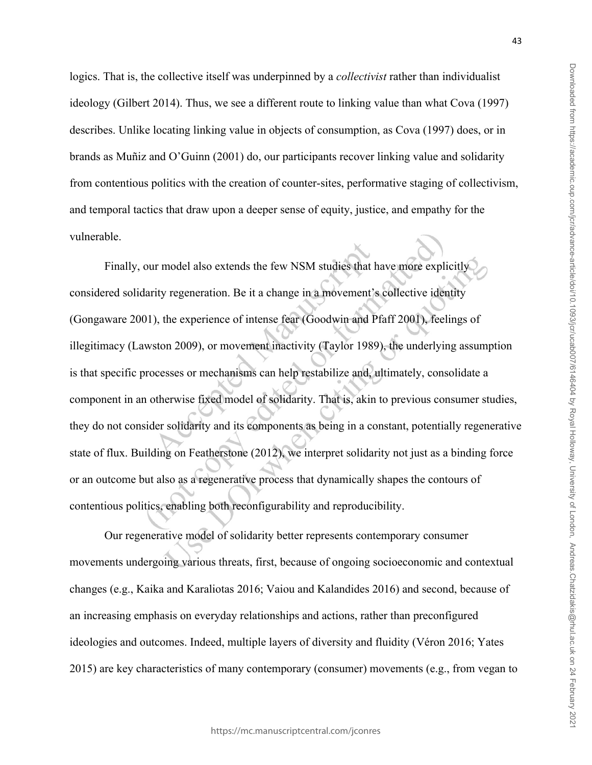logics. That is, the collective itself was underpinned by a *collectivist* rather than individualist ideology (Gilbert 2014). Thus, we see a different route to linking value than what Cova (1997) describes. Unlike locating linking value in objects of consumption, as Cova (1997) does, or in brands as Muñiz and O'Guinn (2001) do, our participants recover linking value and solidarity from contentious politics with the creation of counter-sites, performative staging of collectivism, and temporal tactics that draw upon a deeper sense of equity, justice, and empathy for the vulnerable.

Finally, our model also extends the few NSM studies that have more explicitly considered solidarity regeneration. Be it a change in a movement's collective identity (Gongaware 2001), the experience of intense fear (Goodwin and Pfaff 2001), feelings of illegitimacy (Lawston 2009), or movement inactivity (Taylor 1989), the underlying assumption is that specific processes or mechanisms can help restabilize and, ultimately, consolidate a component in an otherwise fixed model of solidarity. That is, akin to previous consumer studies, they do not consider solidarity and its components as being in a constant, potentially regenerative state of flux. Building on Featherstone (2012), we interpret solidarity not just as a binding force or an outcome but also as a regenerative process that dynamically shapes the contours of contentious politics, enabling both reconfigurability and reproducibility.

Our regenerative model of solidarity better represents contemporary consumer movements undergoing various threats, first, because of ongoing socioeconomic and contextual changes (e.g., Kaika and Karaliotas 2016; Vaiou and Kalandides 2016) and second, because of an increasing emphasis on everyday relationships and actions, rather than preconfigured ideologies and outcomes. Indeed, multiple layers of diversity and fluidity (Véron 2016; Yates 2015) are key characteristics of many contemporary (consumer) movements (e.g., from vegan to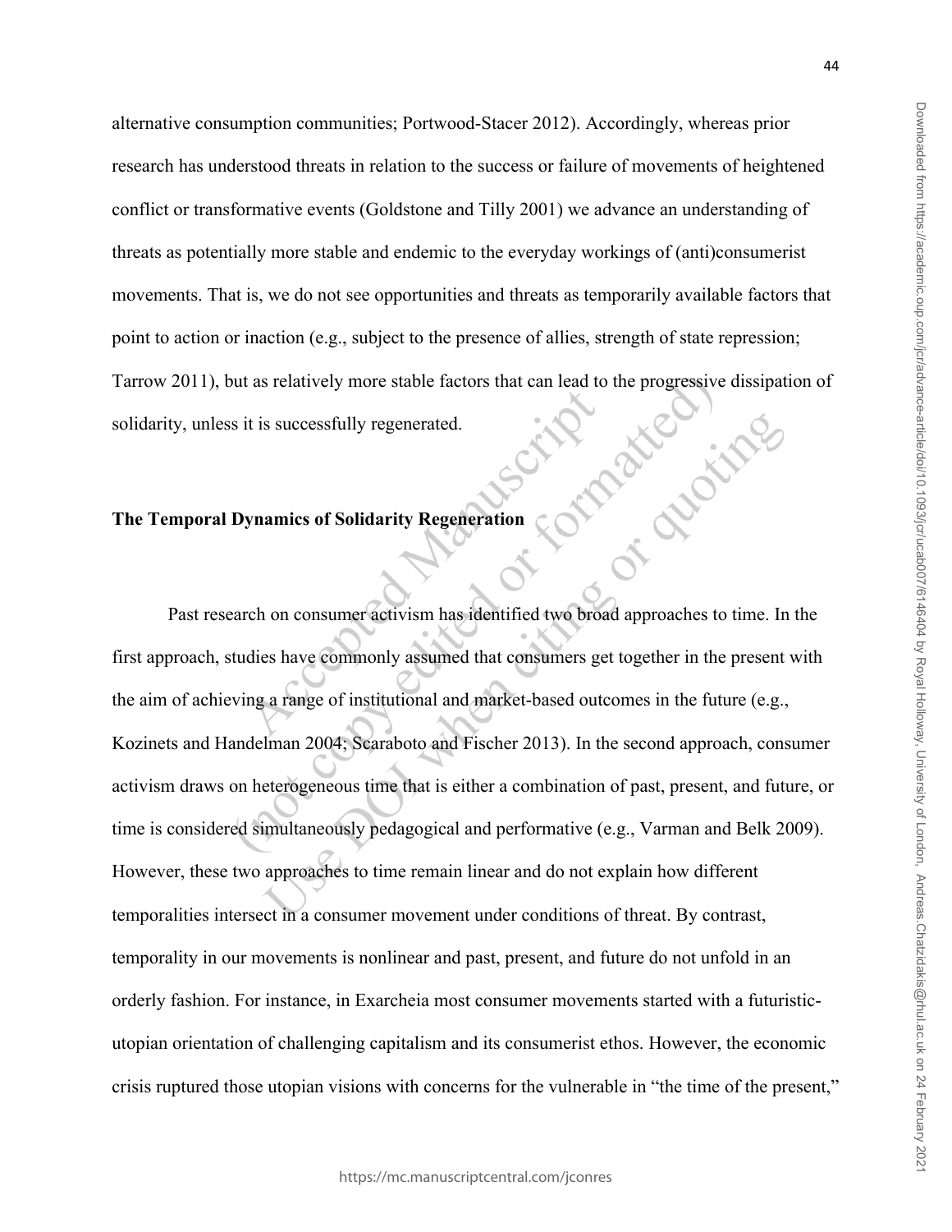alternative consumption communities; Portwood-Stacer 2012). Accordingly, whereas prior research has understood threats in relation to the success or failure of movements of heightened conflict or transformative events (Goldstone and Tilly 2001) we advance an understanding of threats as potentially more stable and endemic to the everyday workings of (anti)consumerist movements. That is, we do not see opportunities and threats as temporarily available factors that point to action or inaction (e.g., subject to the presence of allies, strength of state repression; Tarrow 2011), but as relatively more stable factors that can lead to the progressive dissipation of solidarity, unless it is successfully regenerated.

**The Temporal Dynamics of Solidarity Regeneration**

Past research on consumer activism has identified two broad approaches to time. In the first approach, studies have commonly assumed that consumers get together in the present with the aim of achieving a range of institutional and market-based outcomes in the future (e.g., Kozinets and Handelman 2004; Scaraboto and Fischer 2013). In the second approach, consumer activism draws on heterogeneous time that is either a combination of past, present, and future, or time is considered simultaneously pedagogical and performative (e.g., Varman and Belk 2009). However, these two approaches to time remain linear and do not explain how different temporalities intersect in a consumer movement under conditions of threat. By contrast, temporality in our movements is nonlinear and past, present, and future do not unfold in an orderly fashion. For instance, in Exarcheia most consumer movements started with a futuristic-utopian orientation of challenging capitalism and its consumerist ethos. However, the economic crisis ruptured those utopian visions with concerns for the vulnerable in "the time of the present,"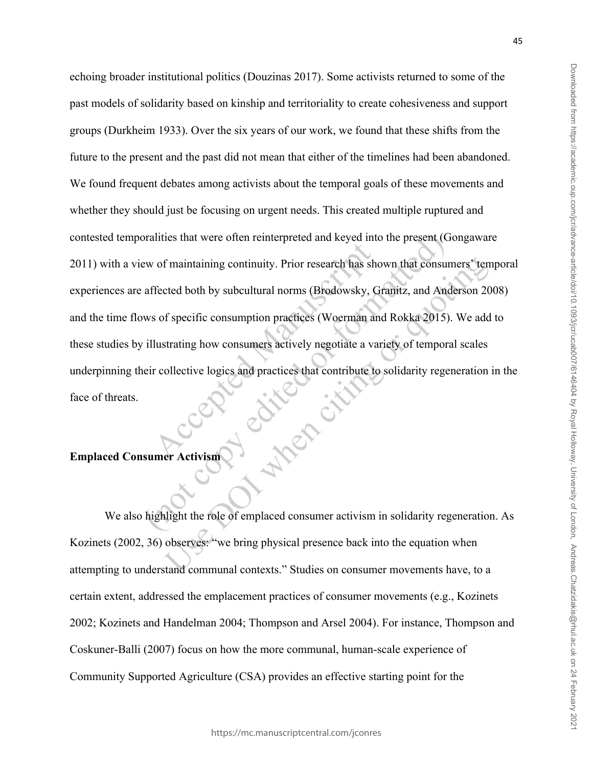echoing broader institutional politics (Douzinas 2017). Some activists returned to some of the past models of solidarity based on kinship and territoriality to create cohesiveness and support groups (Durkheim 1933). Over the six years of our work, we found that these shifts from the future to the present and the past did not mean that either of the timelines had been abandoned. We found frequent debates among activists about the temporal goals of these movements and whether they should just be focusing on urgent needs. This created multiple ruptured and contested temporalities that were often reinterpreted and keyed into the present (Gongaware 2011) with a view of maintaining continuity. Prior research has shown that consumers' temporal experiences are affected both by subcultural norms (Brodowsky, Granitz, and Anderson 2008) and the time flows of specific consumption practices (Woerman and Rokka 2015). We add to these studies by illustrating how consumers actively negotiate a variety of temporal scales underpinning their collective logics and practices that contribute to solidarity regeneration in the face of threats.

**Emplaced Consumer Activism**

We also highlight the role of emplaced consumer activism in solidarity regeneration. As Kozinets (2002, 36) observes: "we bring physical presence back into the equation when attempting to understand communal contexts." Studies on consumer movements have, to a certain extent, addressed the emplacement practices of consumer movements (e.g., Kozinets 2002; Kozinets and Handelman 2004; Thompson and Arsel 2004). For instance, Thompson and Coskuner-Balli (2007) focus on how the more communal, human-scale experience of Community Supported Agriculture (CSA) provides an effective starting point for the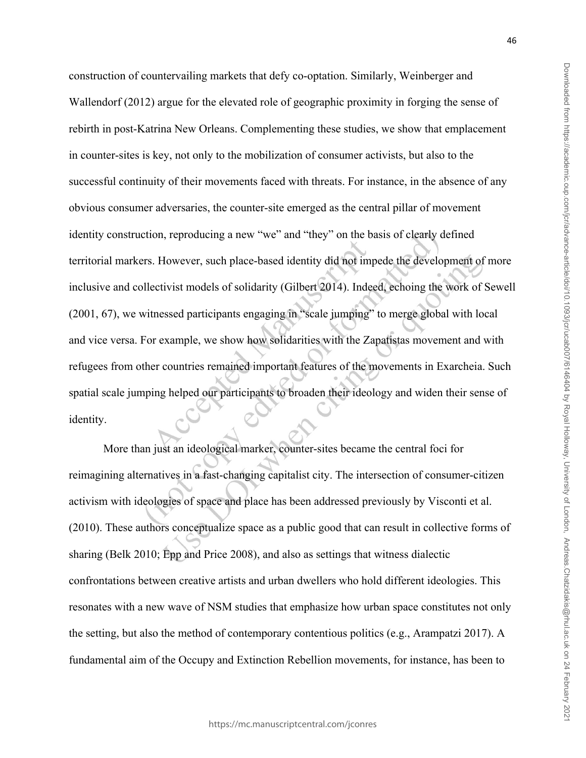construction of countervailing markets that defy co-optation. Similarly, Weinberger and Wallendorf (2012) argue for the elevated role of geographic proximity in forging the sense of rebirth in post-Katrina New Orleans. Complementing these studies, we show that emplacement in counter-sites is key, not only to the mobilization of consumer activists, but also to the successful continuity of their movements faced with threats. For instance, in the absence of any obvious consumer adversaries, the counter-site emerged as the central pillar of movement identity construction, reproducing a new "we" and "they" on the basis of clearly defined territorial markers. However, such place-based identity did not impede the development of more inclusive and collectivist models of solidarity (Gilbert 2014). Indeed, echoing the work of Sewell (2001, 67), we witnessed participants engaging in "scale jumping" to merge global with local and vice versa. For example, we show how solidarities with the Zapatistas movement and with refugees from other countries remained important features of the movements in Exarcheia. Such spatial scale jumping helped our participants to broaden their ideology and widen their sense of identity.

More than just an ideological marker, counter-sites became the central foci for reimagining alternatives in a fast-changing capitalist city. The intersection of consumer-citizen activism with ideologies of space and place has been addressed previously by Visconti et al. (2010). These authors conceptualize space as a public good that can result in collective forms of sharing (Belk 2010; Epp and Price 2008), and also as settings that witness dialectic confrontations between creative artists and urban dwellers who hold different ideologies. This resonates with a new wave of NSM studies that emphasize how urban space constitutes not only the setting, but also the method of contemporary contentious politics (e.g., Arampatzi 2017). A fundamental aim of the Occupy and Extinction Rebellion movements, for instance, has been to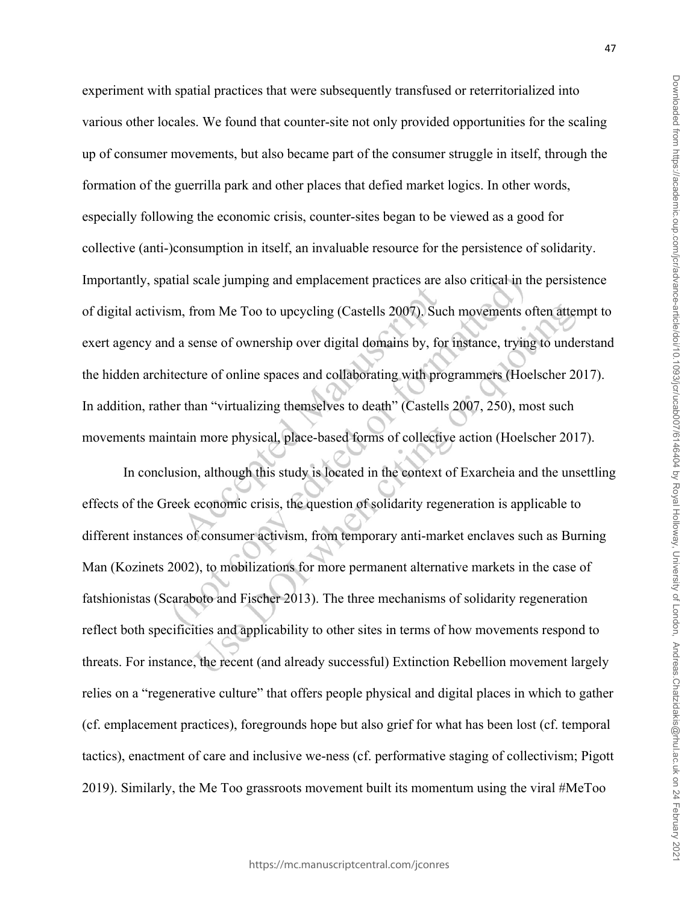experiment with spatial practices that were subsequently transfused or reterritorialized into various other locales. We found that counter-site not only provided opportunities for the scaling up of consumer movements, but also became part of the consumer struggle in itself, through the formation of the guerrilla park and other places that defied market logics. In other words, especially following the economic crisis, counter-sites began to be viewed as a good for collective (anti-)consumption in itself, an invaluable resource for the persistence of solidarity. Importantly, spatial scale jumping and emplacement practices are also critical in the persistence of digital activism, from Me Too to upcycling (Castells 2007). Such movements often attempt to exert agency and a sense of ownership over digital domains by, for instance, trying to understand the hidden architecture of online spaces and collaborating with programmers (Hoelscher 2017). In addition, rather than "virtualizing themselves to death" (Castells 2007, 250), most such movements maintain more physical, place-based forms of collective action (Hoelscher 2017).

In conclusion, although this study is located in the context of Exarcheia and the unsettling effects of the Greek economic crisis, the question of solidarity regeneration is applicable to different instances of consumer activism, from temporary anti-market enclaves such as Burning Man (Kozinets 2002), to mobilizations for more permanent alternative markets in the case of fatshionistas (Scaraboto and Fischer 2013). The three mechanisms of solidarity regeneration reflect both specificities and applicability to other sites in terms of how movements respond to threats. For instance, the recent (and already successful) Extinction Rebellion movement largely relies on a "regenerative culture" that offers people physical and digital places in which to gather (cf. emplacement practices), foregrounds hope but also grief for what has been lost (cf. temporal tactics), enactment of care and inclusive we-ness (cf. performative staging of collectivism; Pigott 2019). Similarly, the Me Too grassroots movement built its momentum using the viral #MeToo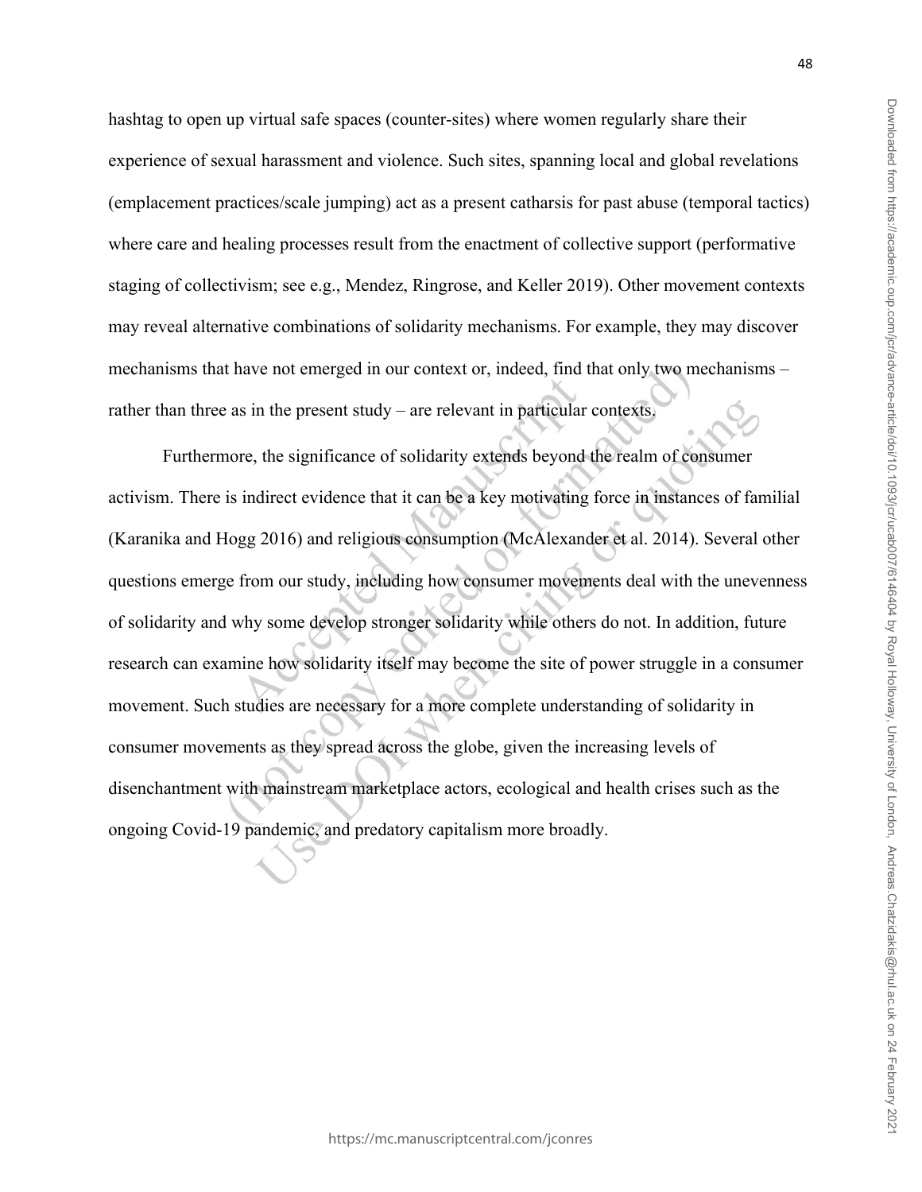hashtag to open up virtual safe spaces (counter-sites) where women regularly share their experience of sexual harassment and violence. Such sites, spanning local and global revelations (emplacement practices/scale jumping) act as a present catharsis for past abuse (temporal tactics) where care and healing processes result from the enactment of collective support (performative staging of collectivism; see e.g., Mendez, Ringrose, and Keller 2019). Other movement contexts may reveal alternative combinations of solidarity mechanisms. For example, they may discover mechanisms that have not emerged in our context or, indeed, find that only two mechanisms – rather than three as in the present study – are relevant in particular contexts.

Furthermore, the significance of solidarity extends beyond the realm of consumer activism. There is indirect evidence that it can be a key motivating force in instances of familial (Karanika and Hogg 2016) and religious consumption (McAlexander et al. 2014). Several other questions emerge from our study, including how consumer movements deal with the unevenness of solidarity and why some develop stronger solidarity while others do not. In addition, future research can examine how solidarity itself may become the site of power struggle in a consumer movement. Such studies are necessary for a more complete understanding of solidarity in consumer movements as they spread across the globe, given the increasing levels of disenchantment with mainstream marketplace actors, ecological and health crises such as the ongoing Covid-19 pandemic, and predatory capitalism more broadly.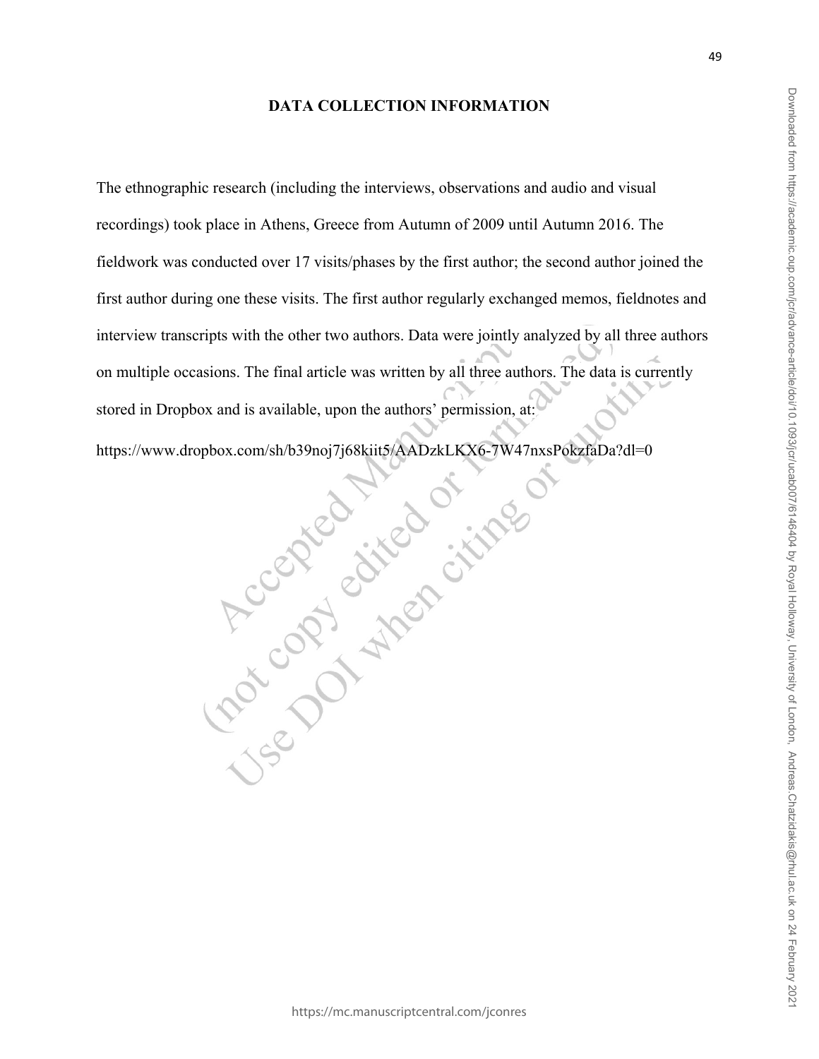# DATA COLLECTION INFORMATION

The ethnographic research (including the interviews, observations and audio and visual recordings) took place in Athens, Greece from Autumn of 2009 until Autumn 2016. The fieldwork was conducted over 17 visits/phases by the first author; the second author joined the first author during one these visits. The first author regularly exchanged memos, fieldnotes and interview transcripts with the other two authors. Data were jointly analyzed by all three authors on multiple occasions. The final article was written by all three authors. The data is currently stored in Dropbox and is available, upon the authors' permission, at:

https://www.dropbox.com/sh/b39noj7j68kiit5/AADzkLKX6-7W47nxsPokzfaDa?dl=0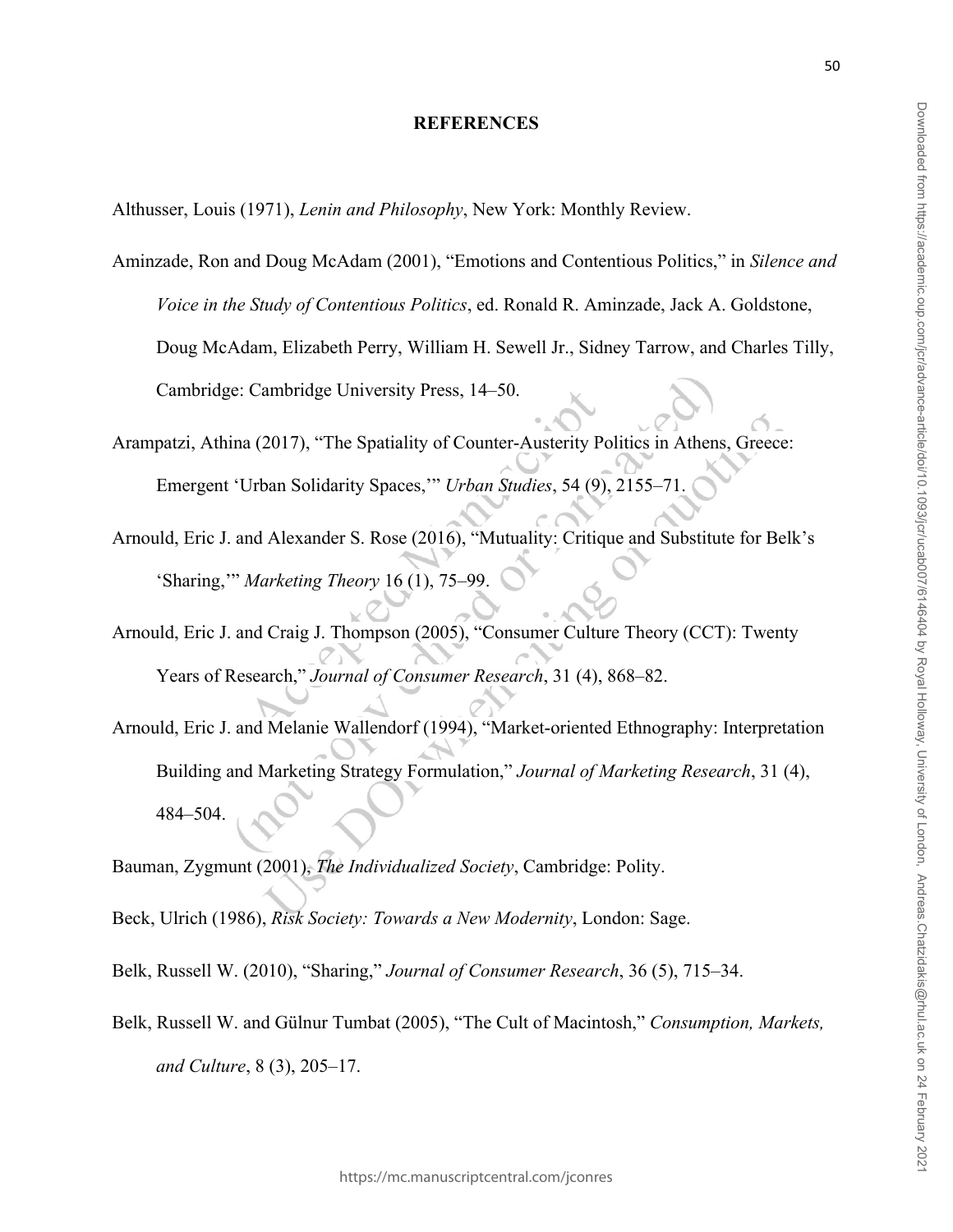**REFERENCES**

Althusser, Louis (1971), *Lenin and Philosophy*, New York: Monthly Review.

Aminzade, Ron and Doug McAdam (2001), "Emotions and Contentious Politics," in *Silence and Voice in the Study of Contentious Politics*, ed. Ronald R. Aminzade, Jack A. Goldstone, Doug McAdam, Elizabeth Perry, William H. Sewell Jr., Sidney Tarrow, and Charles Tilly, Cambridge: Cambridge University Press, 14–50.

Arampatzi, Athina (2017), "The Spatiality of Counter-Austerity Politics in Athens, Greece: Emergent 'Urban Solidarity Spaces,'" *Urban Studies*, 54 (9), 2155–71.

Arnould, Eric J. and Alexander S. Rose (2016), "Mutuality: Critique and Substitute for Belk's 'Sharing,'" *Marketing Theory* 16 (1), 75–99.

Arnould, Eric J. and Craig J. Thompson (2005), "Consumer Culture Theory (CCT): Twenty Years of Research," *Journal of Consumer Research*, 31 (4), 868–82.

Arnould, Eric J. and Melanie Wallendorf (1994), "Market-oriented Ethnography: Interpretation Building and Marketing Strategy Formulation," *Journal of Marketing Research*, 31 (4), 484–504.

Bauman, Zygmunt (2001), *The Individualized Society*, Cambridge: Polity.

Beck, Ulrich (1986), *Risk Society: Towards a New Modernity*, London: Sage.

Belk, Russell W. (2010), "Sharing," *Journal of Consumer Research*, 36 (5), 715–34.

Belk, Russell W. and Gülnur Tumbat (2005), "The Cult of Macintosh," *Consumption, Markets, and Culture*, 8 (3), 205–17.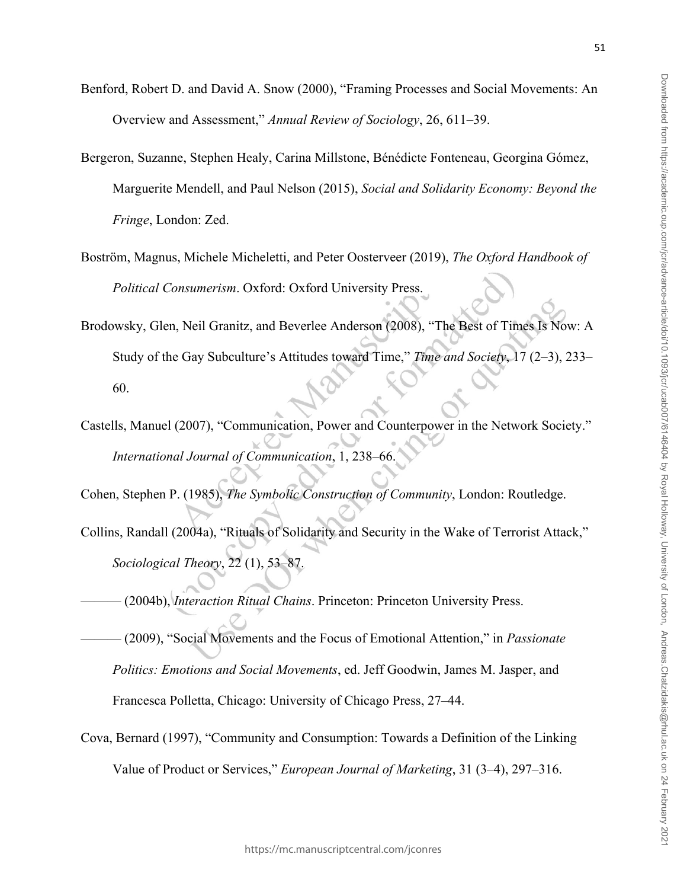Benford, Robert D. and David A. Snow (2000), "Framing Processes and Social Movements: An Overview and Assessment," *Annual Review of Sociology*, 26, 611–39.

Bergeron, Suzanne, Stephen Healy, Carina Millstone, Bénédicte Fonteneau, Georgina Gómez, Marguerite Mendell, and Paul Nelson (2015), *Social and Solidarity Economy: Beyond the Fringe*, London: Zed.

Boström, Magnus, Michele Micheletti, and Peter Oosterveer (2019), *The Oxford Handbook of Political Consumerism*. Oxford: Oxford University Press.

Brodowsky, Glen, Neil Granitz, and Beverlee Anderson (2008), "The Best of Times Is Now: A Study of the Gay Subculture's Attitudes toward Time," *Time and Society*, 17 (2–3), 233–60.

Castells, Manuel (2007), "Communication, Power and Counterpower in the Network Society." *International Journal of Communication*, 1, 238–66.

Cohen, Stephen P. (1985), *The Symbolic Construction of Community*, London: Routledge.

Collins, Randall (2004a), "Rituals of Solidarity and Security in the Wake of Terrorist Attack," *Sociological Theory*, 22 (1), 53–87.

——— (2004b), *Interaction Ritual Chains*. Princeton: Princeton University Press.

——— (2009), "Social Movements and the Focus of Emotional Attention," in *Passionate Politics: Emotions and Social Movements*, ed. Jeff Goodwin, James M. Jasper, and Francesca Polletta, Chicago: University of Chicago Press, 27–44.

Cova, Bernard (1997), "Community and Consumption: Towards a Definition of the Linking Value of Product or Services," *European Journal of Marketing*, 31 (3–4), 297–316.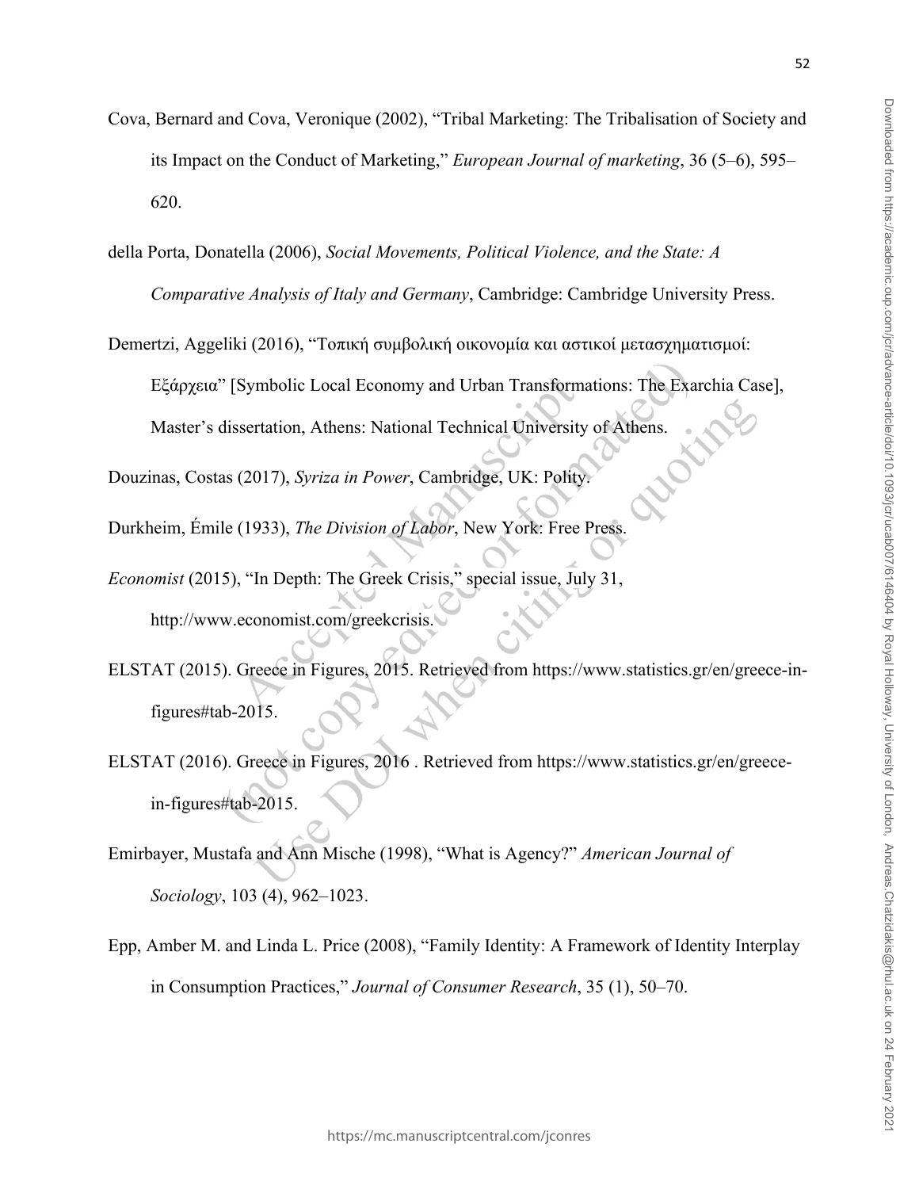Cova, Bernard and Cova, Veronique (2002), "Tribal Marketing: The Tribalisation of Society and its Impact on the Conduct of Marketing," *European Journal of marketing*, 36 (5–6), 595–620.

della Porta, Donatella (2006), *Social Movements, Political Violence, and the State: A Comparative Analysis of Italy and Germany*, Cambridge: Cambridge University Press.

Demertzi, Aggeliki (2016), "Τοπική συμβολική οικονομία και αστικοί μετασχηματισμοί: Εξάρχεια" [Symbolic Local Economy and Urban Transformations: The Exarchia Case], Master's dissertation, Athens: National Technical University of Athens.

Douzinas, Costas (2017), *Syriza in Power*, Cambridge, UK: Polity.

Durkheim, Émile (1933), *The Division of Labor*, New York: Free Press.

*Economist* (2015), "In Depth: The Greek Crisis," special issue, July 31, http://www.economist.com/greekcrisis.

ELSTAT (2015). Greece in Figures, 2015. Retrieved from https://www.statistics.gr/en/greece-in-figures#tab-2015.

ELSTAT (2016). Greece in Figures, 2016 . Retrieved from https://www.statistics.gr/en/greece-in-figures#tab-2015.

Emirbayer, Mustafa and Ann Mische (1998), "What is Agency?" *American Journal of Sociology*, 103 (4), 962–1023.

Epp, Amber M. and Linda L. Price (2008), "Family Identity: A Framework of Identity Interplay in Consumption Practices," *Journal of Consumer Research*, 35 (1), 50–70.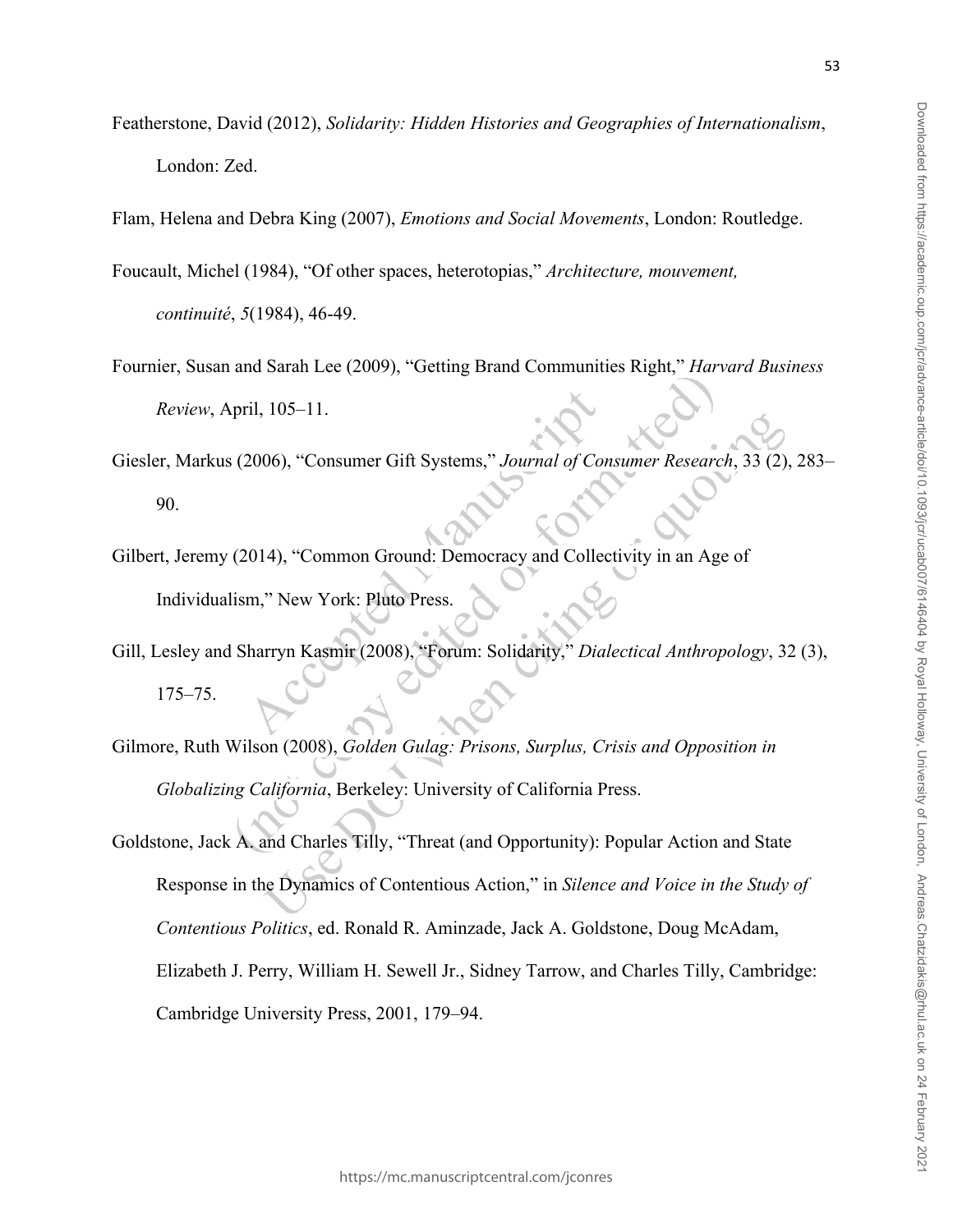Featherstone, David (2012), *Solidarity: Hidden Histories and Geographies of Internationalism*, London: Zed.

Flam, Helena and Debra King (2007), *Emotions and Social Movements*, London: Routledge.

Foucault, Michel (1984), "Of other spaces, heterotopias," *Architecture, mouvement, continuité*, *5*(1984), 46-49.

Fournier, Susan and Sarah Lee (2009), "Getting Brand Communities Right," *Harvard Business Review*, April, 105–11.

Giesler, Markus (2006), "Consumer Gift Systems," *Journal of Consumer Research*, 33 (2), 283–90.

Gilbert, Jeremy (2014), "Common Ground: Democracy and Collectivity in an Age of Individualism," New York: Pluto Press.

Gill, Lesley and Sharryn Kasmir (2008), "Forum: Solidarity," *Dialectical Anthropology*, 32 (3), 175–75.

Gilmore, Ruth Wilson (2008), *Golden Gulag: Prisons, Surplus, Crisis and Opposition in Globalizing California*, Berkeley: University of California Press.

Goldstone, Jack A. and Charles Tilly, "Threat (and Opportunity): Popular Action and State Response in the Dynamics of Contentious Action," in *Silence and Voice in the Study of Contentious Politics*, ed. Ronald R. Aminzade, Jack A. Goldstone, Doug McAdam, Elizabeth J. Perry, William H. Sewell Jr., Sidney Tarrow, and Charles Tilly, Cambridge: Cambridge University Press, 2001, 179–94.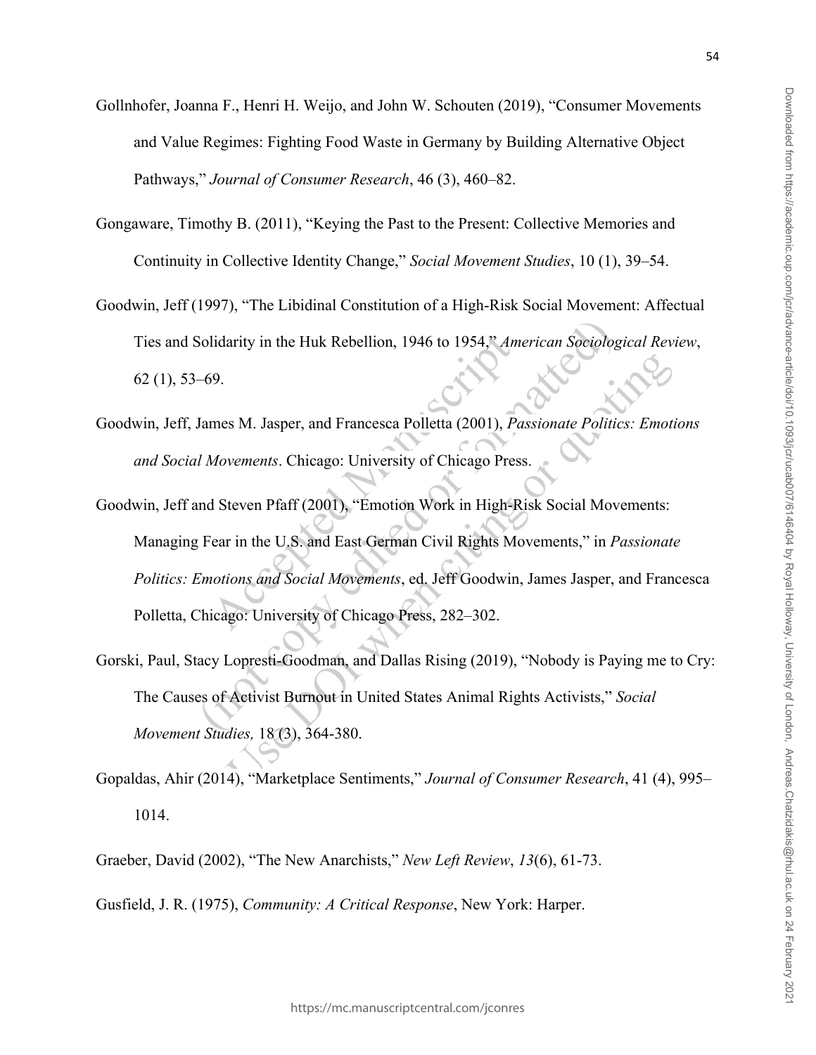Gollnhofer, Joanna F., Henri H. Weijo, and John W. Schouten (2019), "Consumer Movements and Value Regimes: Fighting Food Waste in Germany by Building Alternative Object Pathways," *Journal of Consumer Research*, 46 (3), 460–82.

Gongaware, Timothy B. (2011), "Keying the Past to the Present: Collective Memories and Continuity in Collective Identity Change," *Social Movement Studies*, 10 (1), 39–54.

Goodwin, Jeff (1997), "The Libidinal Constitution of a High-Risk Social Movement: Affectual Ties and Solidarity in the Huk Rebellion, 1946 to 1954," *American Sociological Review*, 62 (1), 53–69.

Goodwin, Jeff, James M. Jasper, and Francesca Polletta (2001), *Passionate Politics: Emotions and Social Movements*. Chicago: University of Chicago Press.

Goodwin, Jeff and Steven Pfaff (2001), "Emotion Work in High-Risk Social Movements: Managing Fear in the U.S. and East German Civil Rights Movements," in *Passionate Politics: Emotions and Social Movements*, ed. Jeff Goodwin, James Jasper, and Francesca Polletta, Chicago: University of Chicago Press, 282–302.

Gorski, Paul, Stacy Lopresti-Goodman, and Dallas Rising (2019), "Nobody is Paying me to Cry: The Causes of Activist Burnout in United States Animal Rights Activists," *Social Movement Studies,* 18 (3), 364-380.

Gopaldas, Ahir (2014), "Marketplace Sentiments," *Journal of Consumer Research*, 41 (4), 995–1014.

Graeber, David (2002), "The New Anarchists," *New Left Review*, *13*(6), 61-73.

Gusfield, J. R. (1975), *Community: A Critical Response*, New York: Harper.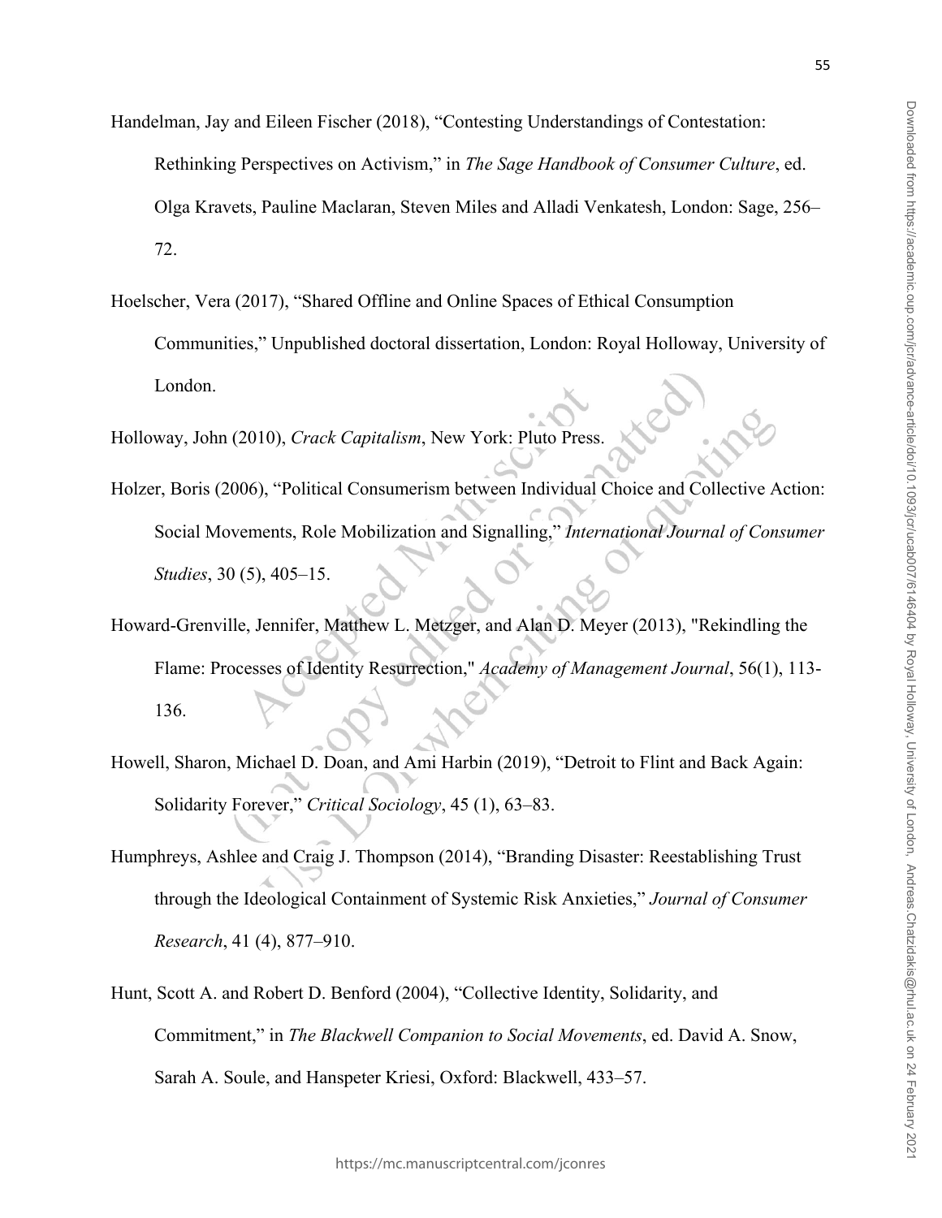Handelman, Jay and Eileen Fischer (2018), "Contesting Understandings of Contestation: Rethinking Perspectives on Activism," in *The Sage Handbook of Consumer Culture*, ed. Olga Kravets, Pauline Maclaran, Steven Miles and Alladi Venkatesh, London: Sage, 256–72.

Hoelscher, Vera (2017), "Shared Offline and Online Spaces of Ethical Consumption Communities," Unpublished doctoral dissertation, London: Royal Holloway, University of London.

Holloway, John (2010), *Crack Capitalism*, New York: Pluto Press.

Holzer, Boris (2006), "Political Consumerism between Individual Choice and Collective Action: Social Movements, Role Mobilization and Signalling," *International Journal of Consumer Studies*, 30 (5), 405–15.

Howard-Grenville, Jennifer, Matthew L. Metzger, and Alan D. Meyer (2013), "Rekindling the Flame: Processes of Identity Resurrection," *Academy of Management Journal*, 56(1), 113-136.

Howell, Sharon, Michael D. Doan, and Ami Harbin (2019), "Detroit to Flint and Back Again: Solidarity Forever," *Critical Sociology*, 45 (1), 63–83.

Humphreys, Ashlee and Craig J. Thompson (2014), "Branding Disaster: Reestablishing Trust through the Ideological Containment of Systemic Risk Anxieties," *Journal of Consumer Research*, 41 (4), 877–910.

Hunt, Scott A. and Robert D. Benford (2004), "Collective Identity, Solidarity, and Commitment," in *The Blackwell Companion to Social Movements*, ed. David A. Snow, Sarah A. Soule, and Hanspeter Kriesi, Oxford: Blackwell, 433–57.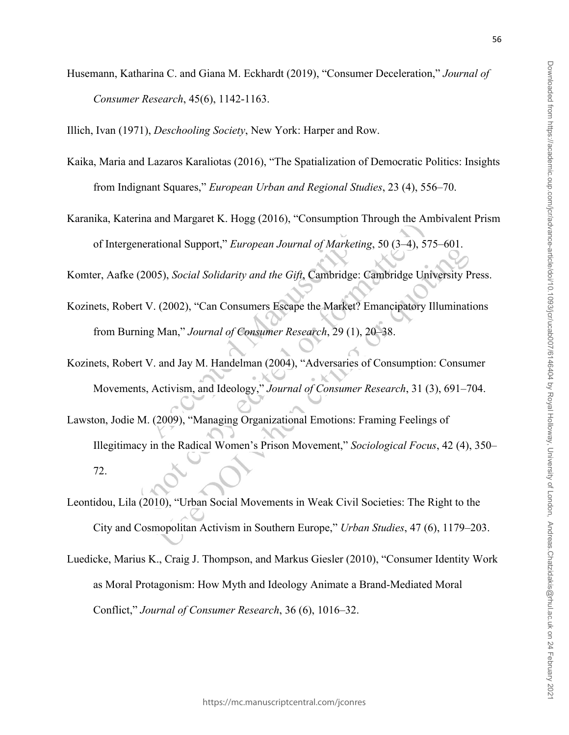Husemann, Katharina C. and Giana M. Eckhardt (2019), "Consumer Deceleration," *Journal of Consumer Research*, 45(6), 1142-1163.

Illich, Ivan (1971), *Deschooling Society*, New York: Harper and Row.

Kaika, Maria and Lazaros Karaliotas (2016), "The Spatialization of Democratic Politics: Insights from Indignant Squares," *European Urban and Regional Studies*, 23 (4), 556–70.

Karanika, Katerina and Margaret K. Hogg (2016), "Consumption Through the Ambivalent Prism of Intergenerational Support," *European Journal of Marketing*, 50 (3–4), 575–601.

Komter, Aafke (2005), *Social Solidarity and the Gift*, Cambridge: Cambridge University Press.

Kozinets, Robert V. (2002), "Can Consumers Escape the Market? Emancipatory Illuminations from Burning Man," *Journal of Consumer Research*, 29 (1), 20–38.

Kozinets, Robert V. and Jay M. Handelman (2004), "Adversaries of Consumption: Consumer Movements, Activism, and Ideology," *Journal of Consumer Research*, 31 (3), 691–704.

Lawston, Jodie M. (2009), "Managing Organizational Emotions: Framing Feelings of Illegitimacy in the Radical Women's Prison Movement," *Sociological Focus*, 42 (4), 350–72.

Leontidou, Lila (2010), "Urban Social Movements in Weak Civil Societies: The Right to the City and Cosmopolitan Activism in Southern Europe," *Urban Studies*, 47 (6), 1179–203.

Luedicke, Marius K., Craig J. Thompson, and Markus Giesler (2010), "Consumer Identity Work as Moral Protagonism: How Myth and Ideology Animate a Brand-Mediated Moral Conflict," *Journal of Consumer Research*, 36 (6), 1016–32.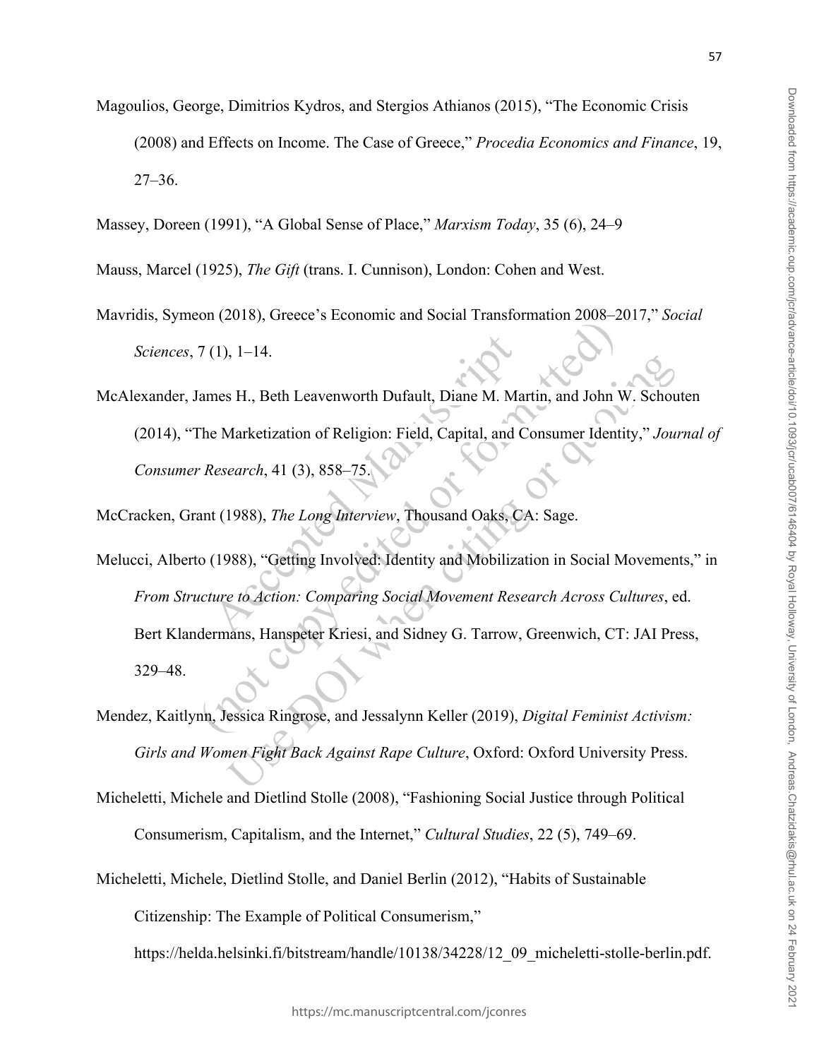Magoulios, George, Dimitrios Kydros, and Stergios Athianos (2015), "The Economic Crisis (2008) and Effects on Income. The Case of Greece," *Procedia Economics and Finance*, 19, 27–36.

Massey, Doreen (1991), "A Global Sense of Place," *Marxism Today*, 35 (6), 24–9

Mauss, Marcel (1925), *The Gift* (trans. I. Cunnison), London: Cohen and West.

Mavridis, Symeon (2018), Greece's Economic and Social Transformation 2008–2017," *Social Sciences*, 7 (1), 1–14.

McAlexander, James H., Beth Leavenworth Dufault, Diane M. Martin, and John W. Schouten (2014), "The Marketization of Religion: Field, Capital, and Consumer Identity," *Journal of Consumer Research*, 41 (3), 858–75.

McCracken, Grant (1988), *The Long Interview*, Thousand Oaks, CA: Sage.

Melucci, Alberto (1988), "Getting Involved: Identity and Mobilization in Social Movements," in *From Structure to Action: Comparing Social Movement Research Across Cultures*, ed. Bert Klandermans, Hanspeter Kriesi, and Sidney G. Tarrow, Greenwich, CT: JAI Press, 329–48.

Mendez, Kaitlynn, Jessica Ringrose, and Jessalynn Keller (2019), *Digital Feminist Activism: Girls and Women Fight Back Against Rape Culture*, Oxford: Oxford University Press.

Micheletti, Michele and Dietlind Stolle (2008), "Fashioning Social Justice through Political Consumerism, Capitalism, and the Internet," *Cultural Studies*, 22 (5), 749–69.

Micheletti, Michele, Dietlind Stolle, and Daniel Berlin (2012), "Habits of Sustainable Citizenship: The Example of Political Consumerism," https://helda.helsinki.fi/bitstream/handle/10138/34228/12_09_micheletti-stolle-berlin.pdf.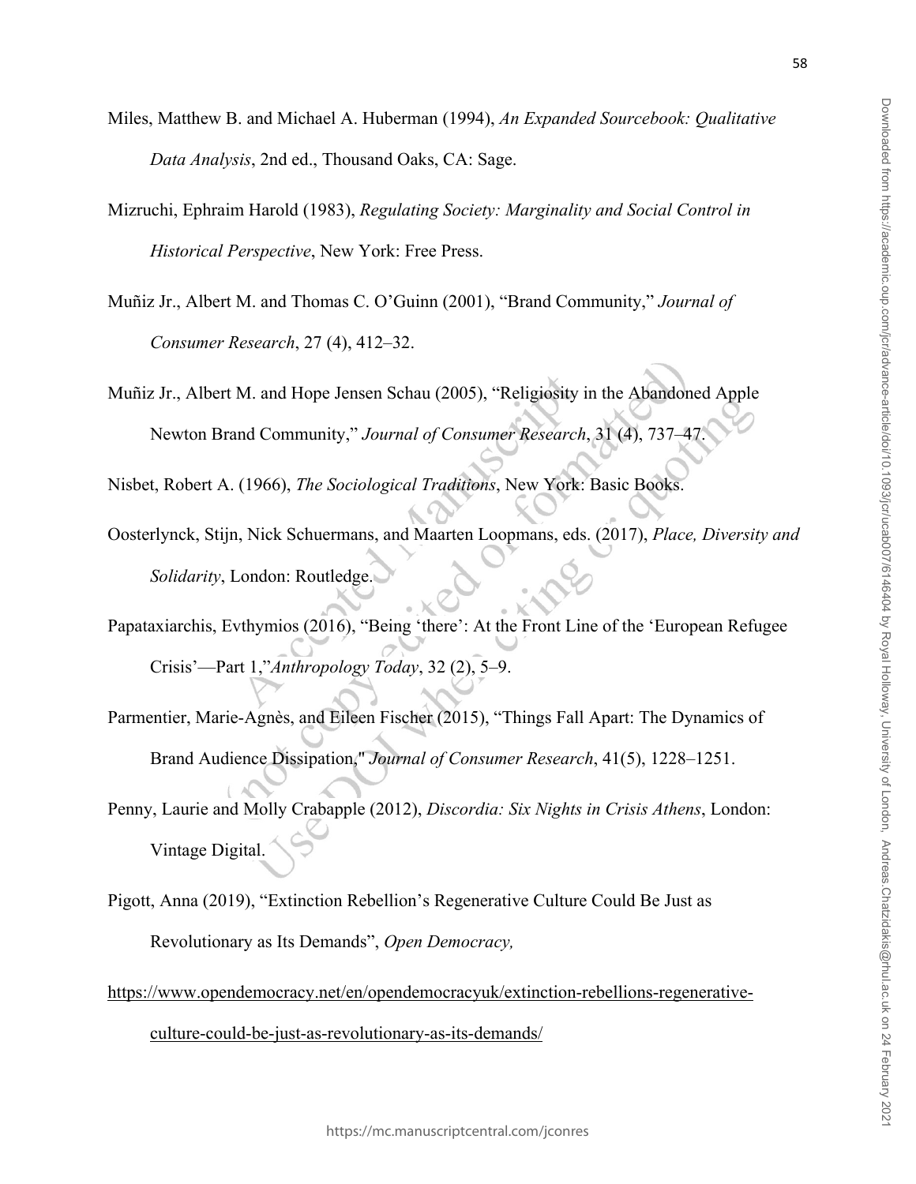Miles, Matthew B. and Michael A. Huberman (1994), *An Expanded Sourcebook: Qualitative Data Analysis*, 2nd ed., Thousand Oaks, CA: Sage.

Mizruchi, Ephraim Harold (1983), *Regulating Society: Marginality and Social Control in Historical Perspective*, New York: Free Press.

Muñiz Jr., Albert M. and Thomas C. O'Guinn (2001), "Brand Community," *Journal of Consumer Research*, 27 (4), 412–32.

Muñiz Jr., Albert M. and Hope Jensen Schau (2005), "Religiosity in the Abandoned Apple Newton Brand Community," *Journal of Consumer Research*, 31 (4), 737–47.

Nisbet, Robert A. (1966), *The Sociological Traditions*, New York: Basic Books.

Oosterlynck, Stijn, Nick Schuermans, and Maarten Loopmans, eds. (2017), *Place, Diversity and Solidarity*, London: Routledge.

Papataxiarchis, Evthymios (2016), "Being 'there': At the Front Line of the 'European Refugee Crisis'—Part 1,"*Anthropology Today*, 32 (2), 5–9.

Parmentier, Marie-Agnès, and Eileen Fischer (2015), "Things Fall Apart: The Dynamics of Brand Audience Dissipation," *Journal of Consumer Research*, 41(5), 1228–1251.

Penny, Laurie and Molly Crabapple (2012), *Discordia: Six Nights in Crisis Athens*, London: Vintage Digital.

Pigott, Anna (2019), "Extinction Rebellion's Regenerative Culture Could Be Just as Revolutionary as Its Demands", *Open Democracy,*

https://www.opendemocracy.net/en/opendemocracyuk/extinction-rebellions-regenerative-culture-could-be-just-as-revolutionary-as-its-demands/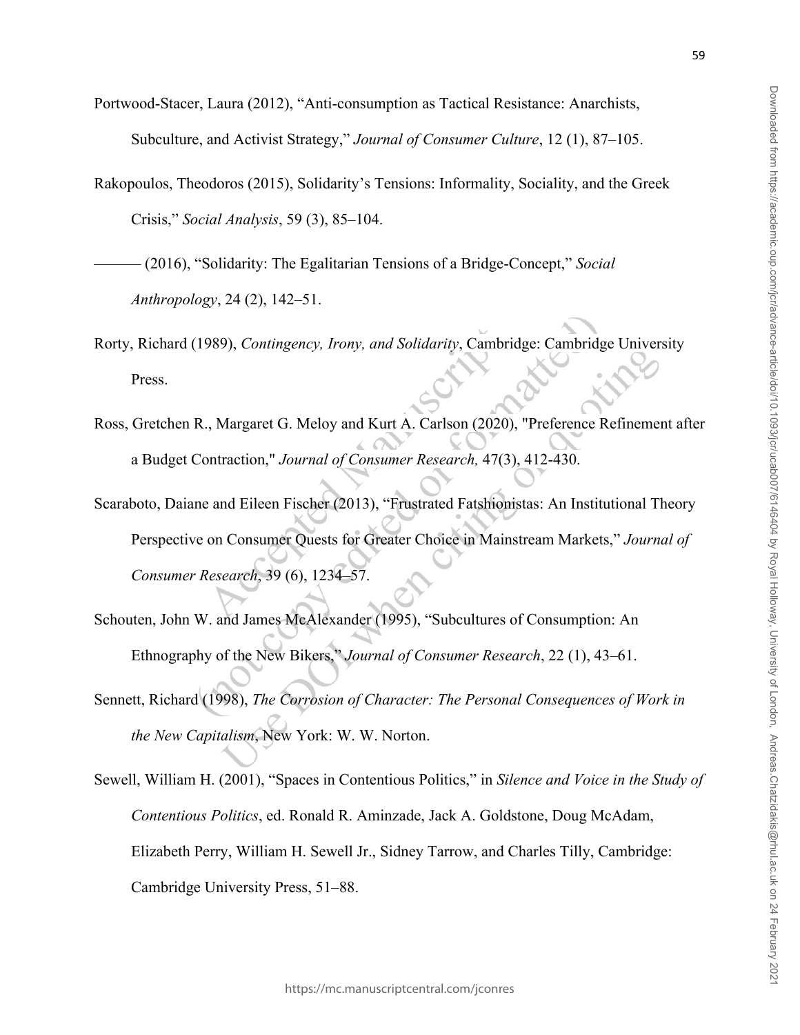Portwood-Stacer, Laura (2012), “Anti-consumption as Tactical Resistance: Anarchists, Subculture, and Activist Strategy,” *Journal of Consumer Culture*, 12 (1), 87–105.

Rakopoulos, Theodoros (2015), Solidarity’s Tensions: Informality, Sociality, and the Greek Crisis,” *Social Analysis*, 59 (3), 85–104.

——— (2016), “Solidarity: The Egalitarian Tensions of a Bridge-Concept,” *Social Anthropology*, 24 (2), 142–51.

Rorty, Richard (1989), *Contingency, Irony, and Solidarity*, Cambridge: Cambridge University Press.

Ross, Gretchen R., Margaret G. Meloy and Kurt A. Carlson (2020), "Preference Refinement after a Budget Contraction," *Journal of Consumer Research,* 47(3), 412-430.

Scaraboto, Daiane and Eileen Fischer (2013), “Frustrated Fatshionistas: An Institutional Theory Perspective on Consumer Quests for Greater Choice in Mainstream Markets,” *Journal of Consumer Research*, 39 (6), 1234–57.

Schouten, John W. and James McAlexander (1995), “Subcultures of Consumption: An Ethnography of the New Bikers,” *Journal of Consumer Research*, 22 (1), 43–61.

Sennett, Richard (1998), *The Corrosion of Character: The Personal Consequences of Work in the New Capitalism*, New York: W. W. Norton.

Sewell, William H. (2001), “Spaces in Contentious Politics,” in *Silence and Voice in the Study of Contentious Politics*, ed. Ronald R. Aminzade, Jack A. Goldstone, Doug McAdam, Elizabeth Perry, William H. Sewell Jr., Sidney Tarrow, and Charles Tilly, Cambridge: Cambridge University Press, 51–88.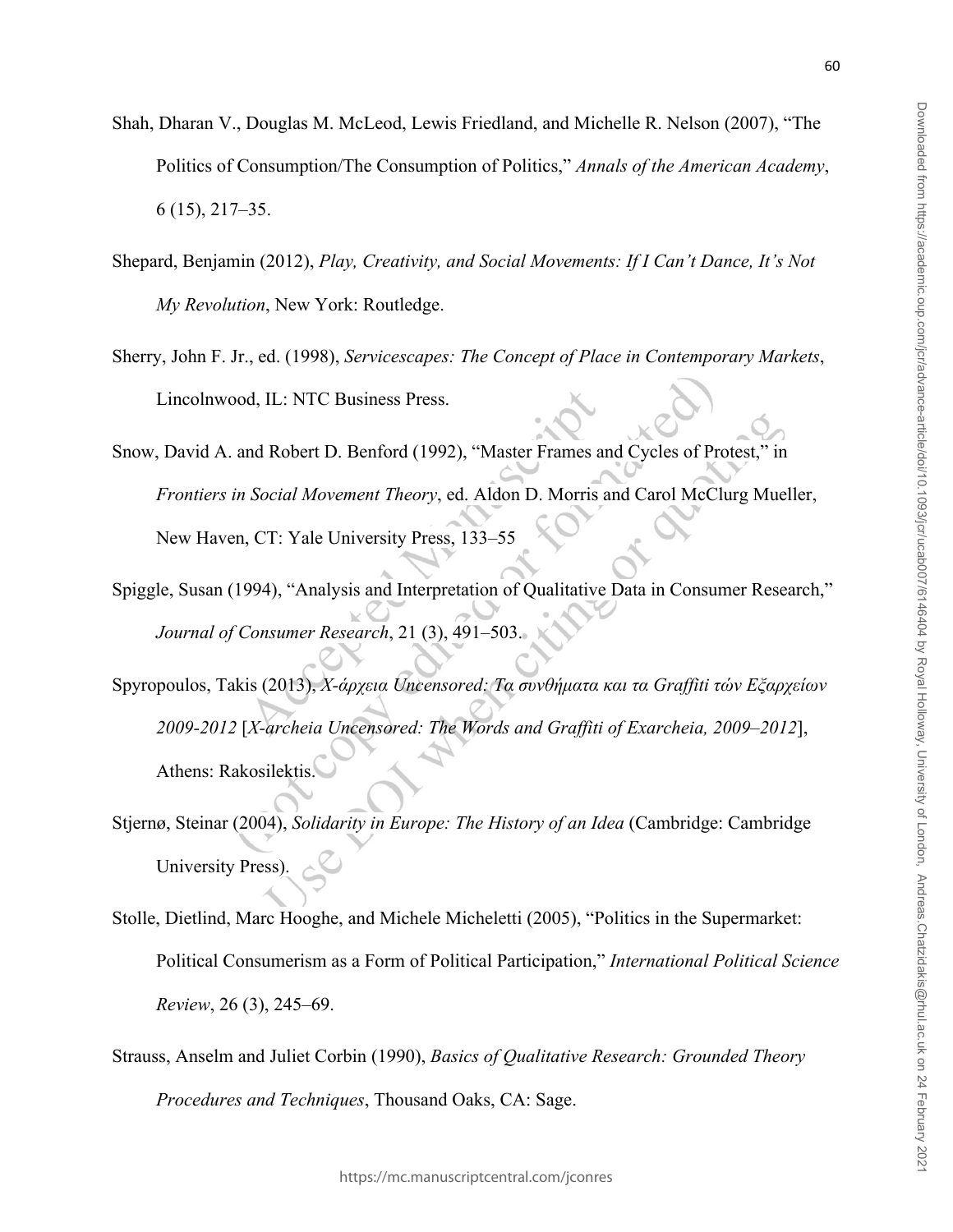Shah, Dharan V., Douglas M. McLeod, Lewis Friedland, and Michelle R. Nelson (2007), "The Politics of Consumption/The Consumption of Politics," *Annals of the American Academy*, 6 (15), 217–35.

Shepard, Benjamin (2012), *Play, Creativity, and Social Movements: If I Can't Dance, It's Not My Revolution*, New York: Routledge.

Sherry, John F. Jr., ed. (1998), *Servicescapes: The Concept of Place in Contemporary Markets*, Lincolnwood, IL: NTC Business Press.

Snow, David A. and Robert D. Benford (1992), "Master Frames and Cycles of Protest," in *Frontiers in Social Movement Theory*, ed. Aldon D. Morris and Carol McClurg Mueller, New Haven, CT: Yale University Press, 133–55

Spiggle, Susan (1994), "Analysis and Interpretation of Qualitative Data in Consumer Research," *Journal of Consumer Research*, 21 (3), 491–503.

Spyropoulos, Takis (2013), *Χ-άρχεια Uncensored: Τα συνθήματα και τα Graffiti τών Εξαρχείων 2009-2012* [*X-archeia Uncensored: The Words and Graffiti of Exarcheia, 2009–2012*], Athens: Rakosilektis.

Stjernø, Steinar (2004), *Solidarity in Europe: The History of an Idea* (Cambridge: Cambridge University Press).

Stolle, Dietlind, Marc Hooghe, and Michele Micheletti (2005), "Politics in the Supermarket: Political Consumerism as a Form of Political Participation," *International Political Science Review*, 26 (3), 245–69.

Strauss, Anselm and Juliet Corbin (1990), *Basics of Qualitative Research: Grounded Theory Procedures and Techniques*, Thousand Oaks, CA: Sage.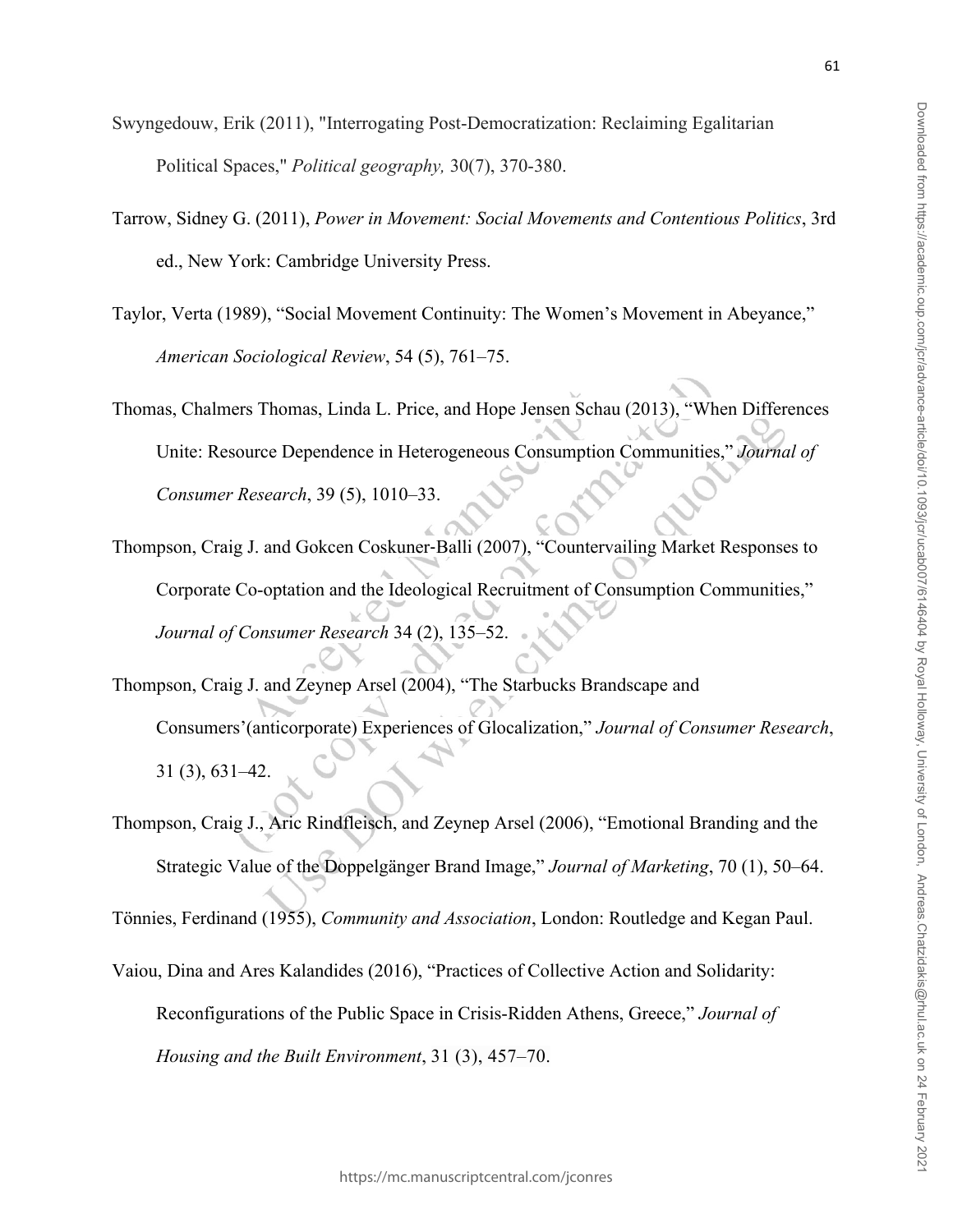Swyngedouw, Erik (2011), "Interrogating Post-Democratization: Reclaiming Egalitarian Political Spaces," *Political geography,* 30(7), 370-380.

Tarrow, Sidney G. (2011), *Power in Movement: Social Movements and Contentious Politics*, 3rd ed., New York: Cambridge University Press.

Taylor, Verta (1989), "Social Movement Continuity: The Women's Movement in Abeyance," *American Sociological Review*, 54 (5), 761–75.

Thomas, Chalmers Thomas, Linda L. Price, and Hope Jensen Schau (2013), "When Differences Unite: Resource Dependence in Heterogeneous Consumption Communities," *Journal of Consumer Research*, 39 (5), 1010–33.

Thompson, Craig J. and Gokcen Coskuner-Balli (2007), "Countervailing Market Responses to Corporate Co-optation and the Ideological Recruitment of Consumption Communities," *Journal of Consumer Research* 34 (2), 135–52.

Thompson, Craig J. and Zeynep Arsel (2004), "The Starbucks Brandscape and Consumers'(anticorporate) Experiences of Glocalization," *Journal of Consumer Research*, 31 (3), 631–42.

Thompson, Craig J., Aric Rindfleisch, and Zeynep Arsel (2006), "Emotional Branding and the Strategic Value of the Doppelgänger Brand Image," *Journal of Marketing*, 70 (1), 50–64.

Tönnies, Ferdinand (1955), *Community and Association*, London: Routledge and Kegan Paul.

Vaiou, Dina and Ares Kalandides (2016), "Practices of Collective Action and Solidarity: Reconfigurations of the Public Space in Crisis-Ridden Athens, Greece," *Journal of Housing and the Built Environment*, 31 (3), 457–70.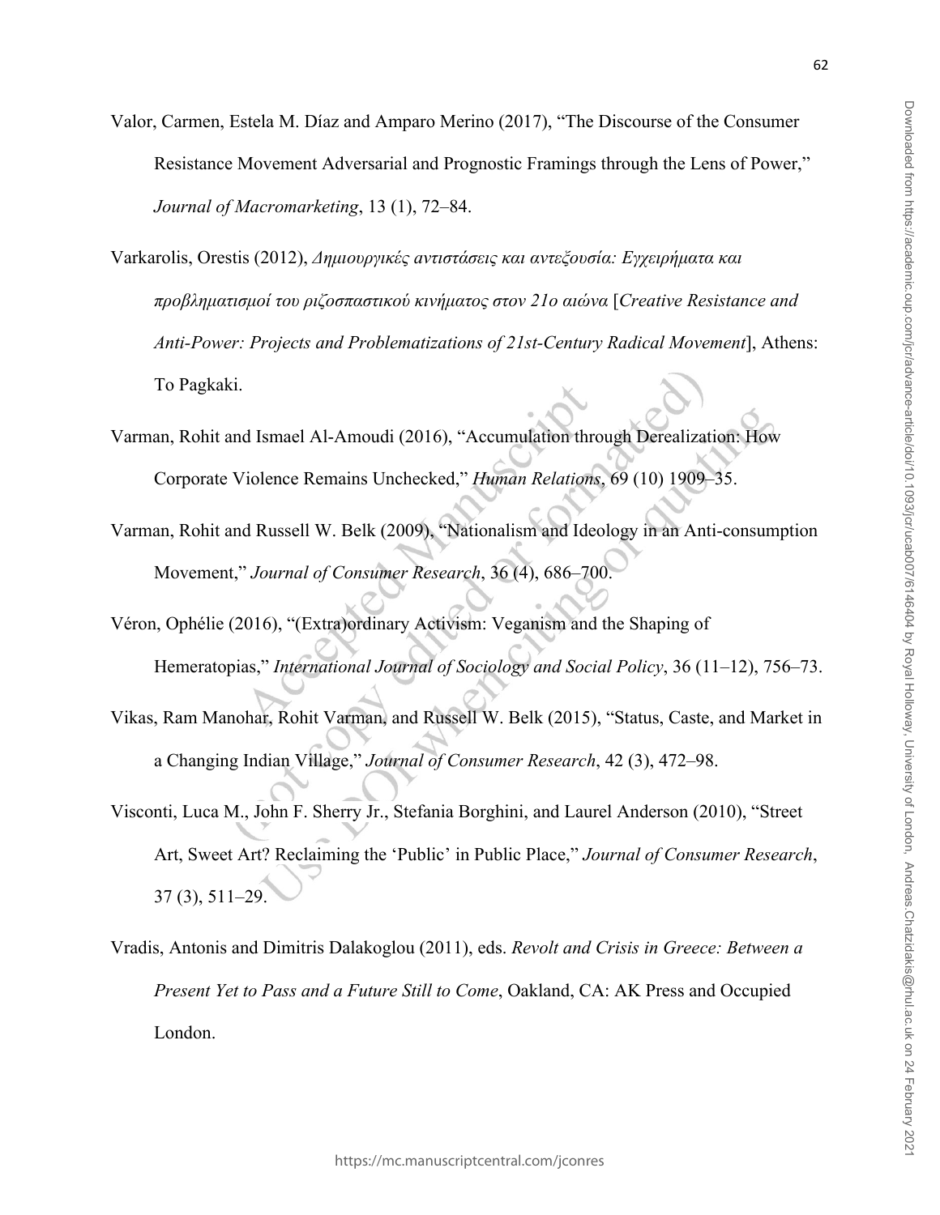Valor, Carmen, Estela M. Díaz and Amparo Merino (2017), "The Discourse of the Consumer Resistance Movement Adversarial and Prognostic Framings through the Lens of Power," *Journal of Macromarketing*, 13 (1), 72–84.

Varkarolis, Orestis (2012), *Δημιουργικές αντιστάσεις και αντεξουσία: Εγχειρήματα και προβληματισμοί του ριζοσπαστικού κινήματος στον 21ο αιώνα* [*Creative Resistance and Anti-Power: Projects and Problematizations of 21st-Century Radical Movement*], Athens: To Pagkaki.

Varman, Rohit and Ismael Al-Amoudi (2016), "Accumulation through Derealization: How Corporate Violence Remains Unchecked," *Human Relations*, 69 (10) 1909–35.

Varman, Rohit and Russell W. Belk (2009), "Nationalism and Ideology in an Anti-consumption Movement," *Journal of Consumer Research*, 36 (4), 686–700.

Véron, Ophélie (2016), "(Extra)ordinary Activism: Veganism and the Shaping of Hemeratopias," *International Journal of Sociology and Social Policy*, 36 (11–12), 756–73.

Vikas, Ram Manohar, Rohit Varman, and Russell W. Belk (2015), "Status, Caste, and Market in a Changing Indian Village," *Journal of Consumer Research*, 42 (3), 472–98.

Visconti, Luca M., John F. Sherry Jr., Stefania Borghini, and Laurel Anderson (2010), "Street Art, Sweet Art? Reclaiming the 'Public' in Public Place," *Journal of Consumer Research*, 37 (3), 511–29.

Vradis, Antonis and Dimitris Dalakoglou (2011), eds. *Revolt and Crisis in Greece: Between a Present Yet to Pass and a Future Still to Come*, Oakland, CA: AK Press and Occupied London.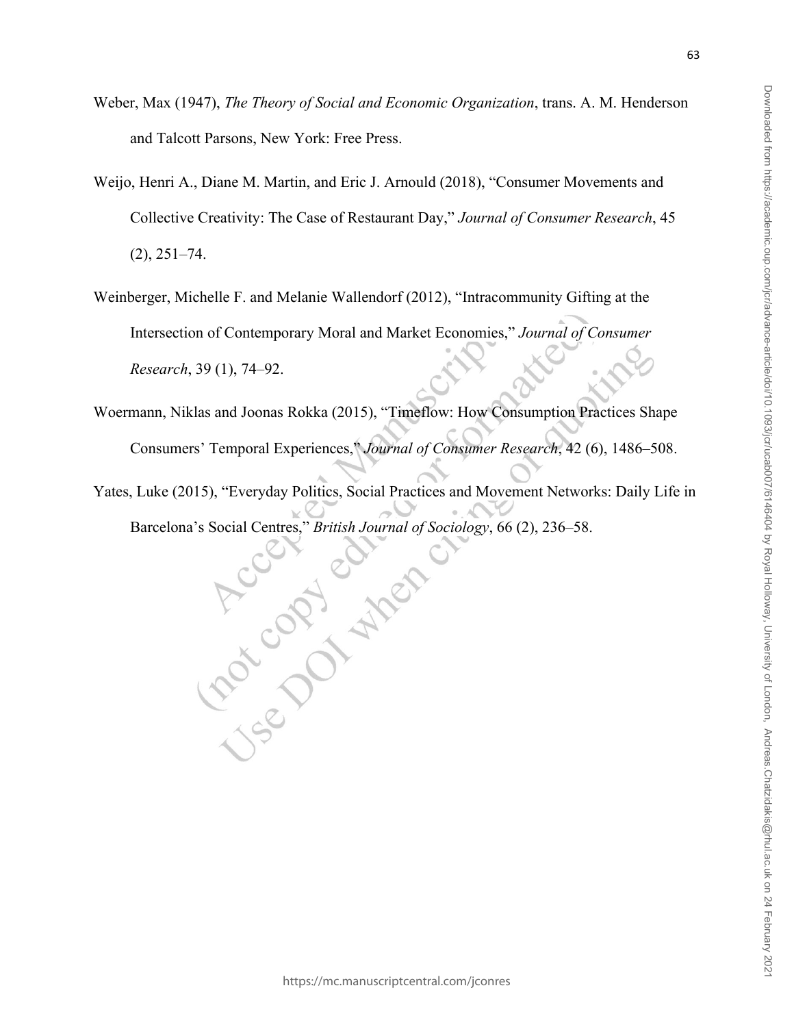Weber, Max (1947), *The Theory of Social and Economic Organization*, trans. A. M. Henderson and Talcott Parsons, New York: Free Press.

Weijo, Henri A., Diane M. Martin, and Eric J. Arnould (2018), "Consumer Movements and Collective Creativity: The Case of Restaurant Day," *Journal of Consumer Research*, 45 (2), 251–74.

Weinberger, Michelle F. and Melanie Wallendorf (2012), "Intracommunity Gifting at the Intersection of Contemporary Moral and Market Economies," *Journal of Consumer Research*, 39 (1), 74–92.

Woermann, Niklas and Joonas Rokka (2015), "Timeflow: How Consumption Practices Shape Consumers' Temporal Experiences," *Journal of Consumer Research*, 42 (6), 1486–508.

Yates, Luke (2015), "Everyday Politics, Social Practices and Movement Networks: Daily Life in Barcelona's Social Centres," *British Journal of Sociology*, 66 (2), 236–58.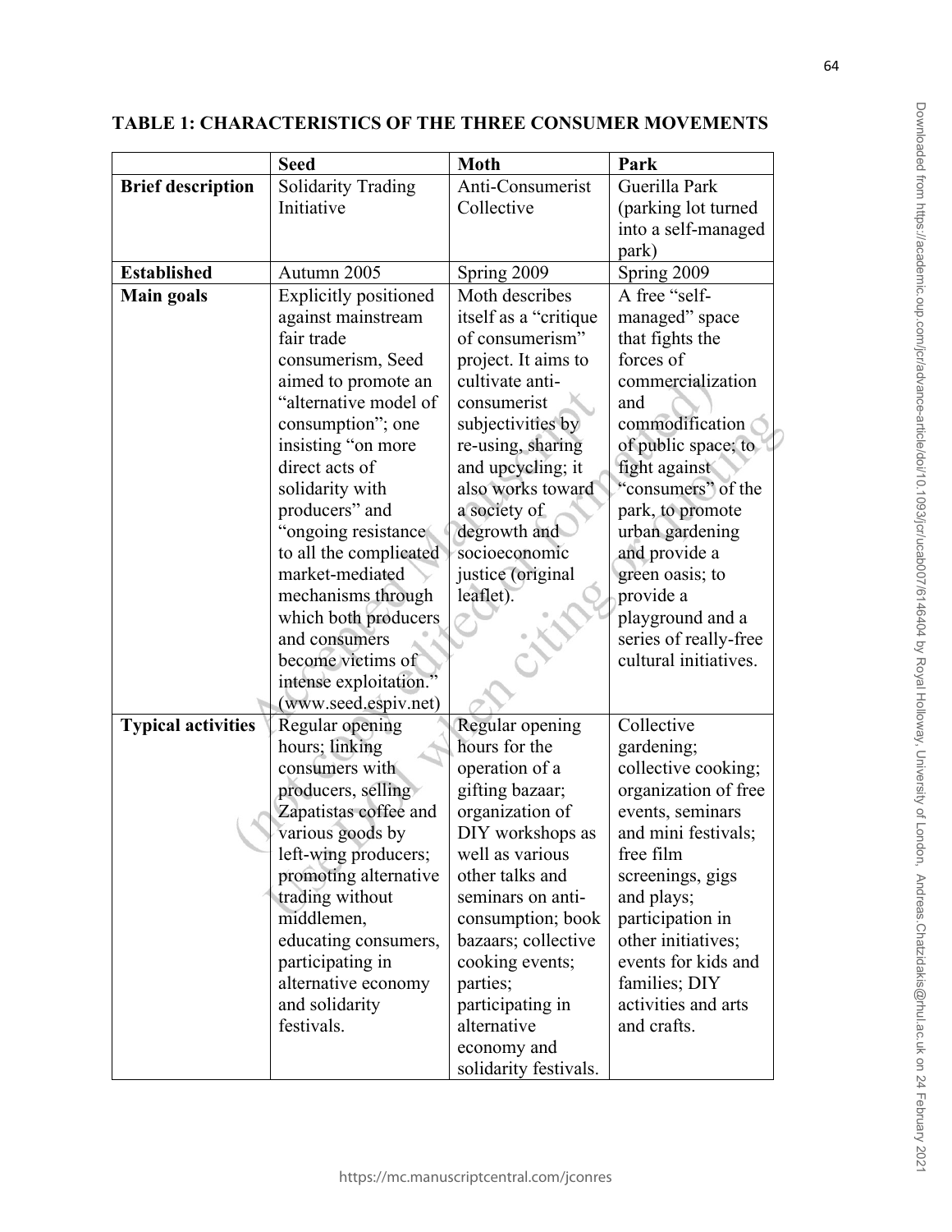**TABLE 1: CHARACTERISTICS OF THE THREE CONSUMER MOVEMENTS**

| | Seed | Moth | Park |
|---|---|---|---|
| **Brief description** | Solidarity Trading Initiative | Anti-Consumerist Collective | Guerilla Park (parking lot turned into a self-managed park) |
| **Established** | Autumn 2005 | Spring 2009 | Spring 2009 |
| **Main goals** | Explicitly positioned against mainstream fair trade consumerism, Seed aimed to promote an "alternative model of consumption"; one insisting "on more direct acts of solidarity with producers" and "ongoing resistance to all the complicated market-mediated mechanisms through which both producers and consumers become victims of intense exploitation." (www.seed.espiv.net) | Moth describes itself as a "critique of consumerism" project. It aims to cultivate anti-consumerist subjectivities by re-using, sharing and upcycling; it also works toward a society of degrowth and socioeconomic justice (original leaflet). | A free "self-managed" space that fights the forces of commercialization and commodification of public space; to fight against "consumers" of the park, to promote urban gardening and provide a green oasis; to provide a playground and a series of really-free cultural initiatives. |
| **Typical activities** | Regular opening hours; linking consumers with producers, selling Zapatistas coffee and various goods by left-wing producers; promoting alternative trading without middlemen, educating consumers, participating in alternative economy and solidarity festivals. | Regular opening hours for the operation of a gifting bazaar; organization of DIY workshops as well as various other talks and seminars on anti-consumption; book bazaars; collective cooking events; parties; participating in alternative economy and solidarity festivals. | Collective gardening; collective cooking; organization of free events, seminars and mini festivals; free film screenings, gigs and plays; participation in other initiatives; events for kids and families; DIY activities and arts and crafts. |